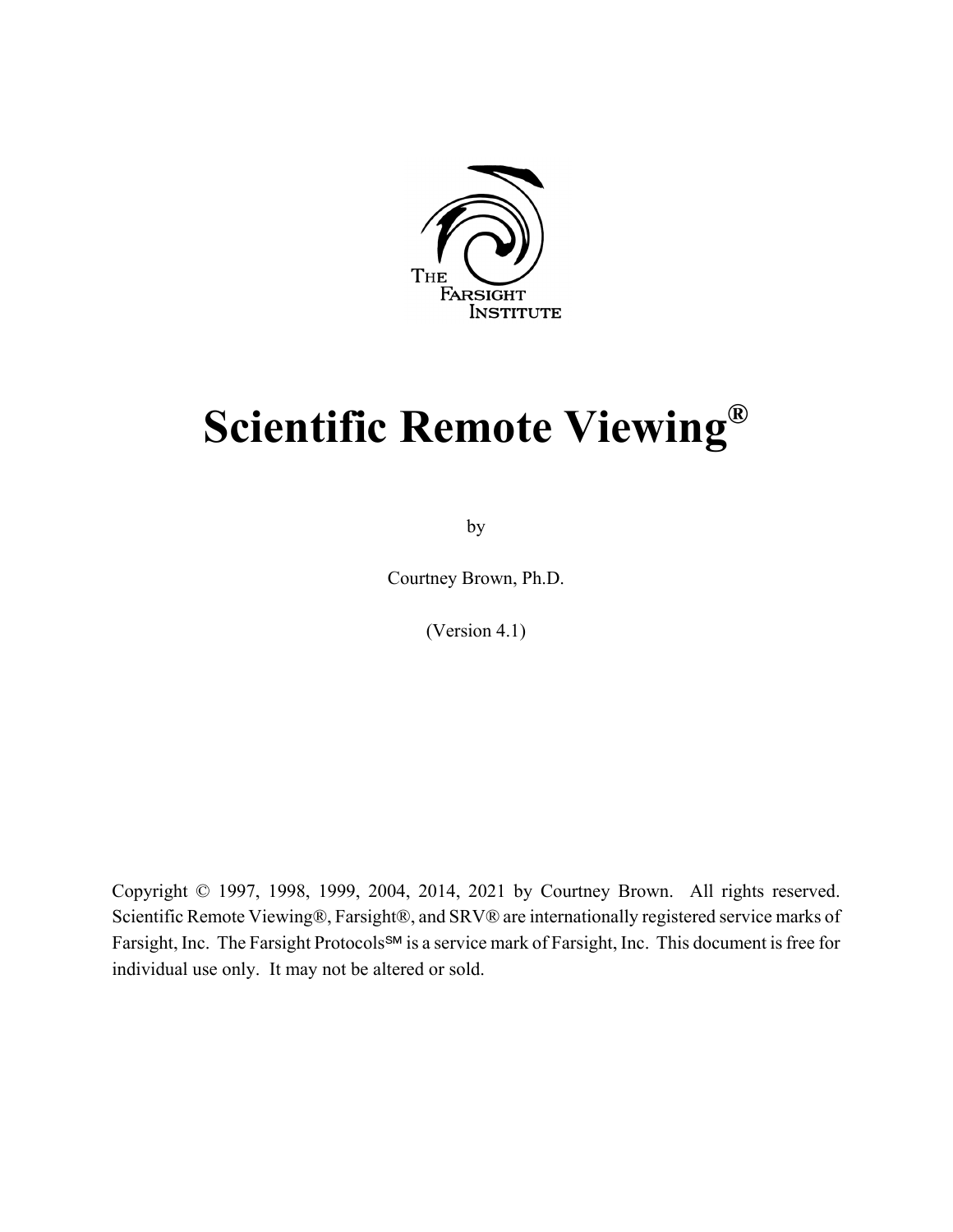The Farsight Institute

# Scientific Remote Viewing®

by

Courtney Brown, Ph.D.

(Version 4.1)

Copyright © 1997, 1998, 1999, 2004, 2014, 2021 by Courtney Brown. All rights reserved. Scientific Remote Viewing®, Farsight®, and SRV® are internationally registered service marks of Farsight, Inc. The Farsight Protocols℠ is a service mark of Farsight, Inc. This document is free for individual use only. It may not be altered or sold.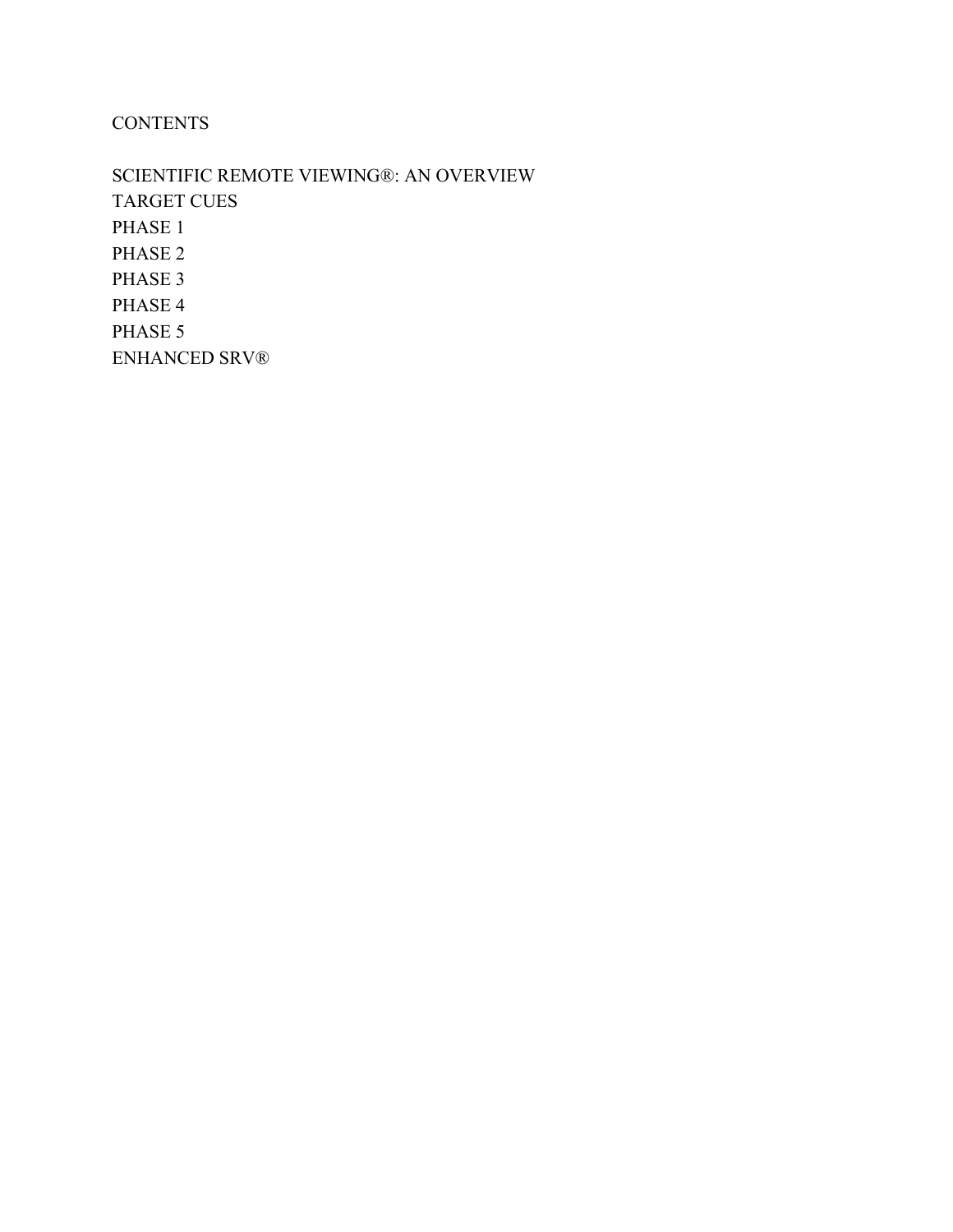# CONTENTS

SCIENTIFIC REMOTE VIEWING®: AN OVERVIEW
TARGET CUES
PHASE 1
PHASE 2
PHASE 3
PHASE 4
PHASE 5
ENHANCED SRV®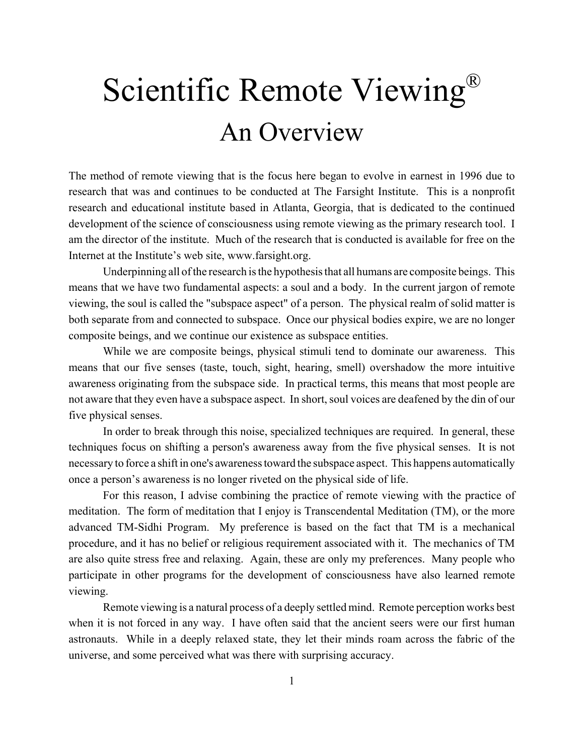# Scientific Remote Viewing®

## An Overview

The method of remote viewing that is the focus here began to evolve in earnest in 1996 due to research that was and continues to be conducted at The Farsight Institute. This is a nonprofit research and educational institute based in Atlanta, Georgia, that is dedicated to the continued development of the science of consciousness using remote viewing as the primary research tool. I am the director of the institute. Much of the research that is conducted is available for free on the Internet at the Institute's web site, www.farsight.org.

Underpinning all of the research is the hypothesis that all humans are composite beings. This means that we have two fundamental aspects: a soul and a body. In the current jargon of remote viewing, the soul is called the "subspace aspect" of a person. The physical realm of solid matter is both separate from and connected to subspace. Once our physical bodies expire, we are no longer composite beings, and we continue our existence as subspace entities.

While we are composite beings, physical stimuli tend to dominate our awareness. This means that our five senses (taste, touch, sight, hearing, smell) overshadow the more intuitive awareness originating from the subspace side. In practical terms, this means that most people are not aware that they even have a subspace aspect. In short, soul voices are deafened by the din of our five physical senses.

In order to break through this noise, specialized techniques are required. In general, these techniques focus on shifting a person's awareness away from the five physical senses. It is not necessary to force a shift in one's awareness toward the subspace aspect. This happens automatically once a person's awareness is no longer riveted on the physical side of life.

For this reason, I advise combining the practice of remote viewing with the practice of meditation. The form of meditation that I enjoy is Transcendental Meditation (TM), or the more advanced TM-Sidhi Program. My preference is based on the fact that TM is a mechanical procedure, and it has no belief or religious requirement associated with it. The mechanics of TM are also quite stress free and relaxing. Again, these are only my preferences. Many people who participate in other programs for the development of consciousness have also learned remote viewing.

Remote viewing is a natural process of a deeply settled mind. Remote perception works best when it is not forced in any way. I have often said that the ancient seers were our first human astronauts. While in a deeply relaxed state, they let their minds roam across the fabric of the universe, and some perceived what was there with surprising accuracy.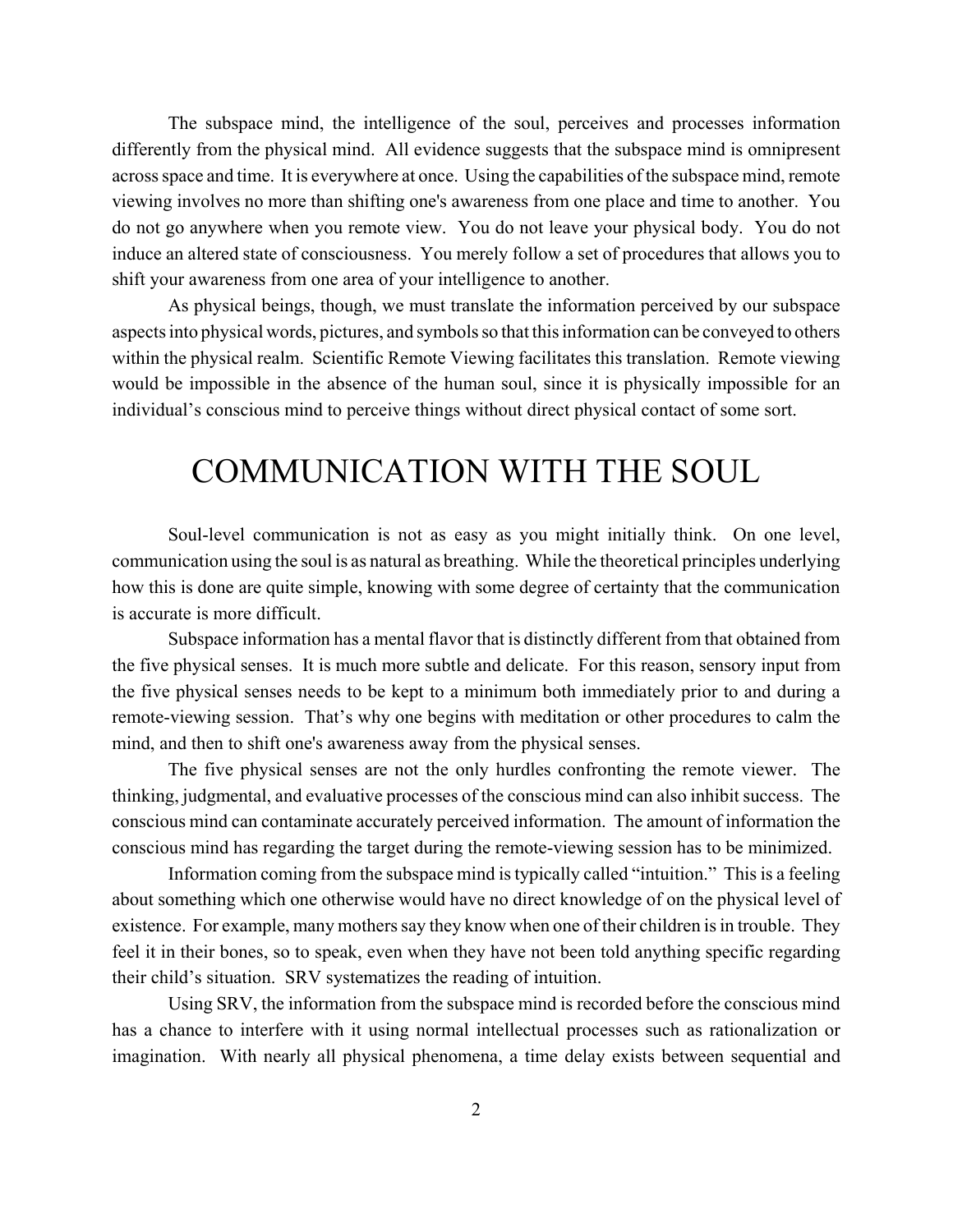The subspace mind, the intelligence of the soul, perceives and processes information differently from the physical mind. All evidence suggests that the subspace mind is omnipresent across space and time. It is everywhere at once. Using the capabilities of the subspace mind, remote viewing involves no more than shifting one's awareness from one place and time to another. You do not go anywhere when you remote view. You do not leave your physical body. You do not induce an altered state of consciousness. You merely follow a set of procedures that allows you to shift your awareness from one area of your intelligence to another.

As physical beings, though, we must translate the information perceived by our subspace aspects into physical words, pictures, and symbols so that this information can be conveyed to others within the physical realm. Scientific Remote Viewing facilitates this translation. Remote viewing would be impossible in the absence of the human soul, since it is physically impossible for an individual's conscious mind to perceive things without direct physical contact of some sort.

# COMMUNICATION WITH THE SOUL

Soul-level communication is not as easy as you might initially think. On one level, communication using the soul is as natural as breathing. While the theoretical principles underlying how this is done are quite simple, knowing with some degree of certainty that the communication is accurate is more difficult.

Subspace information has a mental flavor that is distinctly different from that obtained from the five physical senses. It is much more subtle and delicate. For this reason, sensory input from the five physical senses needs to be kept to a minimum both immediately prior to and during a remote-viewing session. That's why one begins with meditation or other procedures to calm the mind, and then to shift one's awareness away from the physical senses.

The five physical senses are not the only hurdles confronting the remote viewer. The thinking, judgmental, and evaluative processes of the conscious mind can also inhibit success. The conscious mind can contaminate accurately perceived information. The amount of information the conscious mind has regarding the target during the remote-viewing session has to be minimized.

Information coming from the subspace mind is typically called "intuition." This is a feeling about something which one otherwise would have no direct knowledge of on the physical level of existence. For example, many mothers say they know when one of their children is in trouble. They feel it in their bones, so to speak, even when they have not been told anything specific regarding their child's situation. SRV systematizes the reading of intuition.

Using SRV, the information from the subspace mind is recorded before the conscious mind has a chance to interfere with it using normal intellectual processes such as rationalization or imagination. With nearly all physical phenomena, a time delay exists between sequential and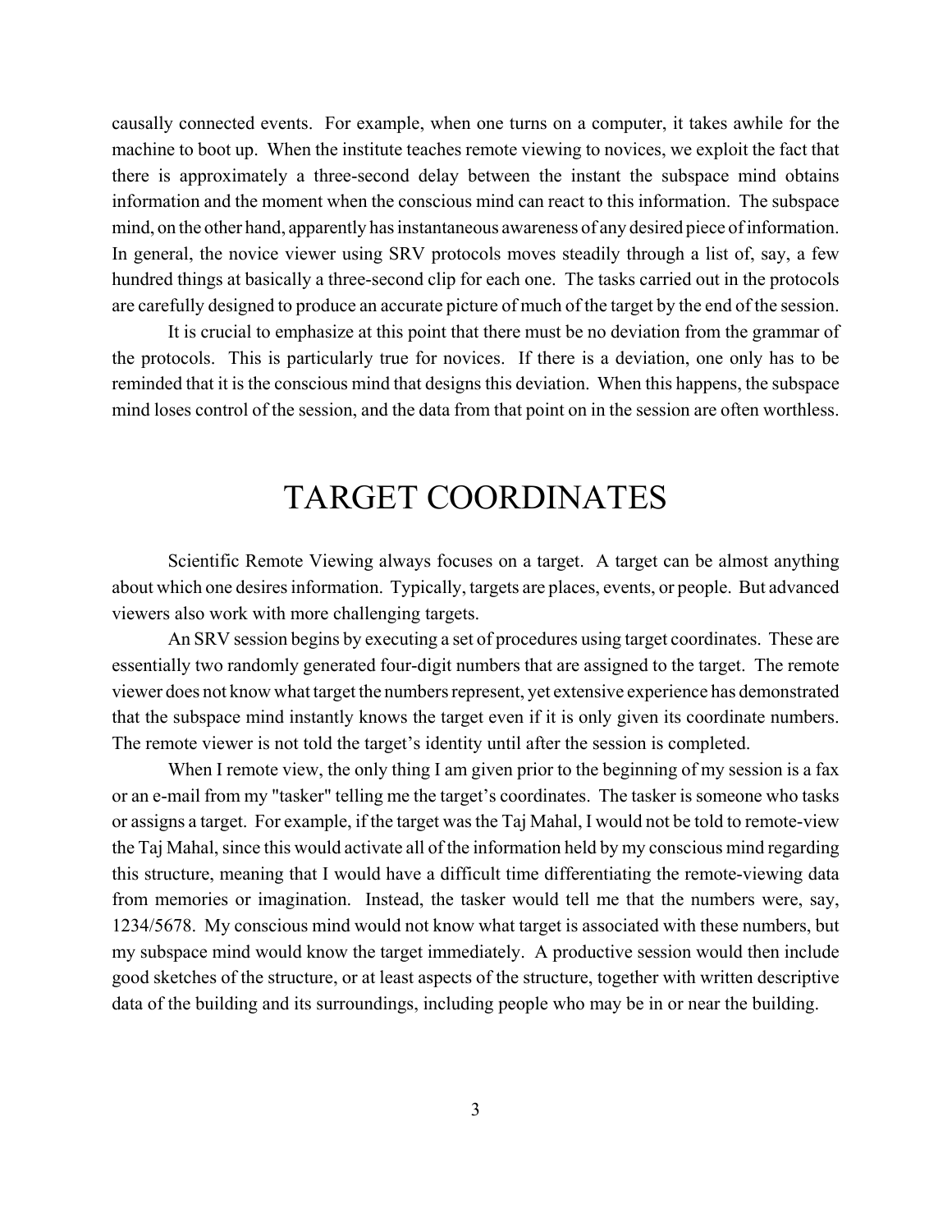causally connected events. For example, when one turns on a computer, it takes awhile for the machine to boot up. When the institute teaches remote viewing to novices, we exploit the fact that there is approximately a three-second delay between the instant the subspace mind obtains information and the moment when the conscious mind can react to this information. The subspace mind, on the other hand, apparently has instantaneous awareness of any desired piece of information. In general, the novice viewer using SRV protocols moves steadily through a list of, say, a few hundred things at basically a three-second clip for each one. The tasks carried out in the protocols are carefully designed to produce an accurate picture of much of the target by the end of the session.

It is crucial to emphasize at this point that there must be no deviation from the grammar of the protocols. This is particularly true for novices. If there is a deviation, one only has to be reminded that it is the conscious mind that designs this deviation. When this happens, the subspace mind loses control of the session, and the data from that point on in the session are often worthless.

# TARGET COORDINATES

Scientific Remote Viewing always focuses on a target. A target can be almost anything about which one desires information. Typically, targets are places, events, or people. But advanced viewers also work with more challenging targets.

An SRV session begins by executing a set of procedures using target coordinates. These are essentially two randomly generated four-digit numbers that are assigned to the target. The remote viewer does not know what target the numbers represent, yet extensive experience has demonstrated that the subspace mind instantly knows the target even if it is only given its coordinate numbers. The remote viewer is not told the target's identity until after the session is completed.

When I remote view, the only thing I am given prior to the beginning of my session is a fax or an e-mail from my "tasker" telling me the target's coordinates. The tasker is someone who tasks or assigns a target. For example, if the target was the Taj Mahal, I would not be told to remote-view the Taj Mahal, since this would activate all of the information held by my conscious mind regarding this structure, meaning that I would have a difficult time differentiating the remote-viewing data from memories or imagination. Instead, the tasker would tell me that the numbers were, say, 1234/5678. My conscious mind would not know what target is associated with these numbers, but my subspace mind would know the target immediately. A productive session would then include good sketches of the structure, or at least aspects of the structure, together with written descriptive data of the building and its surroundings, including people who may be in or near the building.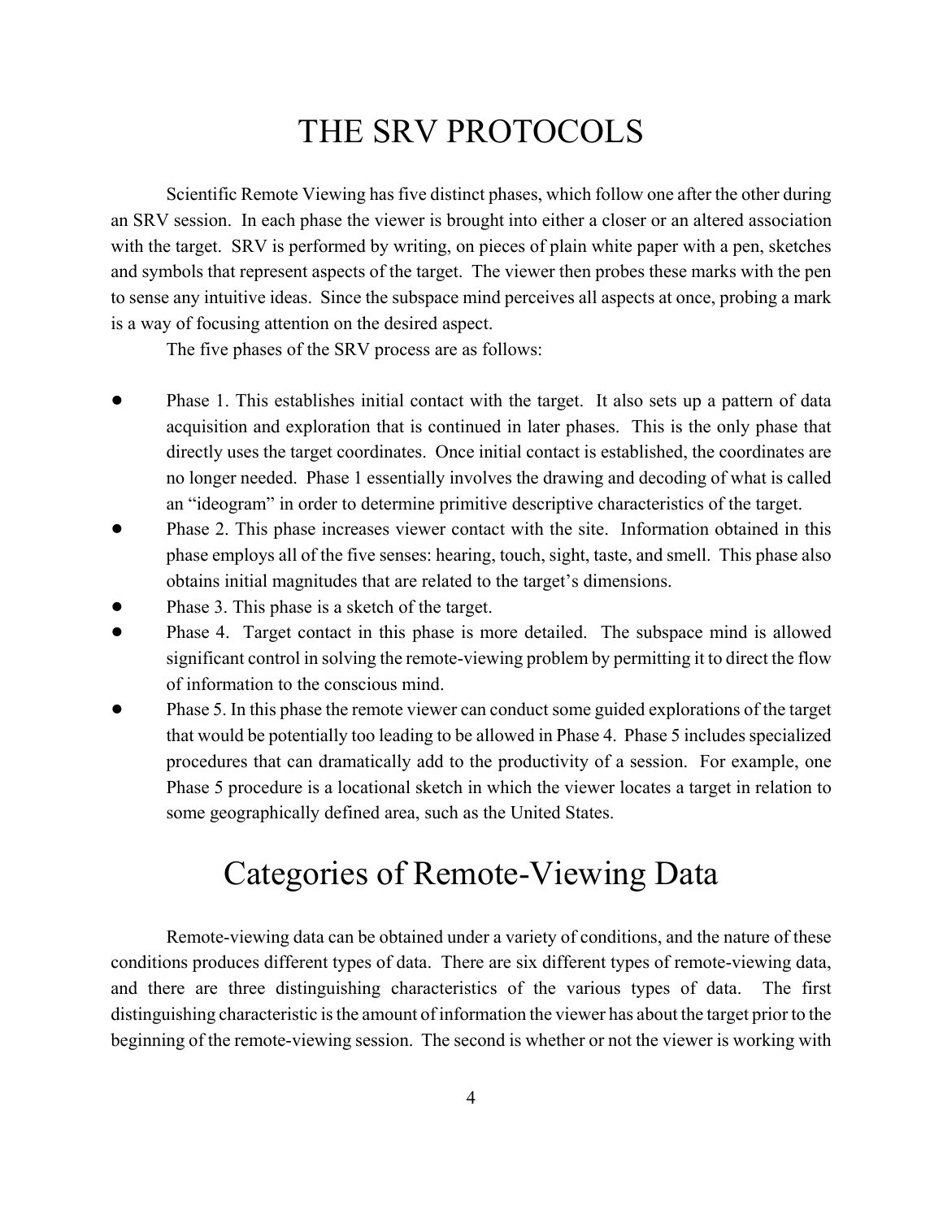# THE SRV PROTOCOLS

Scientific Remote Viewing has five distinct phases, which follow one after the other during an SRV session. In each phase the viewer is brought into either a closer or an altered association with the target. SRV is performed by writing, on pieces of plain white paper with a pen, sketches and symbols that represent aspects of the target. The viewer then probes these marks with the pen to sense any intuitive ideas. Since the subspace mind perceives all aspects at once, probing a mark is a way of focusing attention on the desired aspect.

The five phases of the SRV process are as follows:

- Phase 1. This establishes initial contact with the target. It also sets up a pattern of data acquisition and exploration that is continued in later phases. This is the only phase that directly uses the target coordinates. Once initial contact is established, the coordinates are no longer needed. Phase 1 essentially involves the drawing and decoding of what is called an "ideogram" in order to determine primitive descriptive characteristics of the target.
- Phase 2. This phase increases viewer contact with the site. Information obtained in this phase employs all of the five senses: hearing, touch, sight, taste, and smell. This phase also obtains initial magnitudes that are related to the target's dimensions.
- Phase 3. This phase is a sketch of the target.
- Phase 4. Target contact in this phase is more detailed. The subspace mind is allowed significant control in solving the remote-viewing problem by permitting it to direct the flow of information to the conscious mind.
- Phase 5. In this phase the remote viewer can conduct some guided explorations of the target that would be potentially too leading to be allowed in Phase 4. Phase 5 includes specialized procedures that can dramatically add to the productivity of a session. For example, one Phase 5 procedure is a locational sketch in which the viewer locates a target in relation to some geographically defined area, such as the United States.

# Categories of Remote-Viewing Data

Remote-viewing data can be obtained under a variety of conditions, and the nature of these conditions produces different types of data. There are six different types of remote-viewing data, and there are three distinguishing characteristics of the various types of data. The first distinguishing characteristic is the amount of information the viewer has about the target prior to the beginning of the remote-viewing session. The second is whether or not the viewer is working with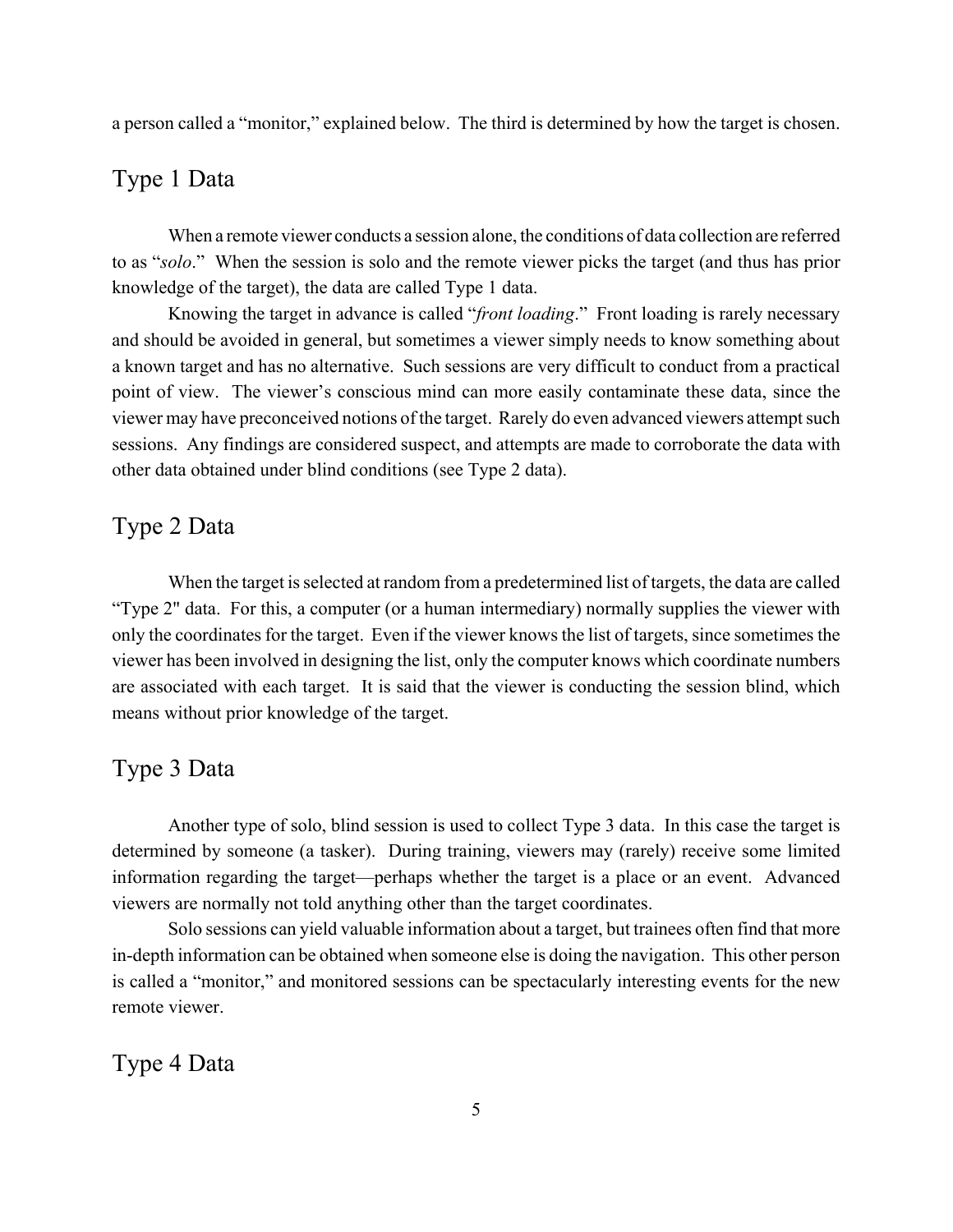a person called a "monitor," explained below. The third is determined by how the target is chosen.

## Type 1 Data

When a remote viewer conducts a session alone, the conditions of data collection are referred to as "*solo*." When the session is solo and the remote viewer picks the target (and thus has prior knowledge of the target), the data are called Type 1 data.

Knowing the target in advance is called "*front loading*." Front loading is rarely necessary and should be avoided in general, but sometimes a viewer simply needs to know something about a known target and has no alternative. Such sessions are very difficult to conduct from a practical point of view. The viewer's conscious mind can more easily contaminate these data, since the viewer may have preconceived notions of the target. Rarely do even advanced viewers attempt such sessions. Any findings are considered suspect, and attempts are made to corroborate the data with other data obtained under blind conditions (see Type 2 data).

## Type 2 Data

When the target is selected at random from a predetermined list of targets, the data are called "Type 2" data. For this, a computer (or a human intermediary) normally supplies the viewer with only the coordinates for the target. Even if the viewer knows the list of targets, since sometimes the viewer has been involved in designing the list, only the computer knows which coordinate numbers are associated with each target. It is said that the viewer is conducting the session blind, which means without prior knowledge of the target.

## Type 3 Data

Another type of solo, blind session is used to collect Type 3 data. In this case the target is determined by someone (a tasker). During training, viewers may (rarely) receive some limited information regarding the target—perhaps whether the target is a place or an event. Advanced viewers are normally not told anything other than the target coordinates.

Solo sessions can yield valuable information about a target, but trainees often find that more in-depth information can be obtained when someone else is doing the navigation. This other person is called a "monitor," and monitored sessions can be spectacularly interesting events for the new remote viewer.

## Type 4 Data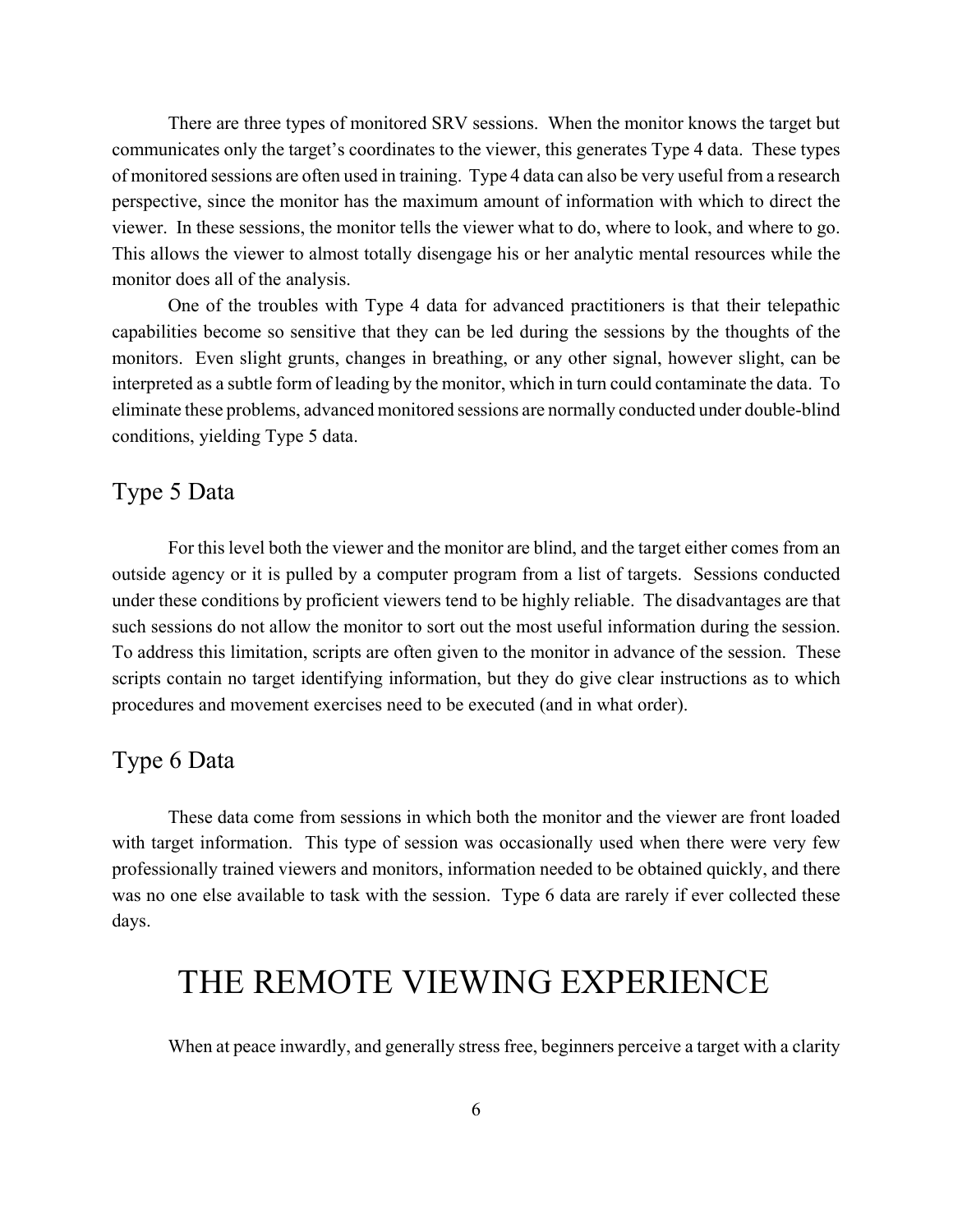There are three types of monitored SRV sessions. When the monitor knows the target but communicates only the target's coordinates to the viewer, this generates Type 4 data. These types of monitored sessions are often used in training. Type 4 data can also be very useful from a research perspective, since the monitor has the maximum amount of information with which to direct the viewer. In these sessions, the monitor tells the viewer what to do, where to look, and where to go. This allows the viewer to almost totally disengage his or her analytic mental resources while the monitor does all of the analysis.

One of the troubles with Type 4 data for advanced practitioners is that their telepathic capabilities become so sensitive that they can be led during the sessions by the thoughts of the monitors. Even slight grunts, changes in breathing, or any other signal, however slight, can be interpreted as a subtle form of leading by the monitor, which in turn could contaminate the data. To eliminate these problems, advanced monitored sessions are normally conducted under double-blind conditions, yielding Type 5 data.

## Type 5 Data

For this level both the viewer and the monitor are blind, and the target either comes from an outside agency or it is pulled by a computer program from a list of targets. Sessions conducted under these conditions by proficient viewers tend to be highly reliable. The disadvantages are that such sessions do not allow the monitor to sort out the most useful information during the session. To address this limitation, scripts are often given to the monitor in advance of the session. These scripts contain no target identifying information, but they do give clear instructions as to which procedures and movement exercises need to be executed (and in what order).

## Type 6 Data

These data come from sessions in which both the monitor and the viewer are front loaded with target information. This type of session was occasionally used when there were very few professionally trained viewers and monitors, information needed to be obtained quickly, and there was no one else available to task with the session. Type 6 data are rarely if ever collected these days.

# THE REMOTE VIEWING EXPERIENCE

When at peace inwardly, and generally stress free, beginners perceive a target with a clarity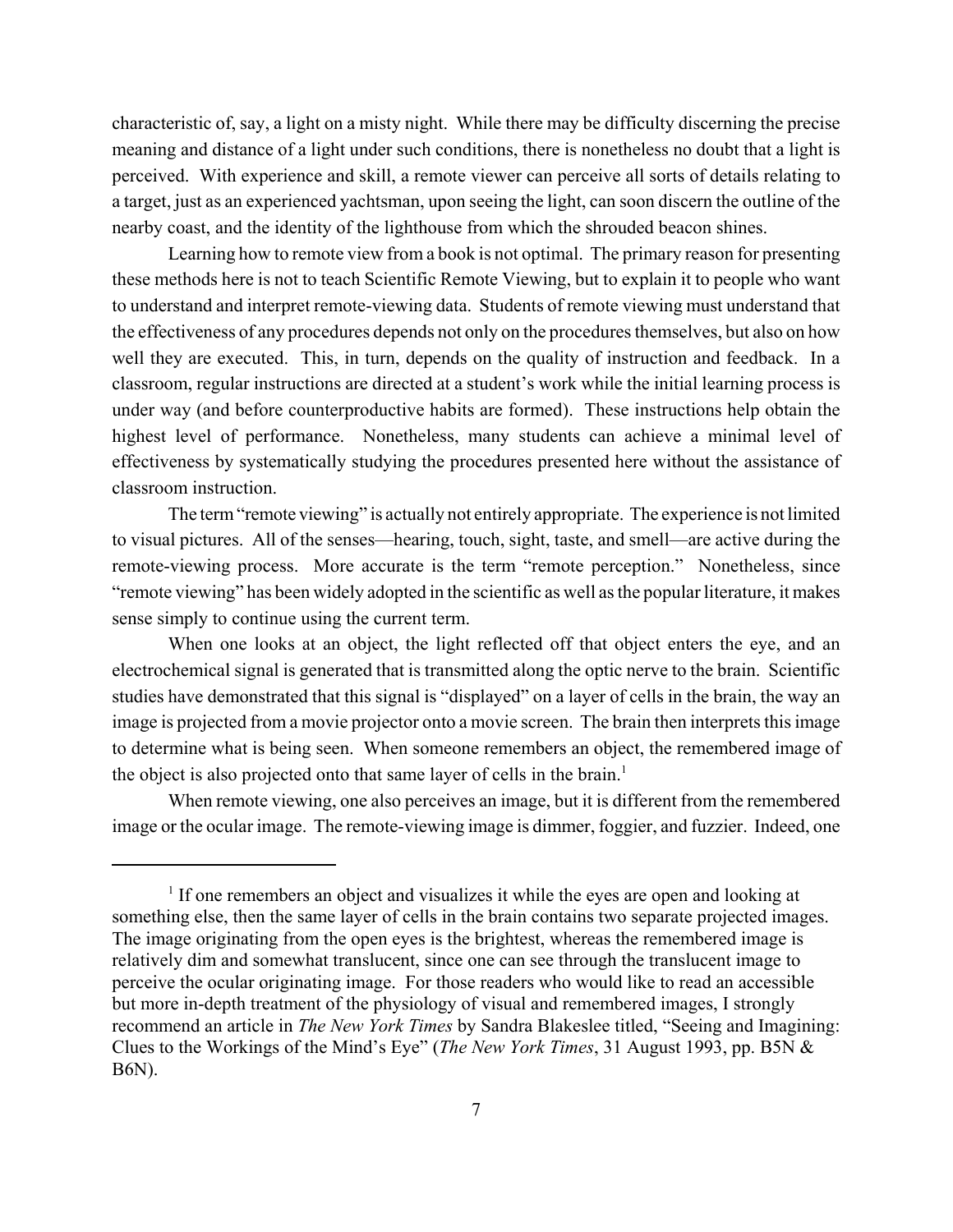characteristic of, say, a light on a misty night. While there may be difficulty discerning the precise meaning and distance of a light under such conditions, there is nonetheless no doubt that a light is perceived. With experience and skill, a remote viewer can perceive all sorts of details relating to a target, just as an experienced yachtsman, upon seeing the light, can soon discern the outline of the nearby coast, and the identity of the lighthouse from which the shrouded beacon shines.

Learning how to remote view from a book is not optimal. The primary reason for presenting these methods here is not to teach Scientific Remote Viewing, but to explain it to people who want to understand and interpret remote-viewing data. Students of remote viewing must understand that the effectiveness of any procedures depends not only on the procedures themselves, but also on how well they are executed. This, in turn, depends on the quality of instruction and feedback. In a classroom, regular instructions are directed at a student's work while the initial learning process is under way (and before counterproductive habits are formed). These instructions help obtain the highest level of performance. Nonetheless, many students can achieve a minimal level of effectiveness by systematically studying the procedures presented here without the assistance of classroom instruction.

The term "remote viewing" is actually not entirely appropriate. The experience is not limited to visual pictures. All of the senses—hearing, touch, sight, taste, and smell—are active during the remote-viewing process. More accurate is the term "remote perception." Nonetheless, since "remote viewing" has been widely adopted in the scientific as well as the popular literature, it makes sense simply to continue using the current term.

When one looks at an object, the light reflected off that object enters the eye, and an electrochemical signal is generated that is transmitted along the optic nerve to the brain. Scientific studies have demonstrated that this signal is "displayed" on a layer of cells in the brain, the way an image is projected from a movie projector onto a movie screen. The brain then interprets this image to determine what is being seen. When someone remembers an object, the remembered image of the object is also projected onto that same layer of cells in the brain.[1]

When remote viewing, one also perceives an image, but it is different from the remembered image or the ocular image. The remote-viewing image is dimmer, foggier, and fuzzier. Indeed, one

---

[1] If one remembers an object and visualizes it while the eyes are open and looking at something else, then the same layer of cells in the brain contains two separate projected images. The image originating from the open eyes is the brightest, whereas the remembered image is relatively dim and somewhat translucent, since one can see through the translucent image to perceive the ocular originating image. For those readers who would like to read an accessible but more in-depth treatment of the physiology of visual and remembered images, I strongly recommend an article in *The New York Times* by Sandra Blakeslee titled, "Seeing and Imagining: Clues to the Workings of the Mind's Eye" (*The New York Times*, 31 August 1993, pp. B5N & B6N).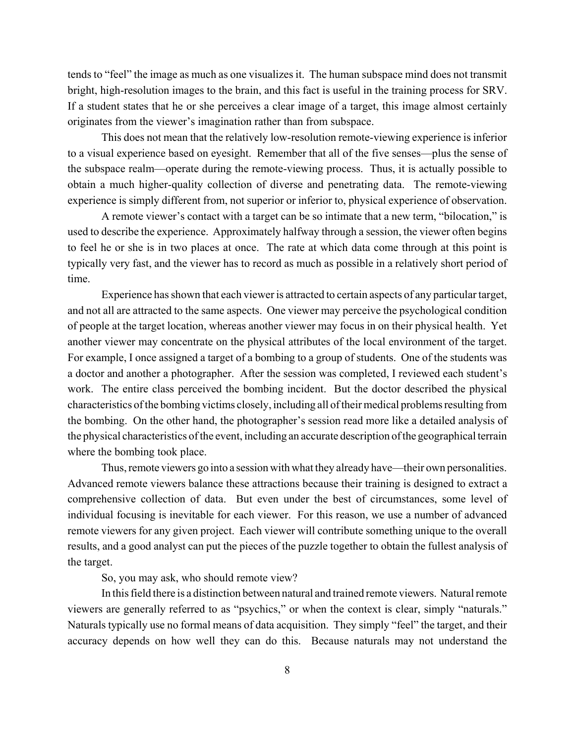tends to "feel" the image as much as one visualizes it. The human subspace mind does not transmit bright, high-resolution images to the brain, and this fact is useful in the training process for SRV. If a student states that he or she perceives a clear image of a target, this image almost certainly originates from the viewer's imagination rather than from subspace.

This does not mean that the relatively low-resolution remote-viewing experience is inferior to a visual experience based on eyesight. Remember that all of the five senses—plus the sense of the subspace realm—operate during the remote-viewing process. Thus, it is actually possible to obtain a much higher-quality collection of diverse and penetrating data. The remote-viewing experience is simply different from, not superior or inferior to, physical experience of observation.

A remote viewer's contact with a target can be so intimate that a new term, "bilocation," is used to describe the experience. Approximately halfway through a session, the viewer often begins to feel he or she is in two places at once. The rate at which data come through at this point is typically very fast, and the viewer has to record as much as possible in a relatively short period of time.

Experience has shown that each viewer is attracted to certain aspects of any particular target, and not all are attracted to the same aspects. One viewer may perceive the psychological condition of people at the target location, whereas another viewer may focus in on their physical health. Yet another viewer may concentrate on the physical attributes of the local environment of the target. For example, I once assigned a target of a bombing to a group of students. One of the students was a doctor and another a photographer. After the session was completed, I reviewed each student's work. The entire class perceived the bombing incident. But the doctor described the physical characteristics of the bombing victims closely, including all of their medical problems resulting from the bombing. On the other hand, the photographer's session read more like a detailed analysis of the physical characteristics of the event, including an accurate description of the geographical terrain where the bombing took place.

Thus, remote viewers go into a session with what they already have—their own personalities. Advanced remote viewers balance these attractions because their training is designed to extract a comprehensive collection of data. But even under the best of circumstances, some level of individual focusing is inevitable for each viewer. For this reason, we use a number of advanced remote viewers for any given project. Each viewer will contribute something unique to the overall results, and a good analyst can put the pieces of the puzzle together to obtain the fullest analysis of the target.

So, you may ask, who should remote view?

In this field there is a distinction between natural and trained remote viewers. Natural remote viewers are generally referred to as "psychics," or when the context is clear, simply "naturals." Naturals typically use no formal means of data acquisition. They simply "feel" the target, and their accuracy depends on how well they can do this. Because naturals may not understand the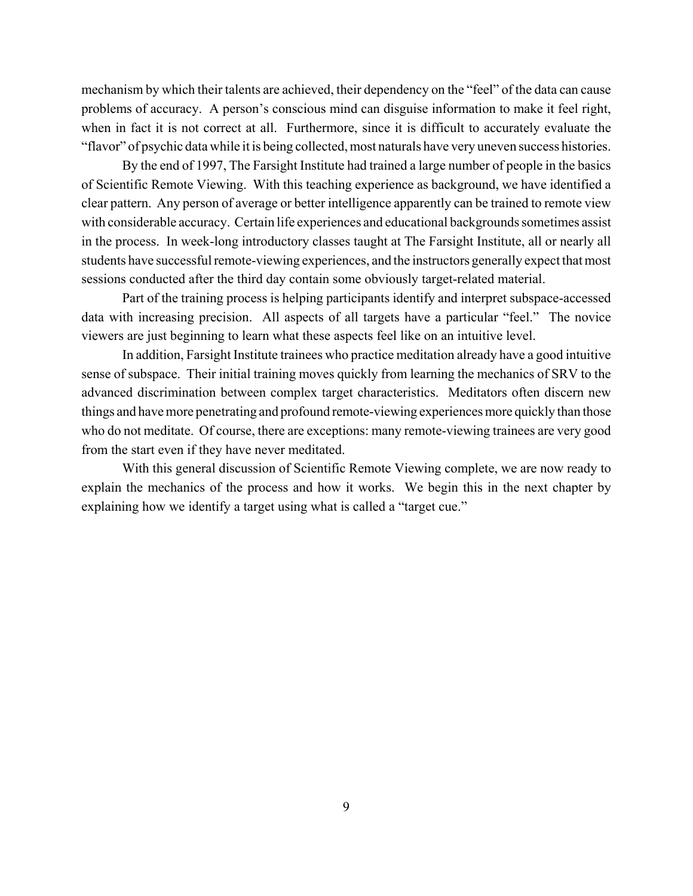mechanism by which their talents are achieved, their dependency on the "feel" of the data can cause problems of accuracy. A person's conscious mind can disguise information to make it feel right, when in fact it is not correct at all. Furthermore, since it is difficult to accurately evaluate the "flavor" of psychic data while it is being collected, most naturals have very uneven success histories.

By the end of 1997, The Farsight Institute had trained a large number of people in the basics of Scientific Remote Viewing. With this teaching experience as background, we have identified a clear pattern. Any person of average or better intelligence apparently can be trained to remote view with considerable accuracy. Certain life experiences and educational backgrounds sometimes assist in the process. In week-long introductory classes taught at The Farsight Institute, all or nearly all students have successful remote-viewing experiences, and the instructors generally expect that most sessions conducted after the third day contain some obviously target-related material.

Part of the training process is helping participants identify and interpret subspace-accessed data with increasing precision. All aspects of all targets have a particular "feel." The novice viewers are just beginning to learn what these aspects feel like on an intuitive level.

In addition, Farsight Institute trainees who practice meditation already have a good intuitive sense of subspace. Their initial training moves quickly from learning the mechanics of SRV to the advanced discrimination between complex target characteristics. Meditators often discern new things and have more penetrating and profound remote-viewing experiences more quickly than those who do not meditate. Of course, there are exceptions: many remote-viewing trainees are very good from the start even if they have never meditated.

With this general discussion of Scientific Remote Viewing complete, we are now ready to explain the mechanics of the process and how it works. We begin this in the next chapter by explaining how we identify a target using what is called a "target cue."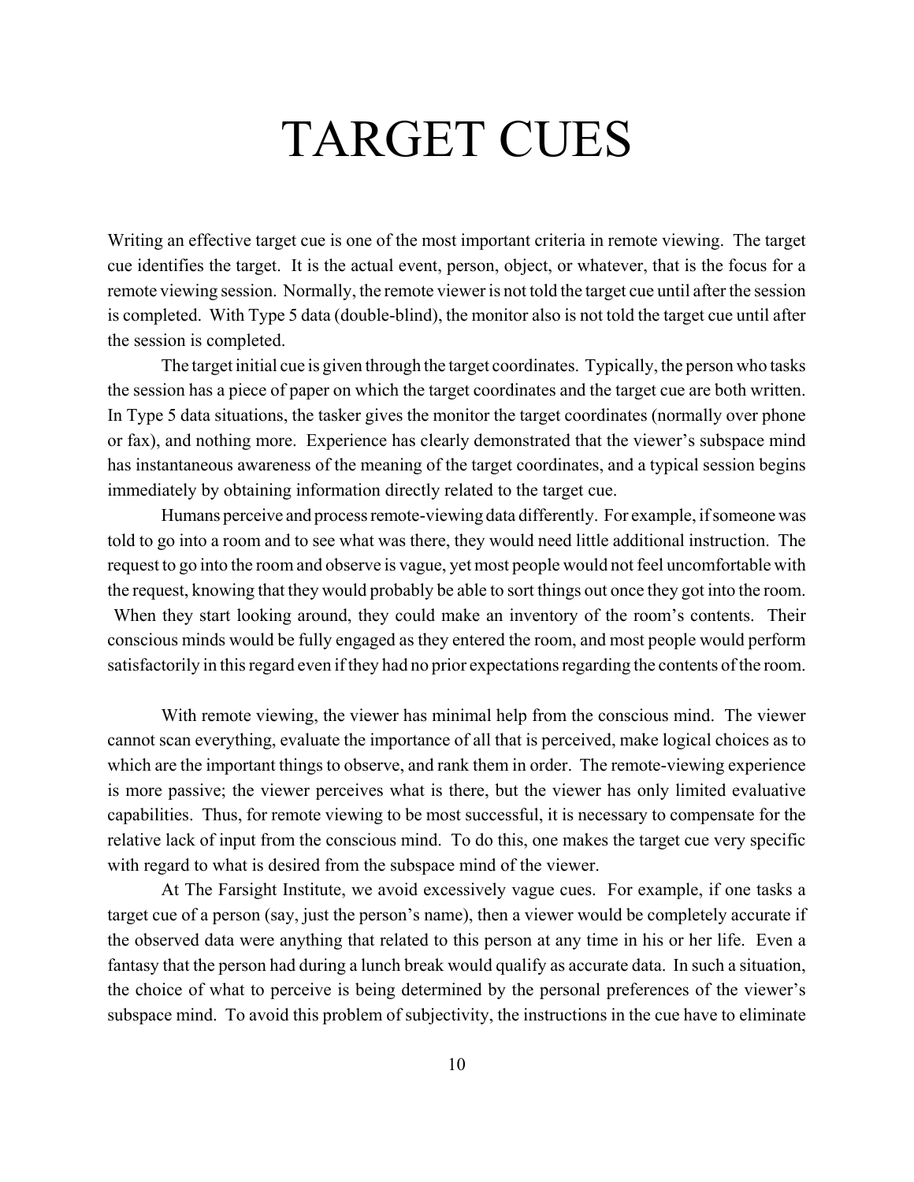# TARGET CUES

Writing an effective target cue is one of the most important criteria in remote viewing. The target cue identifies the target. It is the actual event, person, object, or whatever, that is the focus for a remote viewing session. Normally, the remote viewer is not told the target cue until after the session is completed. With Type 5 data (double-blind), the monitor also is not told the target cue until after the session is completed.

The target initial cue is given through the target coordinates. Typically, the person who tasks the session has a piece of paper on which the target coordinates and the target cue are both written. In Type 5 data situations, the tasker gives the monitor the target coordinates (normally over phone or fax), and nothing more. Experience has clearly demonstrated that the viewer's subspace mind has instantaneous awareness of the meaning of the target coordinates, and a typical session begins immediately by obtaining information directly related to the target cue.

Humans perceive and process remote-viewing data differently. For example, if someone was told to go into a room and to see what was there, they would need little additional instruction. The request to go into the room and observe is vague, yet most people would not feel uncomfortable with the request, knowing that they would probably be able to sort things out once they got into the room. When they start looking around, they could make an inventory of the room's contents. Their conscious minds would be fully engaged as they entered the room, and most people would perform satisfactorily in this regard even if they had no prior expectations regarding the contents of the room.

With remote viewing, the viewer has minimal help from the conscious mind. The viewer cannot scan everything, evaluate the importance of all that is perceived, make logical choices as to which are the important things to observe, and rank them in order. The remote-viewing experience is more passive; the viewer perceives what is there, but the viewer has only limited evaluative capabilities. Thus, for remote viewing to be most successful, it is necessary to compensate for the relative lack of input from the conscious mind. To do this, one makes the target cue very specific with regard to what is desired from the subspace mind of the viewer.

At The Farsight Institute, we avoid excessively vague cues. For example, if one tasks a target cue of a person (say, just the person's name), then a viewer would be completely accurate if the observed data were anything that related to this person at any time in his or her life. Even a fantasy that the person had during a lunch break would qualify as accurate data. In such a situation, the choice of what to perceive is being determined by the personal preferences of the viewer's subspace mind. To avoid this problem of subjectivity, the instructions in the cue have to eliminate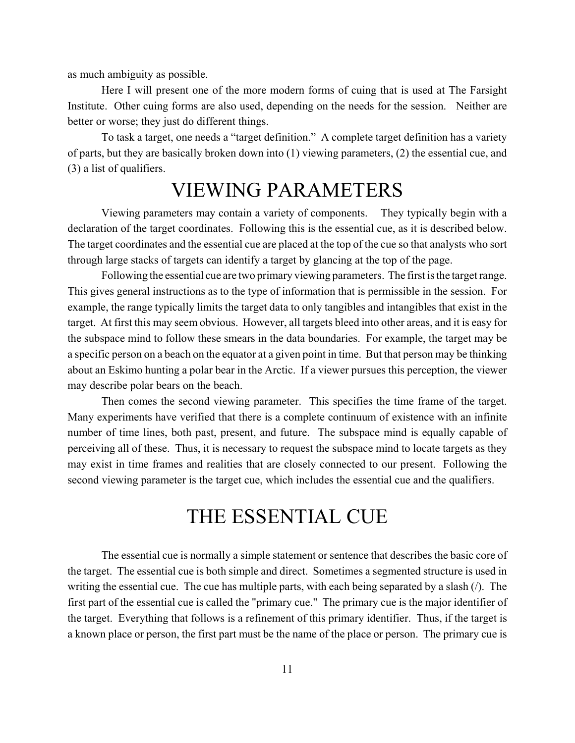as much ambiguity as possible.

Here I will present one of the more modern forms of cuing that is used at The Farsight Institute. Other cuing forms are also used, depending on the needs for the session. Neither are better or worse; they just do different things.

To task a target, one needs a "target definition." A complete target definition has a variety of parts, but they are basically broken down into (1) viewing parameters, (2) the essential cue, and (3) a list of qualifiers.

# VIEWING PARAMETERS

Viewing parameters may contain a variety of components. They typically begin with a declaration of the target coordinates. Following this is the essential cue, as it is described below. The target coordinates and the essential cue are placed at the top of the cue so that analysts who sort through large stacks of targets can identify a target by glancing at the top of the page.

Following the essential cue are two primary viewing parameters. The first is the target range. This gives general instructions as to the type of information that is permissible in the session. For example, the range typically limits the target data to only tangibles and intangibles that exist in the target. At first this may seem obvious. However, all targets bleed into other areas, and it is easy for the subspace mind to follow these smears in the data boundaries. For example, the target may be a specific person on a beach on the equator at a given point in time. But that person may be thinking about an Eskimo hunting a polar bear in the Arctic. If a viewer pursues this perception, the viewer may describe polar bears on the beach.

Then comes the second viewing parameter. This specifies the time frame of the target. Many experiments have verified that there is a complete continuum of existence with an infinite number of time lines, both past, present, and future. The subspace mind is equally capable of perceiving all of these. Thus, it is necessary to request the subspace mind to locate targets as they may exist in time frames and realities that are closely connected to our present. Following the second viewing parameter is the target cue, which includes the essential cue and the qualifiers.

# THE ESSENTIAL CUE

The essential cue is normally a simple statement or sentence that describes the basic core of the target. The essential cue is both simple and direct. Sometimes a segmented structure is used in writing the essential cue. The cue has multiple parts, with each being separated by a slash (/). The first part of the essential cue is called the "primary cue." The primary cue is the major identifier of the target. Everything that follows is a refinement of this primary identifier. Thus, if the target is a known place or person, the first part must be the name of the place or person. The primary cue is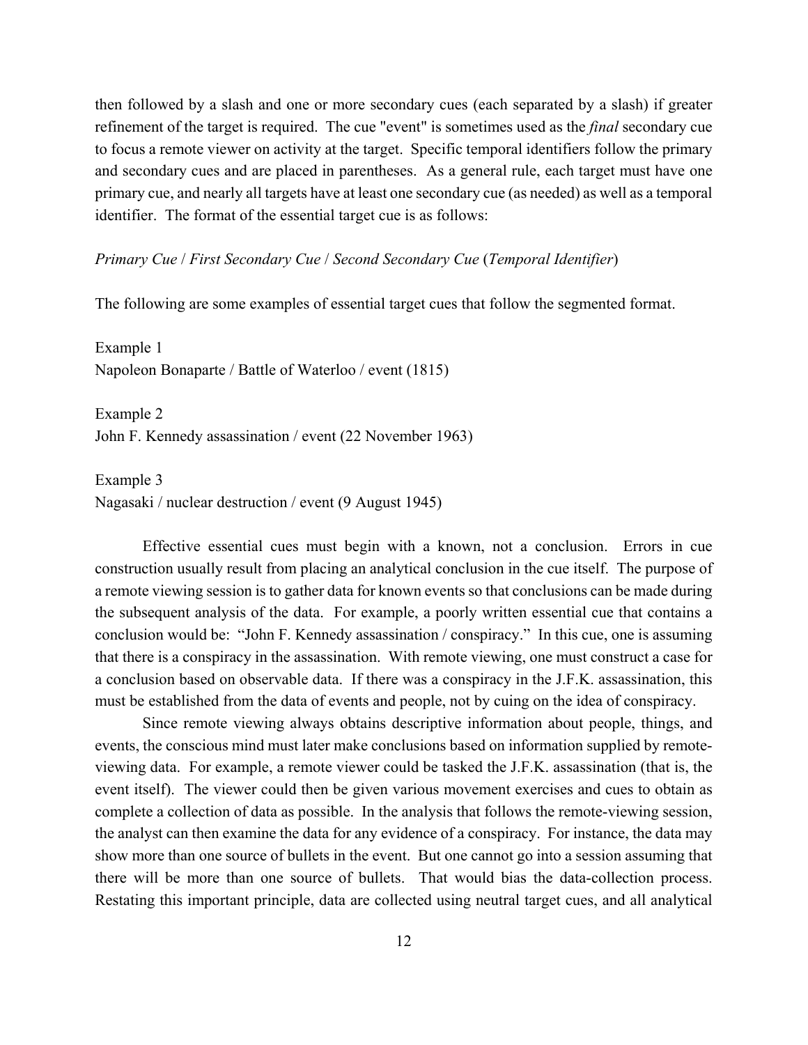then followed by a slash and one or more secondary cues (each separated by a slash) if greater refinement of the target is required. The cue "event" is sometimes used as the *final* secondary cue to focus a remote viewer on activity at the target. Specific temporal identifiers follow the primary and secondary cues and are placed in parentheses. As a general rule, each target must have one primary cue, and nearly all targets have at least one secondary cue (as needed) as well as a temporal identifier. The format of the essential target cue is as follows:

*Primary Cue* / *First Secondary Cue* / *Second Secondary Cue* (*Temporal Identifier*)

The following are some examples of essential target cues that follow the segmented format.

Example 1
Napoleon Bonaparte / Battle of Waterloo / event (1815)

Example 2
John F. Kennedy assassination / event (22 November 1963)

Example 3
Nagasaki / nuclear destruction / event (9 August 1945)

Effective essential cues must begin with a known, not a conclusion. Errors in cue construction usually result from placing an analytical conclusion in the cue itself. The purpose of a remote viewing session is to gather data for known events so that conclusions can be made during the subsequent analysis of the data. For example, a poorly written essential cue that contains a conclusion would be: "John F. Kennedy assassination / conspiracy." In this cue, one is assuming that there is a conspiracy in the assassination. With remote viewing, one must construct a case for a conclusion based on observable data. If there was a conspiracy in the J.F.K. assassination, this must be established from the data of events and people, not by cuing on the idea of conspiracy.

Since remote viewing always obtains descriptive information about people, things, and events, the conscious mind must later make conclusions based on information supplied by remote-viewing data. For example, a remote viewer could be tasked the J.F.K. assassination (that is, the event itself). The viewer could then be given various movement exercises and cues to obtain as complete a collection of data as possible. In the analysis that follows the remote-viewing session, the analyst can then examine the data for any evidence of a conspiracy. For instance, the data may show more than one source of bullets in the event. But one cannot go into a session assuming that there will be more than one source of bullets. That would bias the data-collection process. Restating this important principle, data are collected using neutral target cues, and all analytical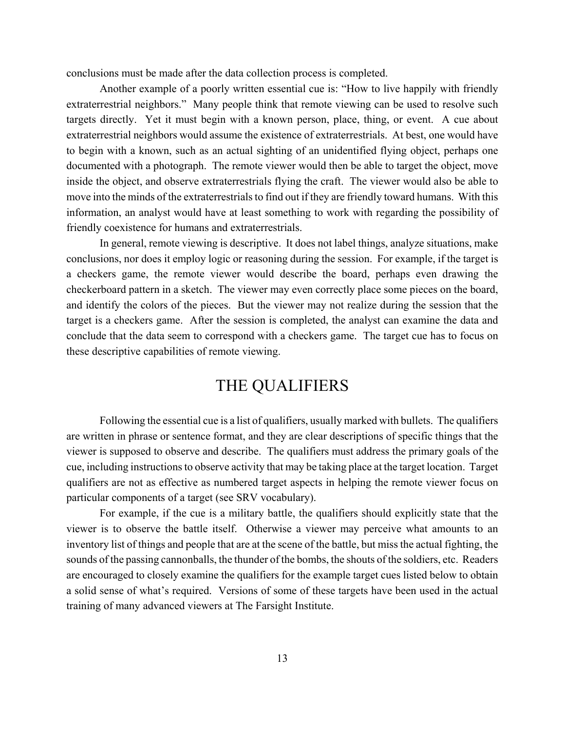conclusions must be made after the data collection process is completed.

Another example of a poorly written essential cue is: "How to live happily with friendly extraterrestrial neighbors." Many people think that remote viewing can be used to resolve such targets directly. Yet it must begin with a known person, place, thing, or event. A cue about extraterrestrial neighbors would assume the existence of extraterrestrials. At best, one would have to begin with a known, such as an actual sighting of an unidentified flying object, perhaps one documented with a photograph. The remote viewer would then be able to target the object, move inside the object, and observe extraterrestrials flying the craft. The viewer would also be able to move into the minds of the extraterrestrials to find out if they are friendly toward humans. With this information, an analyst would have at least something to work with regarding the possibility of friendly coexistence for humans and extraterrestrials.

In general, remote viewing is descriptive. It does not label things, analyze situations, make conclusions, nor does it employ logic or reasoning during the session. For example, if the target is a checkers game, the remote viewer would describe the board, perhaps even drawing the checkerboard pattern in a sketch. The viewer may even correctly place some pieces on the board, and identify the colors of the pieces. But the viewer may not realize during the session that the target is a checkers game. After the session is completed, the analyst can examine the data and conclude that the data seem to correspond with a checkers game. The target cue has to focus on these descriptive capabilities of remote viewing.

## THE QUALIFIERS

Following the essential cue is a list of qualifiers, usually marked with bullets. The qualifiers are written in phrase or sentence format, and they are clear descriptions of specific things that the viewer is supposed to observe and describe. The qualifiers must address the primary goals of the cue, including instructions to observe activity that may be taking place at the target location. Target qualifiers are not as effective as numbered target aspects in helping the remote viewer focus on particular components of a target (see SRV vocabulary).

For example, if the cue is a military battle, the qualifiers should explicitly state that the viewer is to observe the battle itself. Otherwise a viewer may perceive what amounts to an inventory list of things and people that are at the scene of the battle, but miss the actual fighting, the sounds of the passing cannonballs, the thunder of the bombs, the shouts of the soldiers, etc. Readers are encouraged to closely examine the qualifiers for the example target cues listed below to obtain a solid sense of what's required. Versions of some of these targets have been used in the actual training of many advanced viewers at The Farsight Institute.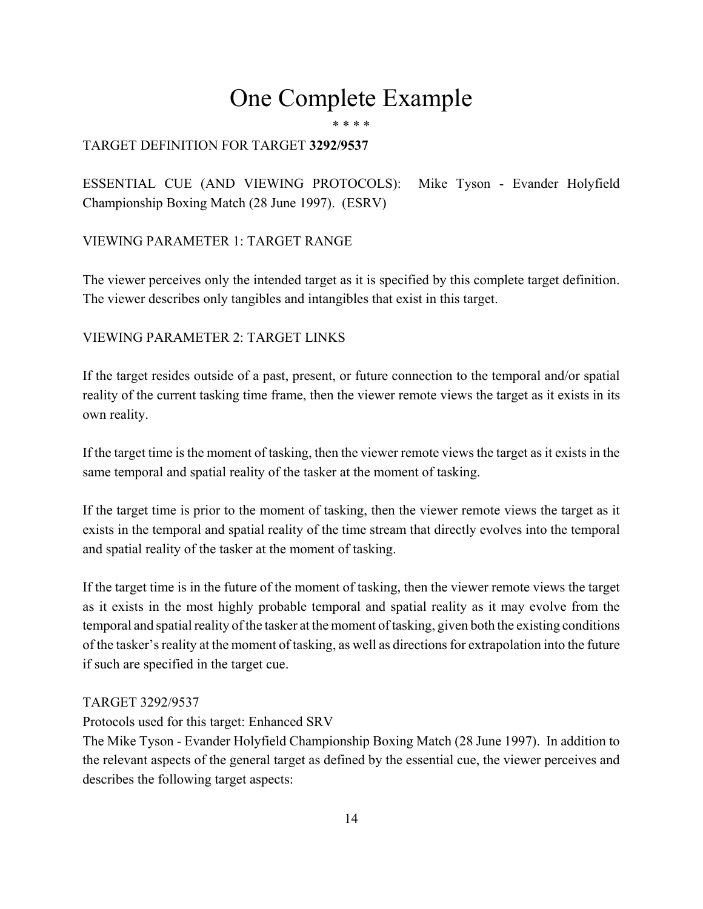# One Complete Example

\* \* \* \*

TARGET DEFINITION FOR TARGET **3292/9537**

ESSENTIAL CUE (AND VIEWING PROTOCOLS): Mike Tyson - Evander Holyfield Championship Boxing Match (28 June 1997). (ESRV)

VIEWING PARAMETER 1: TARGET RANGE

The viewer perceives only the intended target as it is specified by this complete target definition. The viewer describes only tangibles and intangibles that exist in this target.

VIEWING PARAMETER 2: TARGET LINKS

If the target resides outside of a past, present, or future connection to the temporal and/or spatial reality of the current tasking time frame, then the viewer remote views the target as it exists in its own reality.

If the target time is the moment of tasking, then the viewer remote views the target as it exists in the same temporal and spatial reality of the tasker at the moment of tasking.

If the target time is prior to the moment of tasking, then the viewer remote views the target as it exists in the temporal and spatial reality of the time stream that directly evolves into the temporal and spatial reality of the tasker at the moment of tasking.

If the target time is in the future of the moment of tasking, then the viewer remote views the target as it exists in the most highly probable temporal and spatial reality as it may evolve from the temporal and spatial reality of the tasker at the moment of tasking, given both the existing conditions of the tasker's reality at the moment of tasking, as well as directions for extrapolation into the future if such are specified in the target cue.

TARGET 3292/9537
Protocols used for this target: Enhanced SRV
The Mike Tyson - Evander Holyfield Championship Boxing Match (28 June 1997). In addition to the relevant aspects of the general target as defined by the essential cue, the viewer perceives and describes the following target aspects: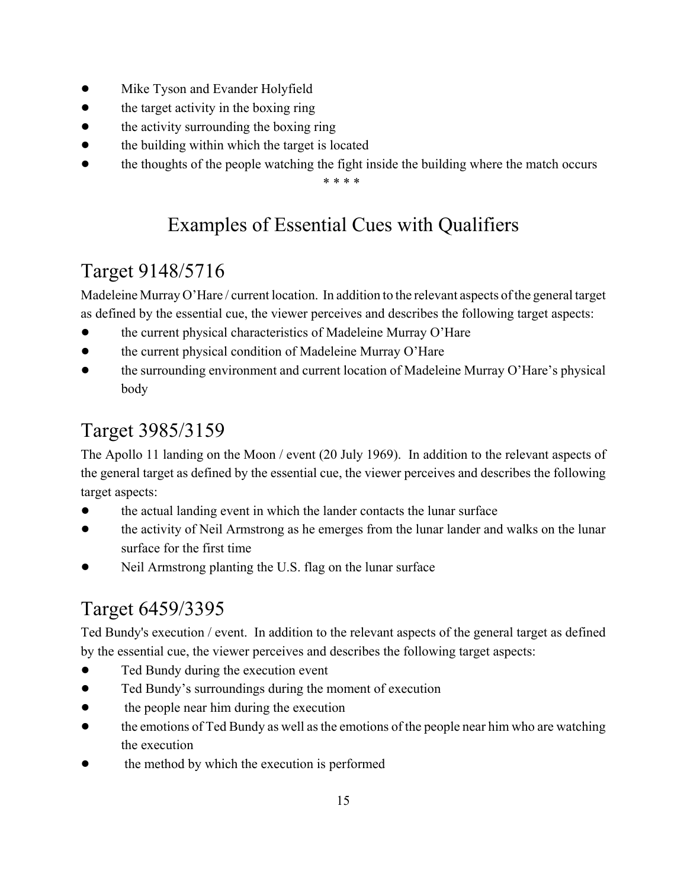- Mike Tyson and Evander Holyfield
- the target activity in the boxing ring
- the activity surrounding the boxing ring
- the building within which the target is located
- the thoughts of the people watching the fight inside the building where the match occurs

* * * *

# Examples of Essential Cues with Qualifiers

## Target 9148/5716

Madeleine Murray O'Hare / current location. In addition to the relevant aspects of the general target as defined by the essential cue, the viewer perceives and describes the following target aspects:

- the current physical characteristics of Madeleine Murray O'Hare
- the current physical condition of Madeleine Murray O'Hare
- the surrounding environment and current location of Madeleine Murray O'Hare's physical body

## Target 3985/3159

The Apollo 11 landing on the Moon / event (20 July 1969). In addition to the relevant aspects of the general target as defined by the essential cue, the viewer perceives and describes the following target aspects:

- the actual landing event in which the lander contacts the lunar surface
- the activity of Neil Armstrong as he emerges from the lunar lander and walks on the lunar surface for the first time
- Neil Armstrong planting the U.S. flag on the lunar surface

## Target 6459/3395

Ted Bundy's execution / event. In addition to the relevant aspects of the general target as defined by the essential cue, the viewer perceives and describes the following target aspects:

- Ted Bundy during the execution event
- Ted Bundy's surroundings during the moment of execution
- the people near him during the execution
- the emotions of Ted Bundy as well as the emotions of the people near him who are watching the execution
- the method by which the execution is performed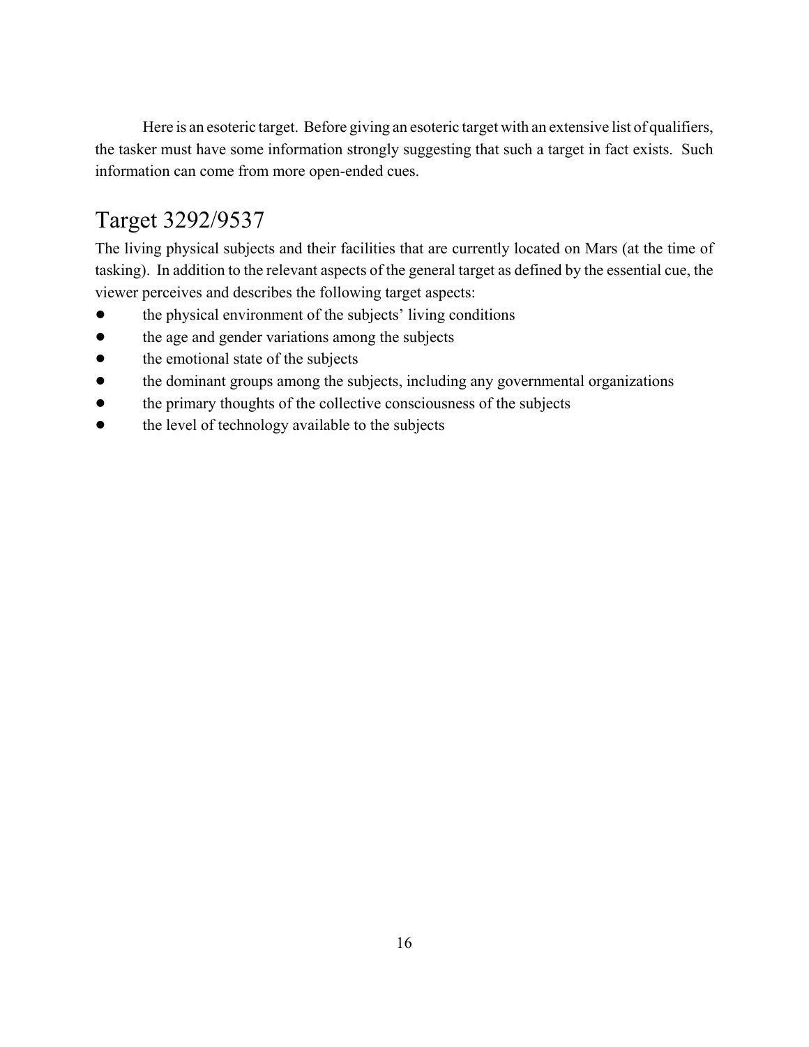Here is an esoteric target. Before giving an esoteric target with an extensive list of qualifiers, the tasker must have some information strongly suggesting that such a target in fact exists. Such information can come from more open-ended cues.

## Target 3292/9537

The living physical subjects and their facilities that are currently located on Mars (at the time of tasking). In addition to the relevant aspects of the general target as defined by the essential cue, the viewer perceives and describes the following target aspects:

- the physical environment of the subjects' living conditions
- the age and gender variations among the subjects
- the emotional state of the subjects
- the dominant groups among the subjects, including any governmental organizations
- the primary thoughts of the collective consciousness of the subjects
- the level of technology available to the subjects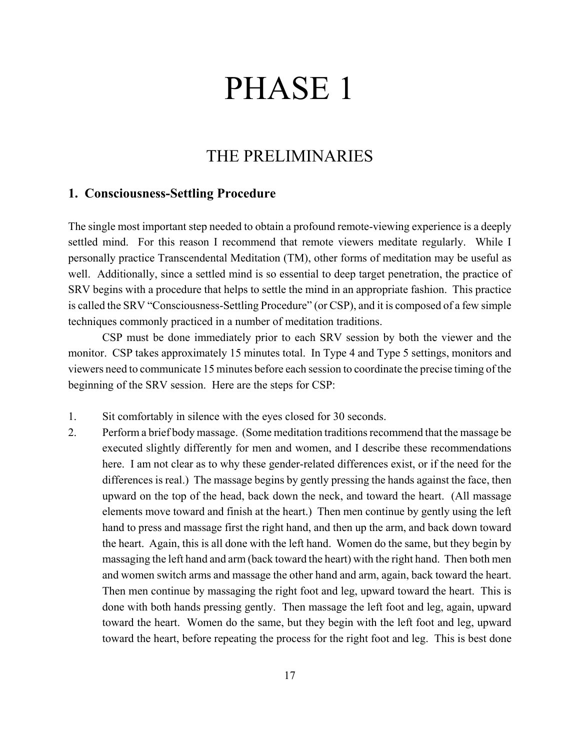# PHASE 1

## THE PRELIMINARIES

### 1. Consciousness-Settling Procedure

The single most important step needed to obtain a profound remote-viewing experience is a deeply settled mind. For this reason I recommend that remote viewers meditate regularly. While I personally practice Transcendental Meditation (TM), other forms of meditation may be useful as well. Additionally, since a settled mind is so essential to deep target penetration, the practice of SRV begins with a procedure that helps to settle the mind in an appropriate fashion. This practice is called the SRV "Consciousness-Settling Procedure" (or CSP), and it is composed of a few simple techniques commonly practiced in a number of meditation traditions.

CSP must be done immediately prior to each SRV session by both the viewer and the monitor. CSP takes approximately 15 minutes total. In Type 4 and Type 5 settings, monitors and viewers need to communicate 15 minutes before each session to coordinate the precise timing of the beginning of the SRV session. Here are the steps for CSP:

1. Sit comfortably in silence with the eyes closed for 30 seconds.
2. Perform a brief body massage. (Some meditation traditions recommend that the massage be executed slightly differently for men and women, and I describe these recommendations here. I am not clear as to why these gender-related differences exist, or if the need for the differences is real.) The massage begins by gently pressing the hands against the face, then upward on the top of the head, back down the neck, and toward the heart. (All massage elements move toward and finish at the heart.) Then men continue by gently using the left hand to press and massage first the right hand, and then up the arm, and back down toward the heart. Again, this is all done with the left hand. Women do the same, but they begin by massaging the left hand and arm (back toward the heart) with the right hand. Then both men and women switch arms and massage the other hand and arm, again, back toward the heart. Then men continue by massaging the right foot and leg, upward toward the heart. This is done with both hands pressing gently. Then massage the left foot and leg, again, upward toward the heart. Women do the same, but they begin with the left foot and leg, upward toward the heart, before repeating the process for the right foot and leg. This is best done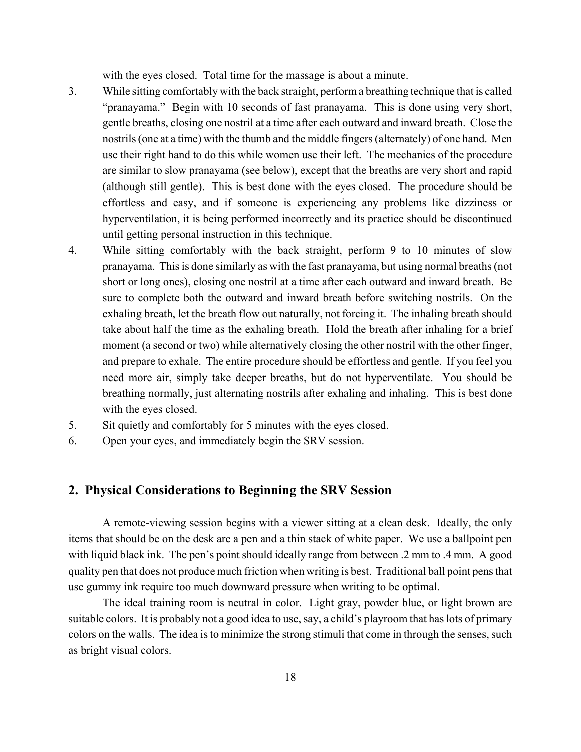with the eyes closed. Total time for the massage is about a minute.

3. While sitting comfortably with the back straight, perform a breathing technique that is called "pranayama." Begin with 10 seconds of fast pranayama. This is done using very short, gentle breaths, closing one nostril at a time after each outward and inward breath. Close the nostrils (one at a time) with the thumb and the middle fingers (alternately) of one hand. Men use their right hand to do this while women use their left. The mechanics of the procedure are similar to slow pranayama (see below), except that the breaths are very short and rapid (although still gentle). This is best done with the eyes closed. The procedure should be effortless and easy, and if someone is experiencing any problems like dizziness or hyperventilation, it is being performed incorrectly and its practice should be discontinued until getting personal instruction in this technique.
4. While sitting comfortably with the back straight, perform 9 to 10 minutes of slow pranayama. This is done similarly as with the fast pranayama, but using normal breaths (not short or long ones), closing one nostril at a time after each outward and inward breath. Be sure to complete both the outward and inward breath before switching nostrils. On the exhaling breath, let the breath flow out naturally, not forcing it. The inhaling breath should take about half the time as the exhaling breath. Hold the breath after inhaling for a brief moment (a second or two) while alternatively closing the other nostril with the other finger, and prepare to exhale. The entire procedure should be effortless and gentle. If you feel you need more air, simply take deeper breaths, but do not hyperventilate. You should be breathing normally, just alternating nostrils after exhaling and inhaling. This is best done with the eyes closed.
5. Sit quietly and comfortably for 5 minutes with the eyes closed.
6. Open your eyes, and immediately begin the SRV session.

## 2. Physical Considerations to Beginning the SRV Session

A remote-viewing session begins with a viewer sitting at a clean desk. Ideally, the only items that should be on the desk are a pen and a thin stack of white paper. We use a ballpoint pen with liquid black ink. The pen's point should ideally range from between .2 mm to .4 mm. A good quality pen that does not produce much friction when writing is best. Traditional ball point pens that use gummy ink require too much downward pressure when writing to be optimal.

The ideal training room is neutral in color. Light gray, powder blue, or light brown are suitable colors. It is probably not a good idea to use, say, a child's playroom that has lots of primary colors on the walls. The idea is to minimize the strong stimuli that come in through the senses, such as bright visual colors.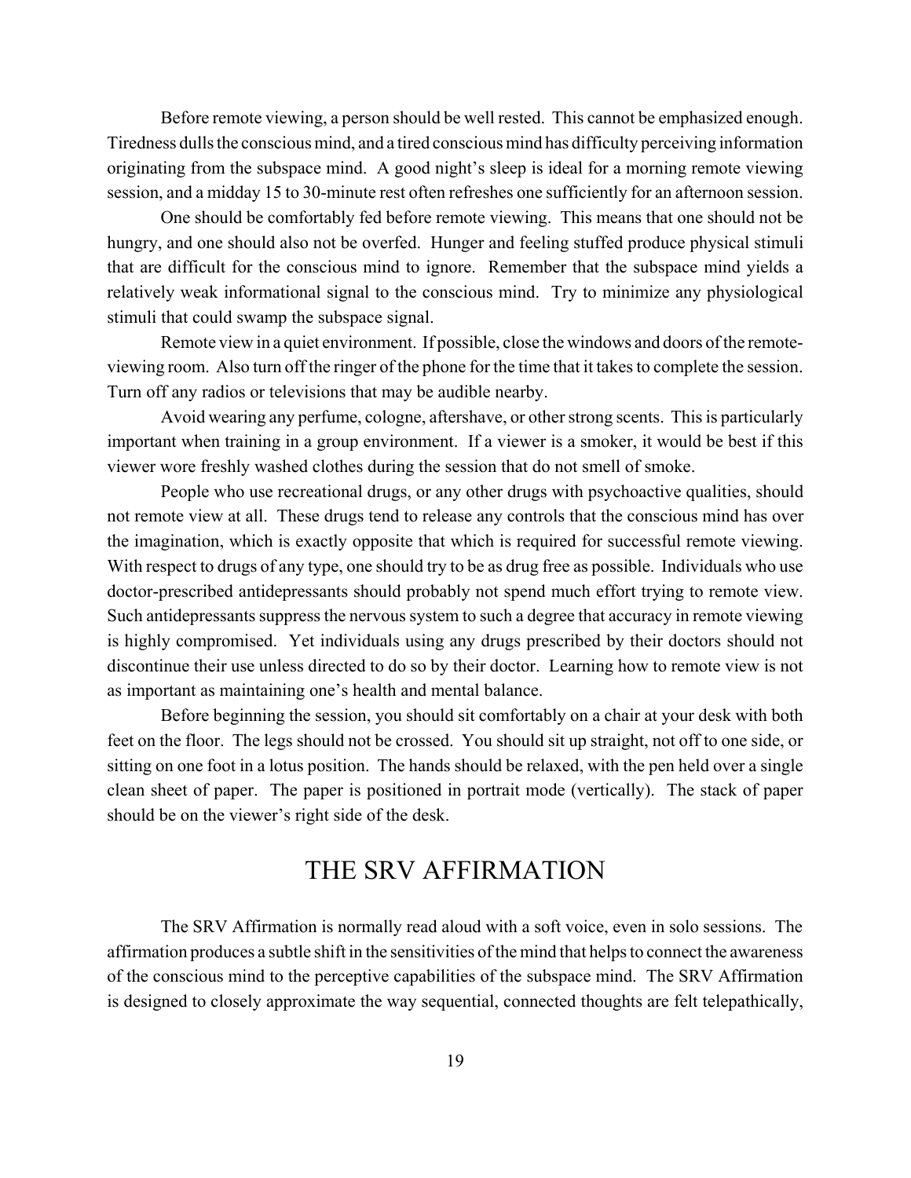Before remote viewing, a person should be well rested. This cannot be emphasized enough. Tiredness dulls the conscious mind, and a tired conscious mind has difficulty perceiving information originating from the subspace mind. A good night's sleep is ideal for a morning remote viewing session, and a midday 15 to 30-minute rest often refreshes one sufficiently for an afternoon session.

One should be comfortably fed before remote viewing. This means that one should not be hungry, and one should also not be overfed. Hunger and feeling stuffed produce physical stimuli that are difficult for the conscious mind to ignore. Remember that the subspace mind yields a relatively weak informational signal to the conscious mind. Try to minimize any physiological stimuli that could swamp the subspace signal.

Remote view in a quiet environment. If possible, close the windows and doors of the remote-viewing room. Also turn off the ringer of the phone for the time that it takes to complete the session. Turn off any radios or televisions that may be audible nearby.

Avoid wearing any perfume, cologne, aftershave, or other strong scents. This is particularly important when training in a group environment. If a viewer is a smoker, it would be best if this viewer wore freshly washed clothes during the session that do not smell of smoke.

People who use recreational drugs, or any other drugs with psychoactive qualities, should not remote view at all. These drugs tend to release any controls that the conscious mind has over the imagination, which is exactly opposite that which is required for successful remote viewing. With respect to drugs of any type, one should try to be as drug free as possible. Individuals who use doctor-prescribed antidepressants should probably not spend much effort trying to remote view. Such antidepressants suppress the nervous system to such a degree that accuracy in remote viewing is highly compromised. Yet individuals using any drugs prescribed by their doctors should not discontinue their use unless directed to do so by their doctor. Learning how to remote view is not as important as maintaining one's health and mental balance.

Before beginning the session, you should sit comfortably on a chair at your desk with both feet on the floor. The legs should not be crossed. You should sit up straight, not off to one side, or sitting on one foot in a lotus position. The hands should be relaxed, with the pen held over a single clean sheet of paper. The paper is positioned in portrait mode (vertically). The stack of paper should be on the viewer's right side of the desk.

## THE SRV AFFIRMATION

The SRV Affirmation is normally read aloud with a soft voice, even in solo sessions. The affirmation produces a subtle shift in the sensitivities of the mind that helps to connect the awareness of the conscious mind to the perceptive capabilities of the subspace mind. The SRV Affirmation is designed to closely approximate the way sequential, connected thoughts are felt telepathically,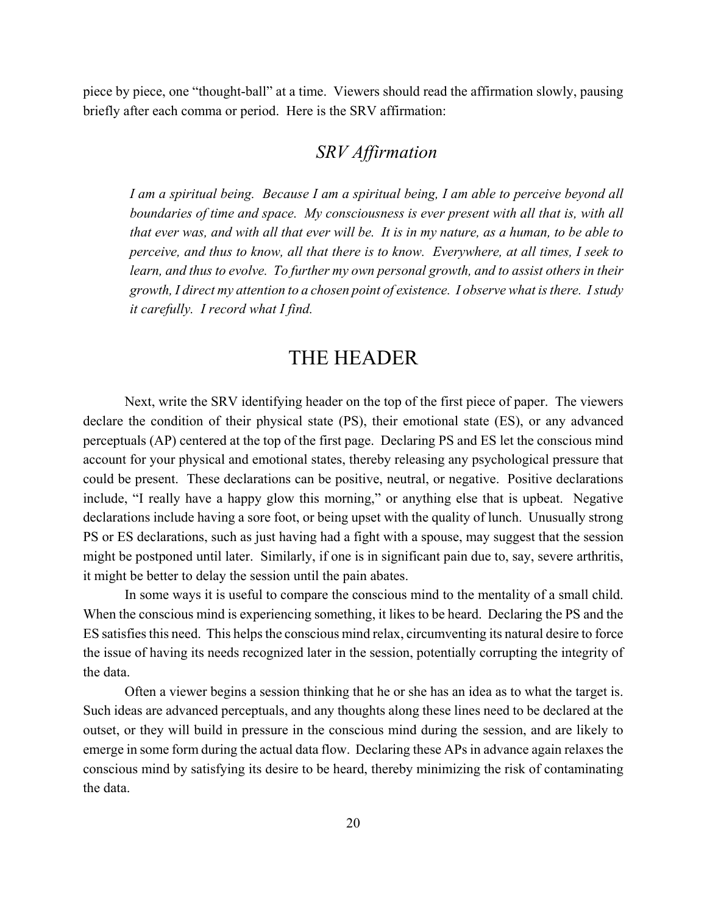piece by piece, one "thought-ball" at a time. Viewers should read the affirmation slowly, pausing briefly after each comma or period. Here is the SRV affirmation:

### *SRV Affirmation*

> *I am a spiritual being. Because I am a spiritual being, I am able to perceive beyond all boundaries of time and space. My consciousness is ever present with all that is, with all that ever was, and with all that ever will be. It is in my nature, as a human, to be able to perceive, and thus to know, all that there is to know. Everywhere, at all times, I seek to learn, and thus to evolve. To further my own personal growth, and to assist others in their growth, I direct my attention to a chosen point of existence. I observe what is there. I study it carefully. I record what I find.*

## THE HEADER

Next, write the SRV identifying header on the top of the first piece of paper. The viewers declare the condition of their physical state (PS), their emotional state (ES), or any advanced perceptuals (AP) centered at the top of the first page. Declaring PS and ES let the conscious mind account for your physical and emotional states, thereby releasing any psychological pressure that could be present. These declarations can be positive, neutral, or negative. Positive declarations include, "I really have a happy glow this morning," or anything else that is upbeat. Negative declarations include having a sore foot, or being upset with the quality of lunch. Unusually strong PS or ES declarations, such as just having had a fight with a spouse, may suggest that the session might be postponed until later. Similarly, if one is in significant pain due to, say, severe arthritis, it might be better to delay the session until the pain abates.

In some ways it is useful to compare the conscious mind to the mentality of a small child. When the conscious mind is experiencing something, it likes to be heard. Declaring the PS and the ES satisfies this need. This helps the conscious mind relax, circumventing its natural desire to force the issue of having its needs recognized later in the session, potentially corrupting the integrity of the data.

Often a viewer begins a session thinking that he or she has an idea as to what the target is. Such ideas are advanced perceptuals, and any thoughts along these lines need to be declared at the outset, or they will build in pressure in the conscious mind during the session, and are likely to emerge in some form during the actual data flow. Declaring these APs in advance again relaxes the conscious mind by satisfying its desire to be heard, thereby minimizing the risk of contaminating the data.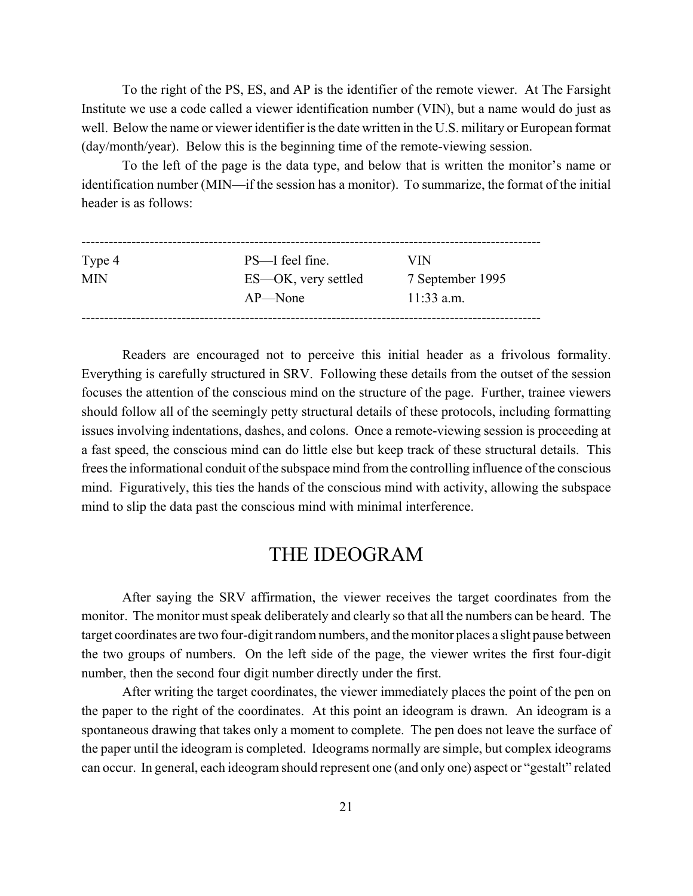To the right of the PS, ES, and AP is the identifier of the remote viewer. At The Farsight Institute we use a code called a viewer identification number (VIN), but a name would do just as well. Below the name or viewer identifier is the date written in the U.S. military or European format (day/month/year). Below this is the beginning time of the remote-viewing session.

To the left of the page is the data type, and below that is written the monitor's name or identification number (MIN—if the session has a monitor). To summarize, the format of the initial header is as follows:

----------------------------------------------------------------------------------------------------

| | | |
|---|---|---|
| Type 4 | PS—I feel fine. | VIN |
| MIN | ES—OK, very settled | 7 September 1995 |
| | AP—None | 11:33 a.m. |

----------------------------------------------------------------------------------------------------

Readers are encouraged not to perceive this initial header as a frivolous formality. Everything is carefully structured in SRV. Following these details from the outset of the session focuses the attention of the conscious mind on the structure of the page. Further, trainee viewers should follow all of the seemingly petty structural details of these protocols, including formatting issues involving indentations, dashes, and colons. Once a remote-viewing session is proceeding at a fast speed, the conscious mind can do little else but keep track of these structural details. This frees the informational conduit of the subspace mind from the controlling influence of the conscious mind. Figuratively, this ties the hands of the conscious mind with activity, allowing the subspace mind to slip the data past the conscious mind with minimal interference.

## THE IDEOGRAM

After saying the SRV affirmation, the viewer receives the target coordinates from the monitor. The monitor must speak deliberately and clearly so that all the numbers can be heard. The target coordinates are two four-digit random numbers, and the monitor places a slight pause between the two groups of numbers. On the left side of the page, the viewer writes the first four-digit number, then the second four digit number directly under the first.

After writing the target coordinates, the viewer immediately places the point of the pen on the paper to the right of the coordinates. At this point an ideogram is drawn. An ideogram is a spontaneous drawing that takes only a moment to complete. The pen does not leave the surface of the paper until the ideogram is completed. Ideograms normally are simple, but complex ideograms can occur. In general, each ideogram should represent one (and only one) aspect or "gestalt" related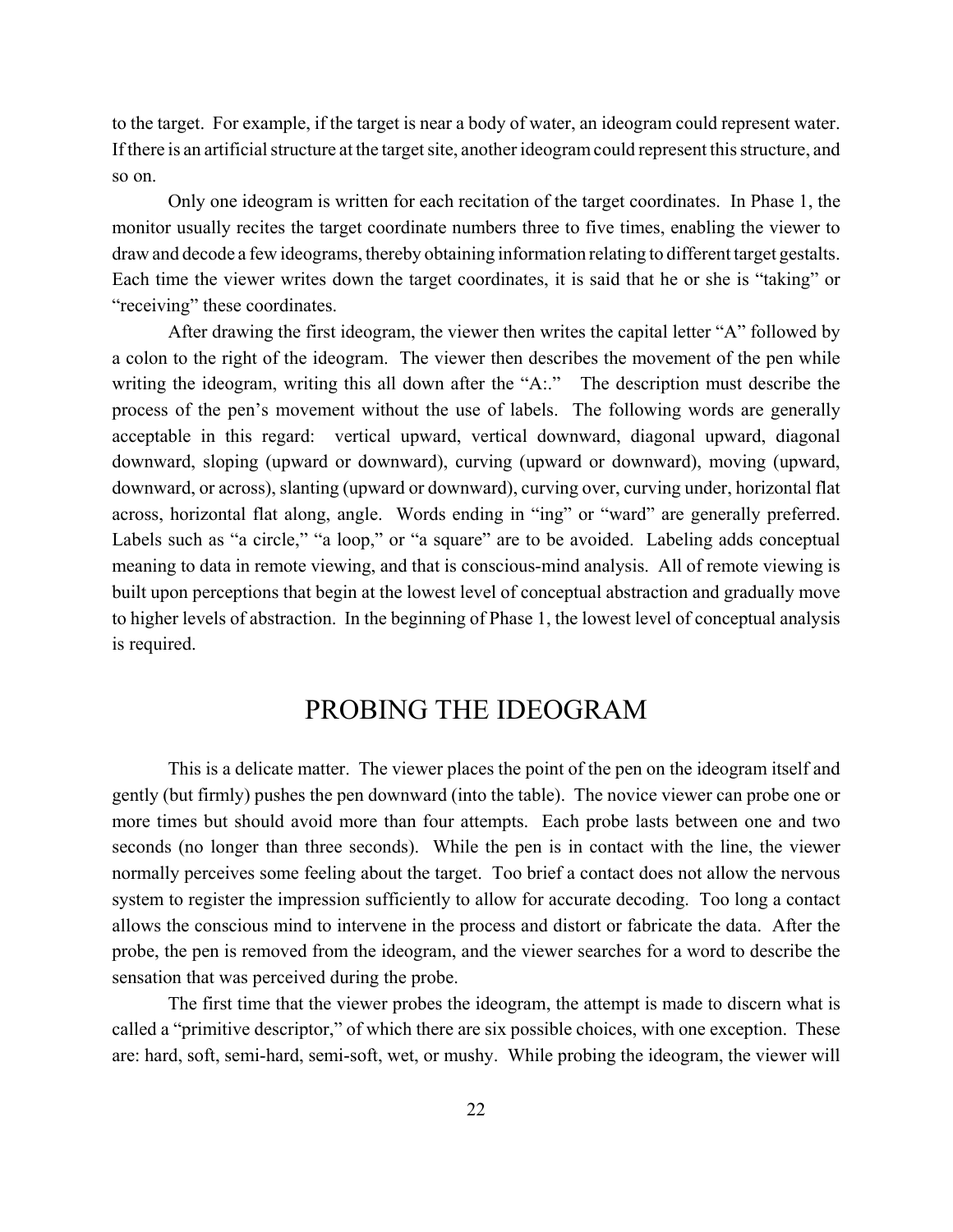to the target. For example, if the target is near a body of water, an ideogram could represent water. If there is an artificial structure at the target site, another ideogram could represent this structure, and so on.

Only one ideogram is written for each recitation of the target coordinates. In Phase 1, the monitor usually recites the target coordinate numbers three to five times, enabling the viewer to draw and decode a few ideograms, thereby obtaining information relating to different target gestalts. Each time the viewer writes down the target coordinates, it is said that he or she is "taking" or "receiving" these coordinates.

After drawing the first ideogram, the viewer then writes the capital letter "A" followed by a colon to the right of the ideogram. The viewer then describes the movement of the pen while writing the ideogram, writing this all down after the "A:." The description must describe the process of the pen's movement without the use of labels. The following words are generally acceptable in this regard: vertical upward, vertical downward, diagonal upward, diagonal downward, sloping (upward or downward), curving (upward or downward), moving (upward, downward, or across), slanting (upward or downward), curving over, curving under, horizontal flat across, horizontal flat along, angle. Words ending in "ing" or "ward" are generally preferred. Labels such as "a circle," "a loop," or "a square" are to be avoided. Labeling adds conceptual meaning to data in remote viewing, and that is conscious-mind analysis. All of remote viewing is built upon perceptions that begin at the lowest level of conceptual abstraction and gradually move to higher levels of abstraction. In the beginning of Phase 1, the lowest level of conceptual analysis is required.

## PROBING THE IDEOGRAM

This is a delicate matter. The viewer places the point of the pen on the ideogram itself and gently (but firmly) pushes the pen downward (into the table). The novice viewer can probe one or more times but should avoid more than four attempts. Each probe lasts between one and two seconds (no longer than three seconds). While the pen is in contact with the line, the viewer normally perceives some feeling about the target. Too brief a contact does not allow the nervous system to register the impression sufficiently to allow for accurate decoding. Too long a contact allows the conscious mind to intervene in the process and distort or fabricate the data. After the probe, the pen is removed from the ideogram, and the viewer searches for a word to describe the sensation that was perceived during the probe.

The first time that the viewer probes the ideogram, the attempt is made to discern what is called a "primitive descriptor," of which there are six possible choices, with one exception. These are: hard, soft, semi-hard, semi-soft, wet, or mushy. While probing the ideogram, the viewer will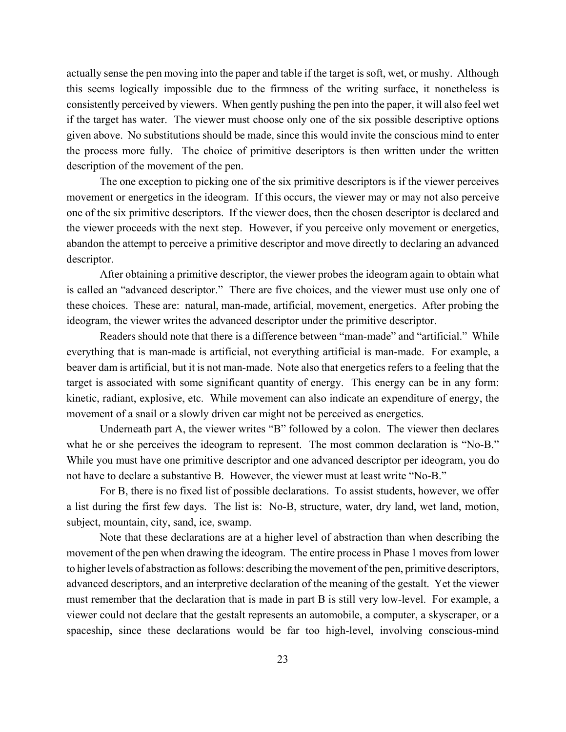actually sense the pen moving into the paper and table if the target is soft, wet, or mushy. Although this seems logically impossible due to the firmness of the writing surface, it nonetheless is consistently perceived by viewers. When gently pushing the pen into the paper, it will also feel wet if the target has water. The viewer must choose only one of the six possible descriptive options given above. No substitutions should be made, since this would invite the conscious mind to enter the process more fully. The choice of primitive descriptors is then written under the written description of the movement of the pen.

The one exception to picking one of the six primitive descriptors is if the viewer perceives movement or energetics in the ideogram. If this occurs, the viewer may or may not also perceive one of the six primitive descriptors. If the viewer does, then the chosen descriptor is declared and the viewer proceeds with the next step. However, if you perceive only movement or energetics, abandon the attempt to perceive a primitive descriptor and move directly to declaring an advanced descriptor.

After obtaining a primitive descriptor, the viewer probes the ideogram again to obtain what is called an "advanced descriptor." There are five choices, and the viewer must use only one of these choices. These are: natural, man-made, artificial, movement, energetics. After probing the ideogram, the viewer writes the advanced descriptor under the primitive descriptor.

Readers should note that there is a difference between "man-made" and "artificial." While everything that is man-made is artificial, not everything artificial is man-made. For example, a beaver dam is artificial, but it is not man-made. Note also that energetics refers to a feeling that the target is associated with some significant quantity of energy. This energy can be in any form: kinetic, radiant, explosive, etc. While movement can also indicate an expenditure of energy, the movement of a snail or a slowly driven car might not be perceived as energetics.

Underneath part A, the viewer writes "B" followed by a colon. The viewer then declares what he or she perceives the ideogram to represent. The most common declaration is "No-B." While you must have one primitive descriptor and one advanced descriptor per ideogram, you do not have to declare a substantive B. However, the viewer must at least write "No-B."

For B, there is no fixed list of possible declarations. To assist students, however, we offer a list during the first few days. The list is: No-B, structure, water, dry land, wet land, motion, subject, mountain, city, sand, ice, swamp.

Note that these declarations are at a higher level of abstraction than when describing the movement of the pen when drawing the ideogram. The entire process in Phase 1 moves from lower to higher levels of abstraction as follows: describing the movement of the pen, primitive descriptors, advanced descriptors, and an interpretive declaration of the meaning of the gestalt. Yet the viewer must remember that the declaration that is made in part B is still very low-level. For example, a viewer could not declare that the gestalt represents an automobile, a computer, a skyscraper, or a spaceship, since these declarations would be far too high-level, involving conscious-mind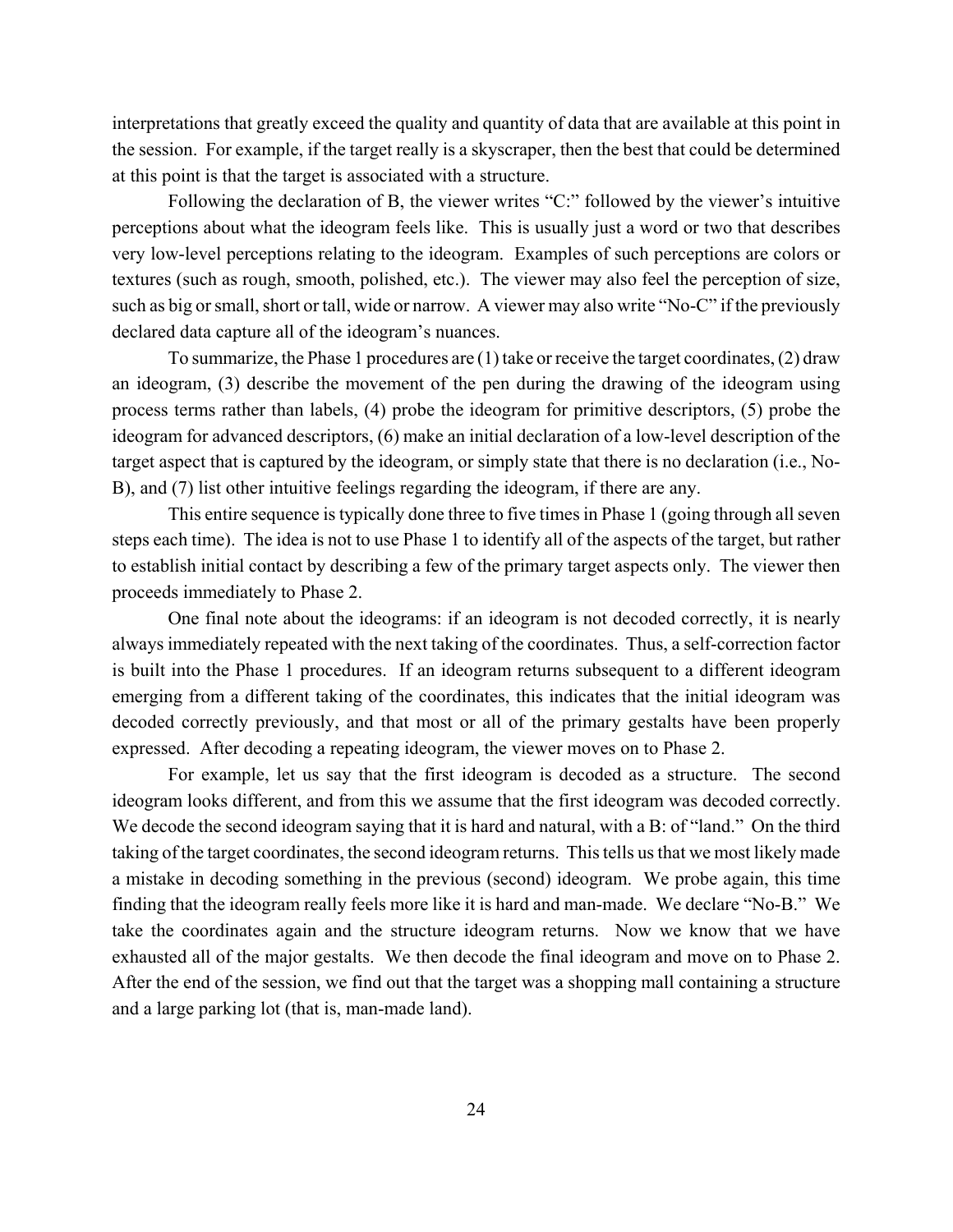interpretations that greatly exceed the quality and quantity of data that are available at this point in the session. For example, if the target really is a skyscraper, then the best that could be determined at this point is that the target is associated with a structure.

Following the declaration of B, the viewer writes "C:" followed by the viewer's intuitive perceptions about what the ideogram feels like. This is usually just a word or two that describes very low-level perceptions relating to the ideogram. Examples of such perceptions are colors or textures (such as rough, smooth, polished, etc.). The viewer may also feel the perception of size, such as big or small, short or tall, wide or narrow. A viewer may also write "No-C" if the previously declared data capture all of the ideogram's nuances.

To summarize, the Phase 1 procedures are (1) take or receive the target coordinates, (2) draw an ideogram, (3) describe the movement of the pen during the drawing of the ideogram using process terms rather than labels, (4) probe the ideogram for primitive descriptors, (5) probe the ideogram for advanced descriptors, (6) make an initial declaration of a low-level description of the target aspect that is captured by the ideogram, or simply state that there is no declaration (i.e., No-B), and (7) list other intuitive feelings regarding the ideogram, if there are any.

This entire sequence is typically done three to five times in Phase 1 (going through all seven steps each time). The idea is not to use Phase 1 to identify all of the aspects of the target, but rather to establish initial contact by describing a few of the primary target aspects only. The viewer then proceeds immediately to Phase 2.

One final note about the ideograms: if an ideogram is not decoded correctly, it is nearly always immediately repeated with the next taking of the coordinates. Thus, a self-correction factor is built into the Phase 1 procedures. If an ideogram returns subsequent to a different ideogram emerging from a different taking of the coordinates, this indicates that the initial ideogram was decoded correctly previously, and that most or all of the primary gestalts have been properly expressed. After decoding a repeating ideogram, the viewer moves on to Phase 2.

For example, let us say that the first ideogram is decoded as a structure. The second ideogram looks different, and from this we assume that the first ideogram was decoded correctly. We decode the second ideogram saying that it is hard and natural, with a B: of "land." On the third taking of the target coordinates, the second ideogram returns. This tells us that we most likely made a mistake in decoding something in the previous (second) ideogram. We probe again, this time finding that the ideogram really feels more like it is hard and man-made. We declare "No-B." We take the coordinates again and the structure ideogram returns. Now we know that we have exhausted all of the major gestalts. We then decode the final ideogram and move on to Phase 2. After the end of the session, we find out that the target was a shopping mall containing a structure and a large parking lot (that is, man-made land).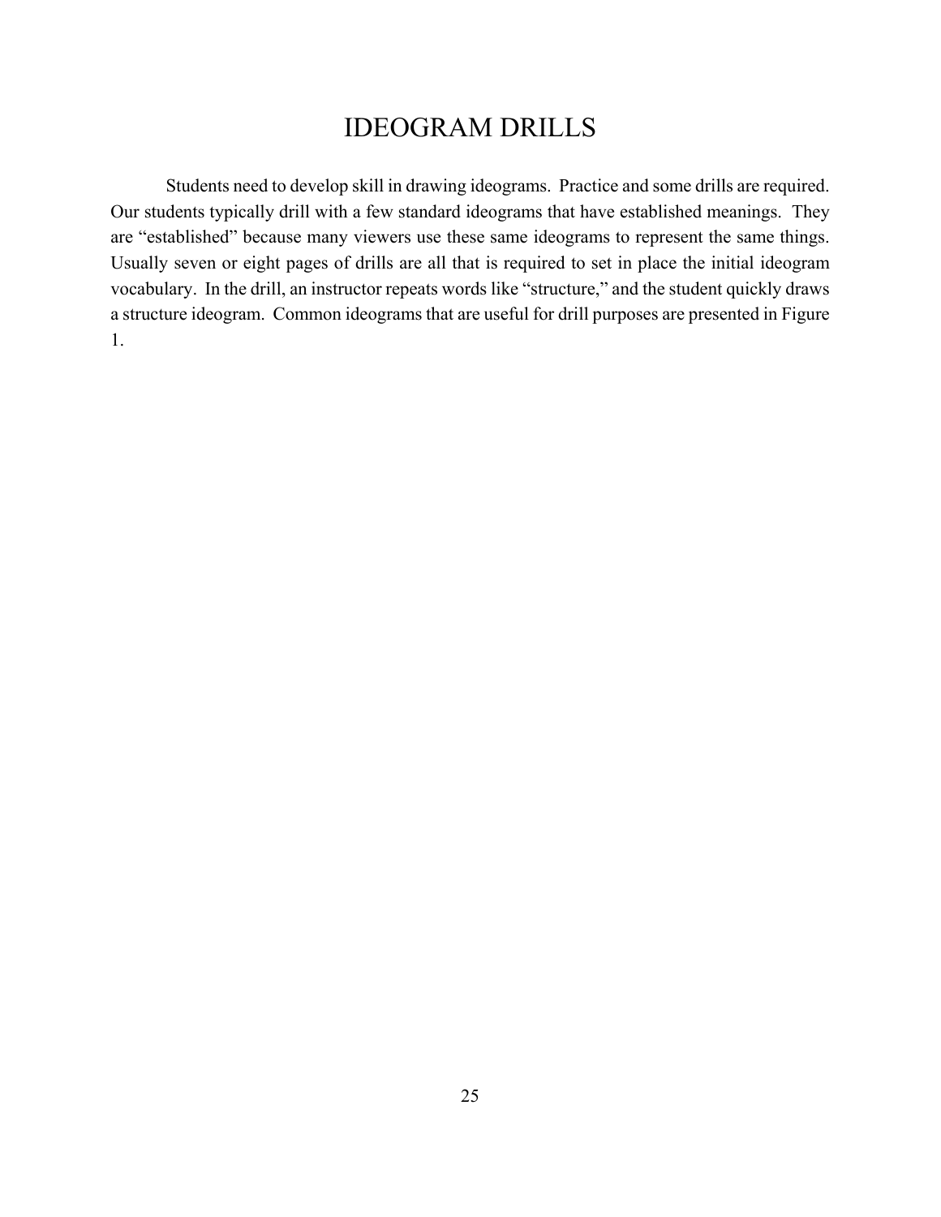# IDEOGRAM DRILLS

Students need to develop skill in drawing ideograms. Practice and some drills are required. Our students typically drill with a few standard ideograms that have established meanings. They are "established" because many viewers use these same ideograms to represent the same things. Usually seven or eight pages of drills are all that is required to set in place the initial ideogram vocabulary. In the drill, an instructor repeats words like "structure," and the student quickly draws a structure ideogram. Common ideograms that are useful for drill purposes are presented in Figure 1.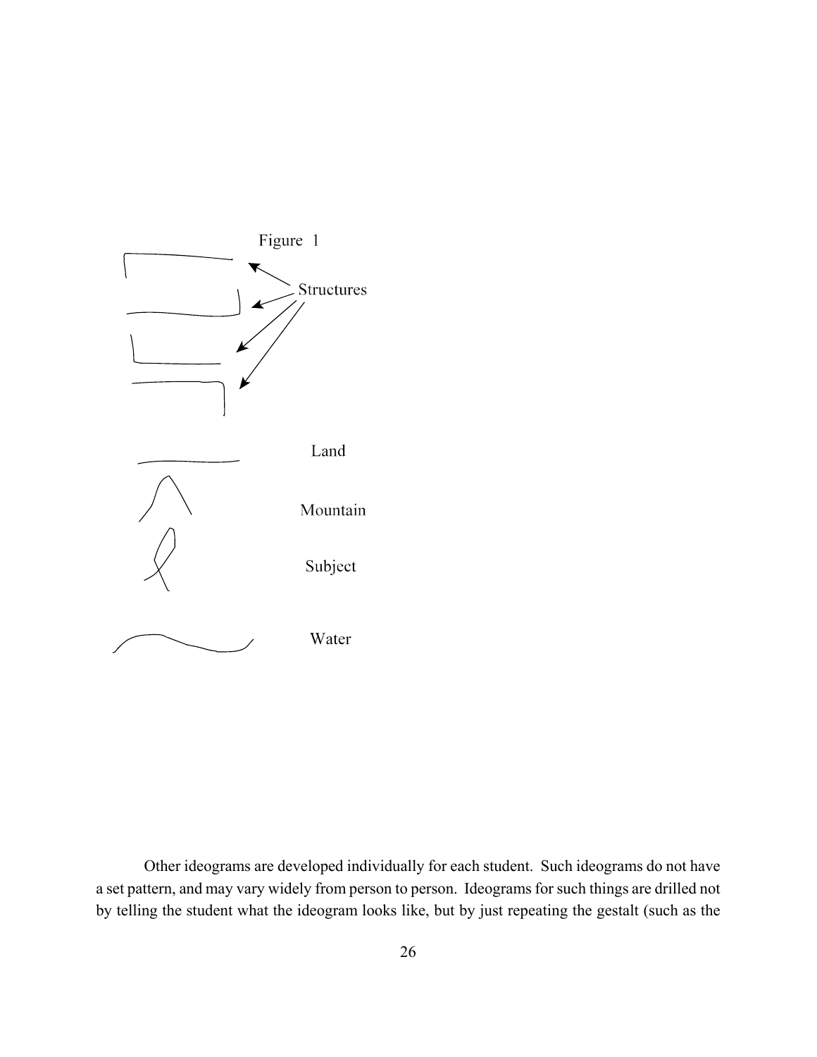Figure 1

Structures

Land

Mountain

Subject

Water

Other ideograms are developed individually for each student. Such ideograms do not have a set pattern, and may vary widely from person to person. Ideograms for such things are drilled not by telling the student what the ideogram looks like, but by just repeating the gestalt (such as the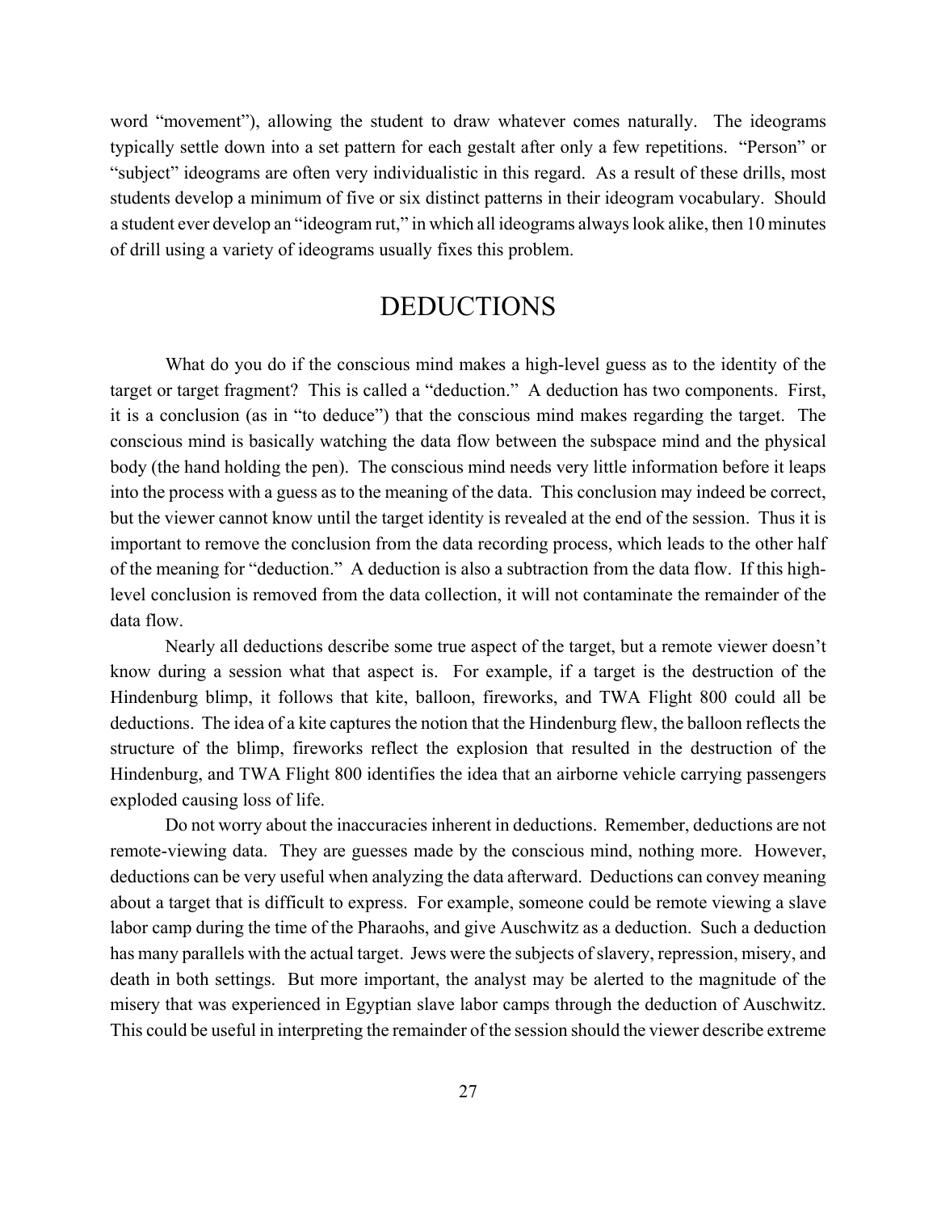word “movement”), allowing the student to draw whatever comes naturally. The ideograms typically settle down into a set pattern for each gestalt after only a few repetitions. “Person” or “subject” ideograms are often very individualistic in this regard. As a result of these drills, most students develop a minimum of five or six distinct patterns in their ideogram vocabulary. Should a student ever develop an “ideogram rut,” in which all ideograms always look alike, then 10 minutes of drill using a variety of ideograms usually fixes this problem.

## DEDUCTIONS

What do you do if the conscious mind makes a high-level guess as to the identity of the target or target fragment? This is called a “deduction.” A deduction has two components. First, it is a conclusion (as in “to deduce”) that the conscious mind makes regarding the target. The conscious mind is basically watching the data flow between the subspace mind and the physical body (the hand holding the pen). The conscious mind needs very little information before it leaps into the process with a guess as to the meaning of the data. This conclusion may indeed be correct, but the viewer cannot know until the target identity is revealed at the end of the session. Thus it is important to remove the conclusion from the data recording process, which leads to the other half of the meaning for “deduction.” A deduction is also a subtraction from the data flow. If this high-level conclusion is removed from the data collection, it will not contaminate the remainder of the data flow.

Nearly all deductions describe some true aspect of the target, but a remote viewer doesn’t know during a session what that aspect is. For example, if a target is the destruction of the Hindenburg blimp, it follows that kite, balloon, fireworks, and TWA Flight 800 could all be deductions. The idea of a kite captures the notion that the Hindenburg flew, the balloon reflects the structure of the blimp, fireworks reflect the explosion that resulted in the destruction of the Hindenburg, and TWA Flight 800 identifies the idea that an airborne vehicle carrying passengers exploded causing loss of life.

Do not worry about the inaccuracies inherent in deductions. Remember, deductions are not remote-viewing data. They are guesses made by the conscious mind, nothing more. However, deductions can be very useful when analyzing the data afterward. Deductions can convey meaning about a target that is difficult to express. For example, someone could be remote viewing a slave labor camp during the time of the Pharaohs, and give Auschwitz as a deduction. Such a deduction has many parallels with the actual target. Jews were the subjects of slavery, repression, misery, and death in both settings. But more important, the analyst may be alerted to the magnitude of the misery that was experienced in Egyptian slave labor camps through the deduction of Auschwitz. This could be useful in interpreting the remainder of the session should the viewer describe extreme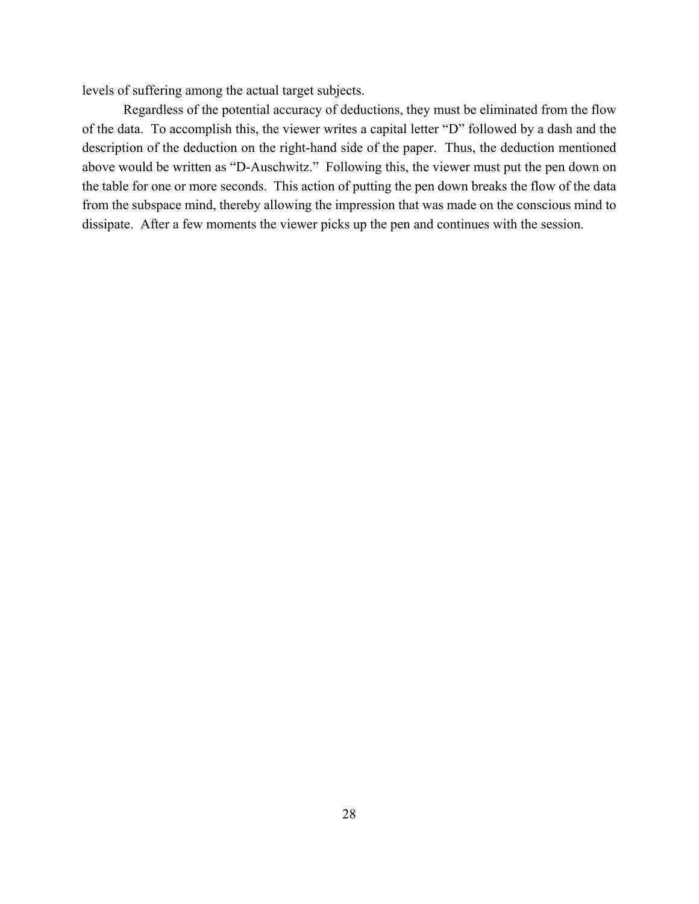levels of suffering among the actual target subjects.

Regardless of the potential accuracy of deductions, they must be eliminated from the flow of the data. To accomplish this, the viewer writes a capital letter "D" followed by a dash and the description of the deduction on the right-hand side of the paper. Thus, the deduction mentioned above would be written as "D-Auschwitz." Following this, the viewer must put the pen down on the table for one or more seconds. This action of putting the pen down breaks the flow of the data from the subspace mind, thereby allowing the impression that was made on the conscious mind to dissipate. After a few moments the viewer picks up the pen and continues with the session.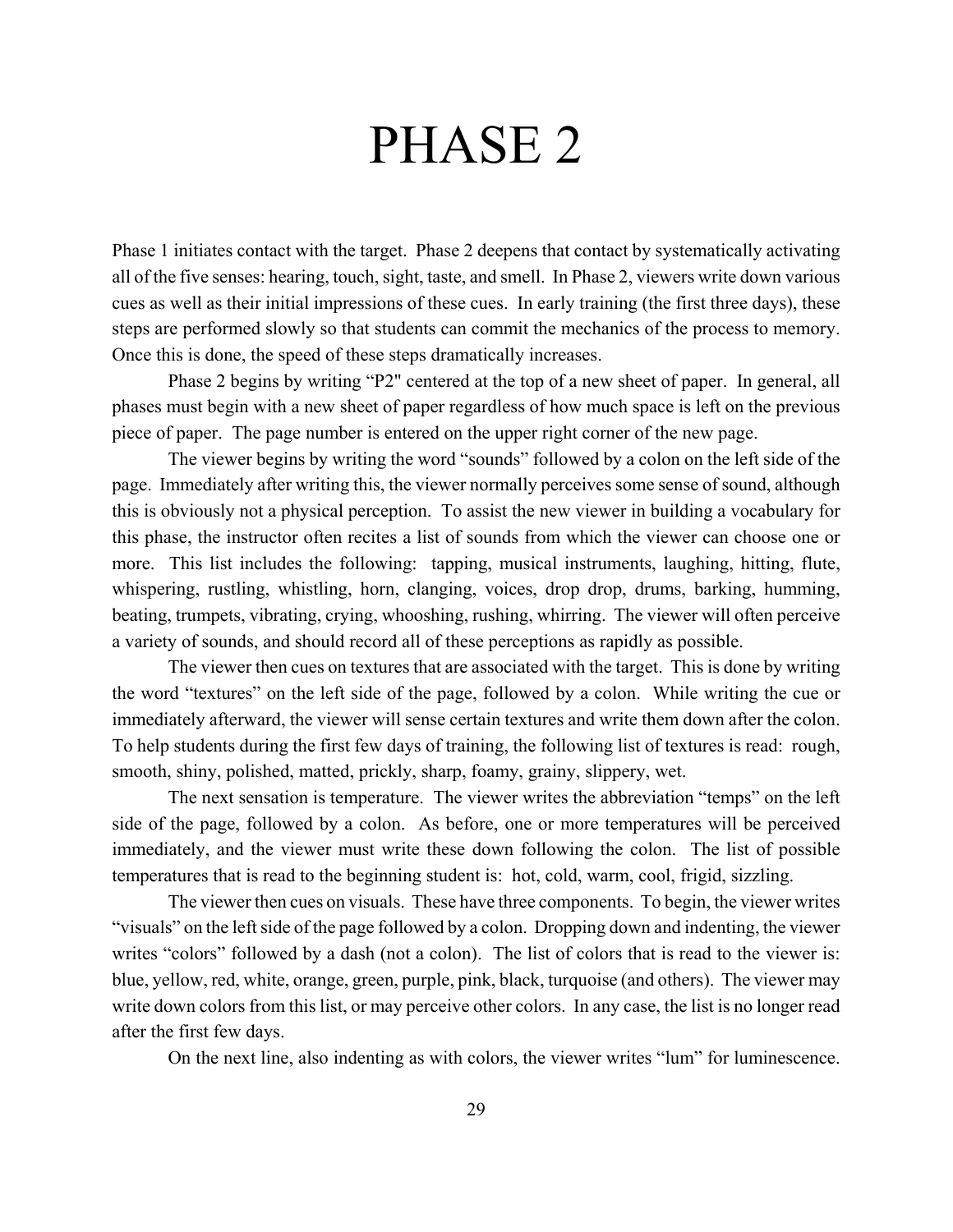# PHASE 2

Phase 1 initiates contact with the target. Phase 2 deepens that contact by systematically activating all of the five senses: hearing, touch, sight, taste, and smell. In Phase 2, viewers write down various cues as well as their initial impressions of these cues. In early training (the first three days), these steps are performed slowly so that students can commit the mechanics of the process to memory. Once this is done, the speed of these steps dramatically increases.

Phase 2 begins by writing "P2" centered at the top of a new sheet of paper. In general, all phases must begin with a new sheet of paper regardless of how much space is left on the previous piece of paper. The page number is entered on the upper right corner of the new page.

The viewer begins by writing the word "sounds" followed by a colon on the left side of the page. Immediately after writing this, the viewer normally perceives some sense of sound, although this is obviously not a physical perception. To assist the new viewer in building a vocabulary for this phase, the instructor often recites a list of sounds from which the viewer can choose one or more. This list includes the following: tapping, musical instruments, laughing, hitting, flute, whispering, rustling, whistling, horn, clanging, voices, drop drop, drums, barking, humming, beating, trumpets, vibrating, crying, whooshing, rushing, whirring. The viewer will often perceive a variety of sounds, and should record all of these perceptions as rapidly as possible.

The viewer then cues on textures that are associated with the target. This is done by writing the word "textures" on the left side of the page, followed by a colon. While writing the cue or immediately afterward, the viewer will sense certain textures and write them down after the colon. To help students during the first few days of training, the following list of textures is read: rough, smooth, shiny, polished, matted, prickly, sharp, foamy, grainy, slippery, wet.

The next sensation is temperature. The viewer writes the abbreviation "temps" on the left side of the page, followed by a colon. As before, one or more temperatures will be perceived immediately, and the viewer must write these down following the colon. The list of possible temperatures that is read to the beginning student is: hot, cold, warm, cool, frigid, sizzling.

The viewer then cues on visuals. These have three components. To begin, the viewer writes "visuals" on the left side of the page followed by a colon. Dropping down and indenting, the viewer writes "colors" followed by a dash (not a colon). The list of colors that is read to the viewer is: blue, yellow, red, white, orange, green, purple, pink, black, turquoise (and others). The viewer may write down colors from this list, or may perceive other colors. In any case, the list is no longer read after the first few days.

On the next line, also indenting as with colors, the viewer writes "lum" for luminescence.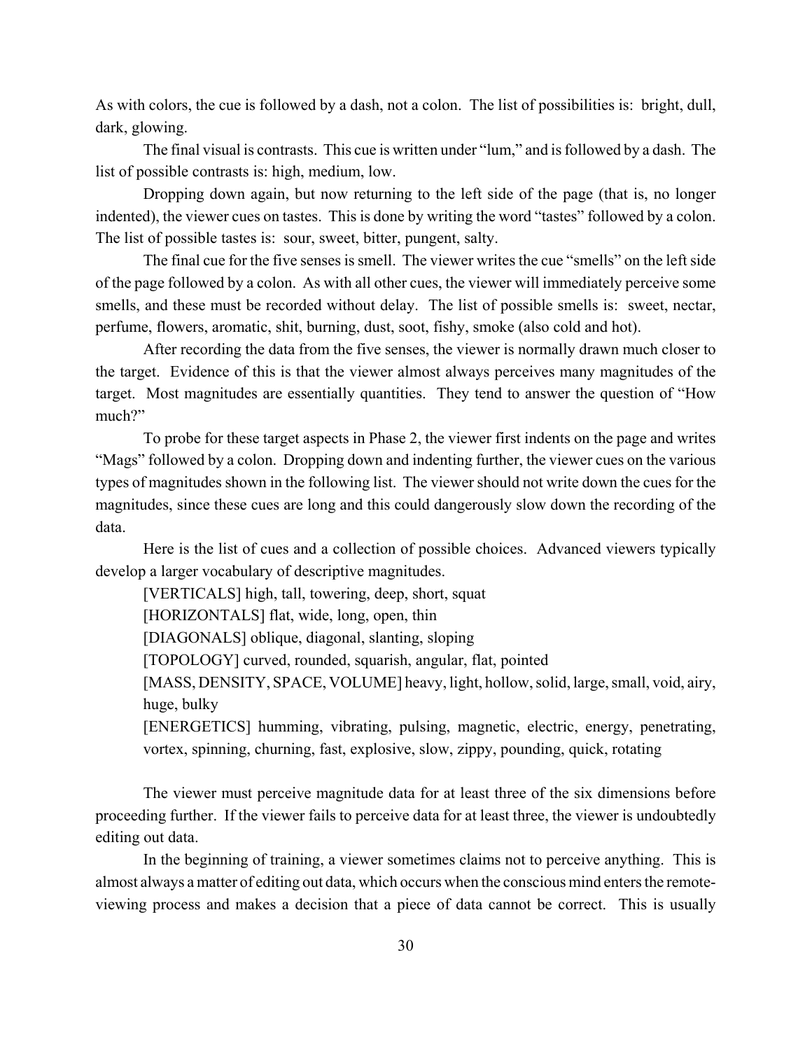As with colors, the cue is followed by a dash, not a colon. The list of possibilities is: bright, dull, dark, glowing.

The final visual is contrasts. This cue is written under "lum," and is followed by a dash. The list of possible contrasts is: high, medium, low.

Dropping down again, but now returning to the left side of the page (that is, no longer indented), the viewer cues on tastes. This is done by writing the word "tastes" followed by a colon. The list of possible tastes is: sour, sweet, bitter, pungent, salty.

The final cue for the five senses is smell. The viewer writes the cue "smells" on the left side of the page followed by a colon. As with all other cues, the viewer will immediately perceive some smells, and these must be recorded without delay. The list of possible smells is: sweet, nectar, perfume, flowers, aromatic, shit, burning, dust, soot, fishy, smoke (also cold and hot).

After recording the data from the five senses, the viewer is normally drawn much closer to the target. Evidence of this is that the viewer almost always perceives many magnitudes of the target. Most magnitudes are essentially quantities. They tend to answer the question of "How much?"

To probe for these target aspects in Phase 2, the viewer first indents on the page and writes "Mags" followed by a colon. Dropping down and indenting further, the viewer cues on the various types of magnitudes shown in the following list. The viewer should not write down the cues for the magnitudes, since these cues are long and this could dangerously slow down the recording of the data.

Here is the list of cues and a collection of possible choices. Advanced viewers typically develop a larger vocabulary of descriptive magnitudes.

> [VERTICALS] high, tall, towering, deep, short, squat
>
> [HORIZONTALS] flat, wide, long, open, thin
>
> [DIAGONALS] oblique, diagonal, slanting, sloping
>
> [TOPOLOGY] curved, rounded, squarish, angular, flat, pointed
>
> [MASS, DENSITY, SPACE, VOLUME] heavy, light, hollow, solid, large, small, void, airy, huge, bulky
>
> [ENERGETICS] humming, vibrating, pulsing, magnetic, electric, energy, penetrating, vortex, spinning, churning, fast, explosive, slow, zippy, pounding, quick, rotating

The viewer must perceive magnitude data for at least three of the six dimensions before proceeding further. If the viewer fails to perceive data for at least three, the viewer is undoubtedly editing out data.

In the beginning of training, a viewer sometimes claims not to perceive anything. This is almost always a matter of editing out data, which occurs when the conscious mind enters the remote-viewing process and makes a decision that a piece of data cannot be correct. This is usually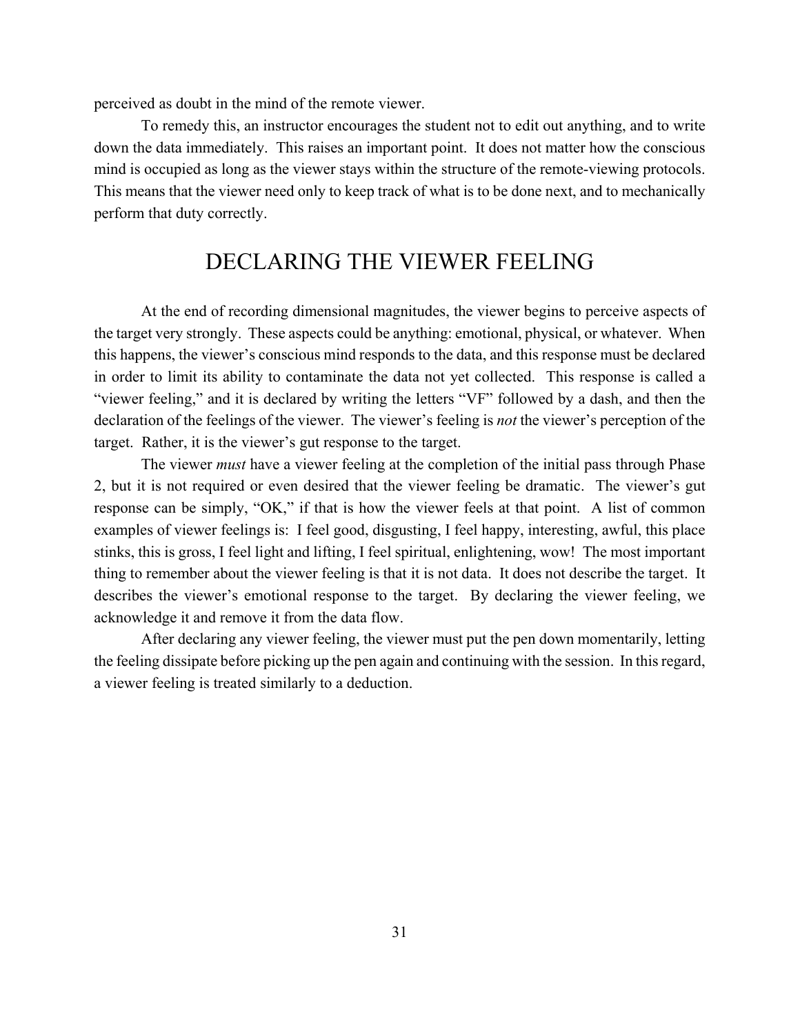perceived as doubt in the mind of the remote viewer.

To remedy this, an instructor encourages the student not to edit out anything, and to write down the data immediately. This raises an important point. It does not matter how the conscious mind is occupied as long as the viewer stays within the structure of the remote-viewing protocols. This means that the viewer need only to keep track of what is to be done next, and to mechanically perform that duty correctly.

## DECLARING THE VIEWER FEELING

At the end of recording dimensional magnitudes, the viewer begins to perceive aspects of the target very strongly. These aspects could be anything: emotional, physical, or whatever. When this happens, the viewer's conscious mind responds to the data, and this response must be declared in order to limit its ability to contaminate the data not yet collected. This response is called a "viewer feeling," and it is declared by writing the letters "VF" followed by a dash, and then the declaration of the feelings of the viewer. The viewer's feeling is *not* the viewer's perception of the target. Rather, it is the viewer's gut response to the target.

The viewer *must* have a viewer feeling at the completion of the initial pass through Phase 2, but it is not required or even desired that the viewer feeling be dramatic. The viewer's gut response can be simply, "OK," if that is how the viewer feels at that point. A list of common examples of viewer feelings is: I feel good, disgusting, I feel happy, interesting, awful, this place stinks, this is gross, I feel light and lifting, I feel spiritual, enlightening, wow! The most important thing to remember about the viewer feeling is that it is not data. It does not describe the target. It describes the viewer's emotional response to the target. By declaring the viewer feeling, we acknowledge it and remove it from the data flow.

After declaring any viewer feeling, the viewer must put the pen down momentarily, letting the feeling dissipate before picking up the pen again and continuing with the session. In this regard, a viewer feeling is treated similarly to a deduction.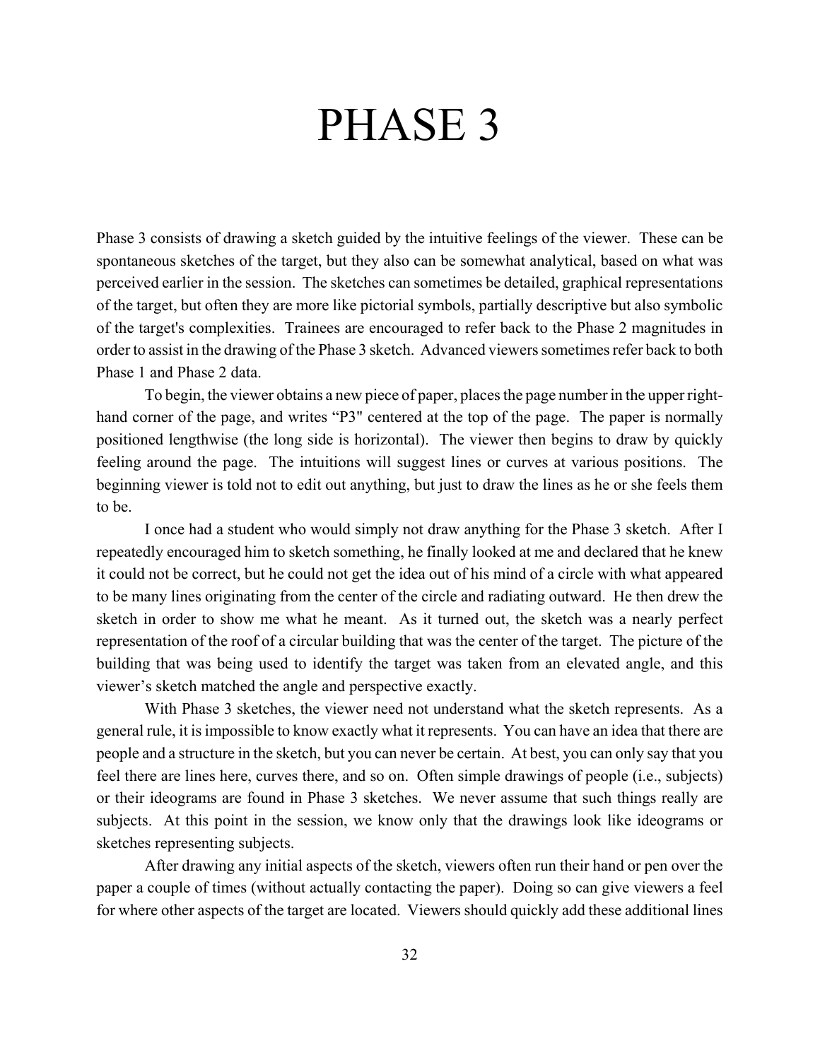# PHASE 3

Phase 3 consists of drawing a sketch guided by the intuitive feelings of the viewer. These can be spontaneous sketches of the target, but they also can be somewhat analytical, based on what was perceived earlier in the session. The sketches can sometimes be detailed, graphical representations of the target, but often they are more like pictorial symbols, partially descriptive but also symbolic of the target's complexities. Trainees are encouraged to refer back to the Phase 2 magnitudes in order to assist in the drawing of the Phase 3 sketch. Advanced viewers sometimes refer back to both Phase 1 and Phase 2 data.

To begin, the viewer obtains a new piece of paper, places the page number in the upper right-hand corner of the page, and writes "P3" centered at the top of the page. The paper is normally positioned lengthwise (the long side is horizontal). The viewer then begins to draw by quickly feeling around the page. The intuitions will suggest lines or curves at various positions. The beginning viewer is told not to edit out anything, but just to draw the lines as he or she feels them to be.

I once had a student who would simply not draw anything for the Phase 3 sketch. After I repeatedly encouraged him to sketch something, he finally looked at me and declared that he knew it could not be correct, but he could not get the idea out of his mind of a circle with what appeared to be many lines originating from the center of the circle and radiating outward. He then drew the sketch in order to show me what he meant. As it turned out, the sketch was a nearly perfect representation of the roof of a circular building that was the center of the target. The picture of the building that was being used to identify the target was taken from an elevated angle, and this viewer's sketch matched the angle and perspective exactly.

With Phase 3 sketches, the viewer need not understand what the sketch represents. As a general rule, it is impossible to know exactly what it represents. You can have an idea that there are people and a structure in the sketch, but you can never be certain. At best, you can only say that you feel there are lines here, curves there, and so on. Often simple drawings of people (i.e., subjects) or their ideograms are found in Phase 3 sketches. We never assume that such things really are subjects. At this point in the session, we know only that the drawings look like ideograms or sketches representing subjects.

After drawing any initial aspects of the sketch, viewers often run their hand or pen over the paper a couple of times (without actually contacting the paper). Doing so can give viewers a feel for where other aspects of the target are located. Viewers should quickly add these additional lines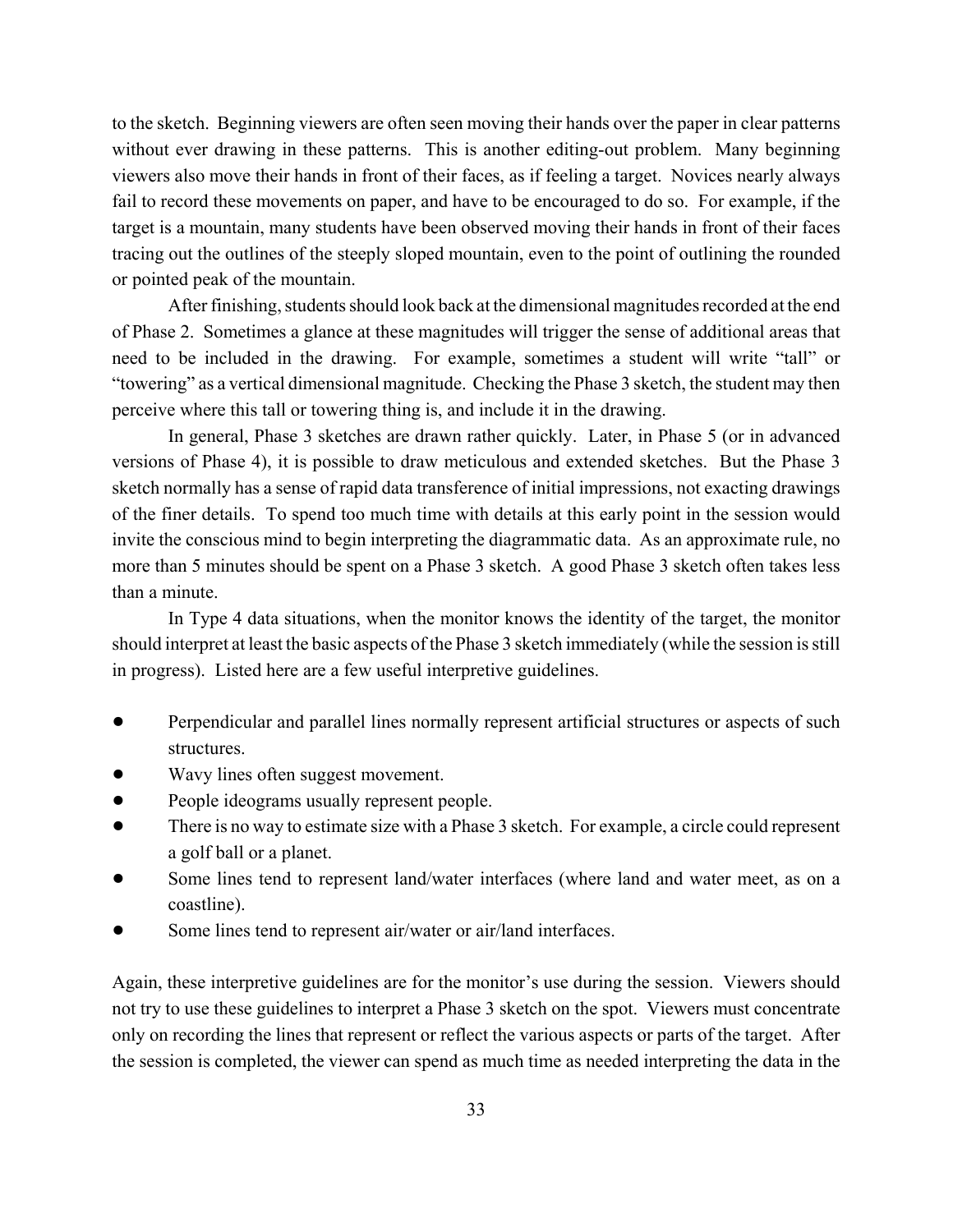to the sketch. Beginning viewers are often seen moving their hands over the paper in clear patterns without ever drawing in these patterns. This is another editing-out problem. Many beginning viewers also move their hands in front of their faces, as if feeling a target. Novices nearly always fail to record these movements on paper, and have to be encouraged to do so. For example, if the target is a mountain, many students have been observed moving their hands in front of their faces tracing out the outlines of the steeply sloped mountain, even to the point of outlining the rounded or pointed peak of the mountain.

After finishing, students should look back at the dimensional magnitudes recorded at the end of Phase 2. Sometimes a glance at these magnitudes will trigger the sense of additional areas that need to be included in the drawing. For example, sometimes a student will write "tall" or "towering" as a vertical dimensional magnitude. Checking the Phase 3 sketch, the student may then perceive where this tall or towering thing is, and include it in the drawing.

In general, Phase 3 sketches are drawn rather quickly. Later, in Phase 5 (or in advanced versions of Phase 4), it is possible to draw meticulous and extended sketches. But the Phase 3 sketch normally has a sense of rapid data transference of initial impressions, not exacting drawings of the finer details. To spend too much time with details at this early point in the session would invite the conscious mind to begin interpreting the diagrammatic data. As an approximate rule, no more than 5 minutes should be spent on a Phase 3 sketch. A good Phase 3 sketch often takes less than a minute.

In Type 4 data situations, when the monitor knows the identity of the target, the monitor should interpret at least the basic aspects of the Phase 3 sketch immediately (while the session is still in progress). Listed here are a few useful interpretive guidelines.

- Perpendicular and parallel lines normally represent artificial structures or aspects of such structures.
- Wavy lines often suggest movement.
- People ideograms usually represent people.
- There is no way to estimate size with a Phase 3 sketch. For example, a circle could represent a golf ball or a planet.
- Some lines tend to represent land/water interfaces (where land and water meet, as on a coastline).
- Some lines tend to represent air/water or air/land interfaces.

Again, these interpretive guidelines are for the monitor's use during the session. Viewers should not try to use these guidelines to interpret a Phase 3 sketch on the spot. Viewers must concentrate only on recording the lines that represent or reflect the various aspects or parts of the target. After the session is completed, the viewer can spend as much time as needed interpreting the data in the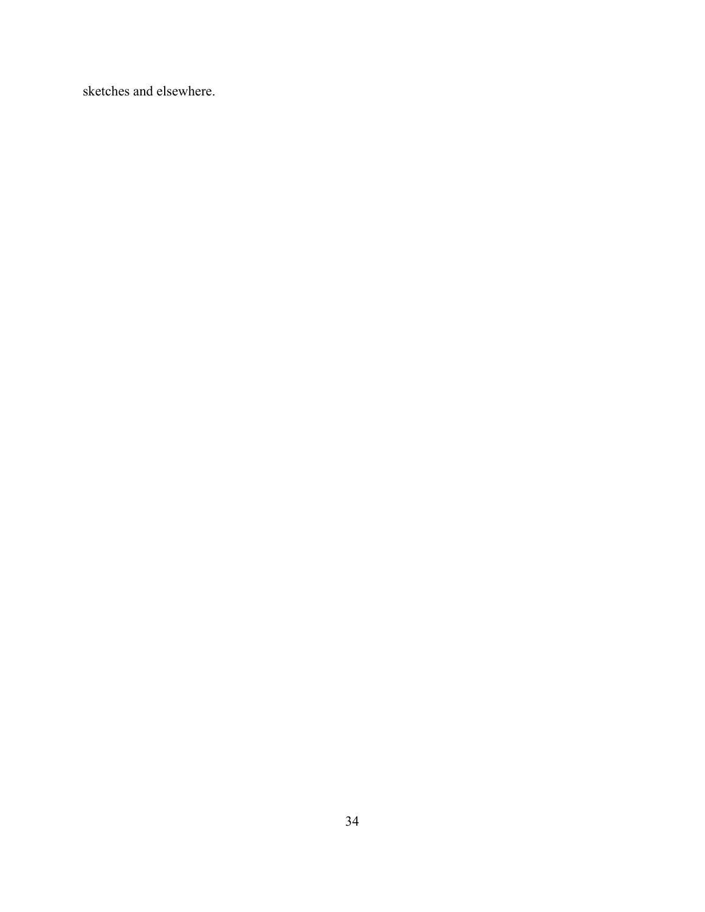sketches and elsewhere.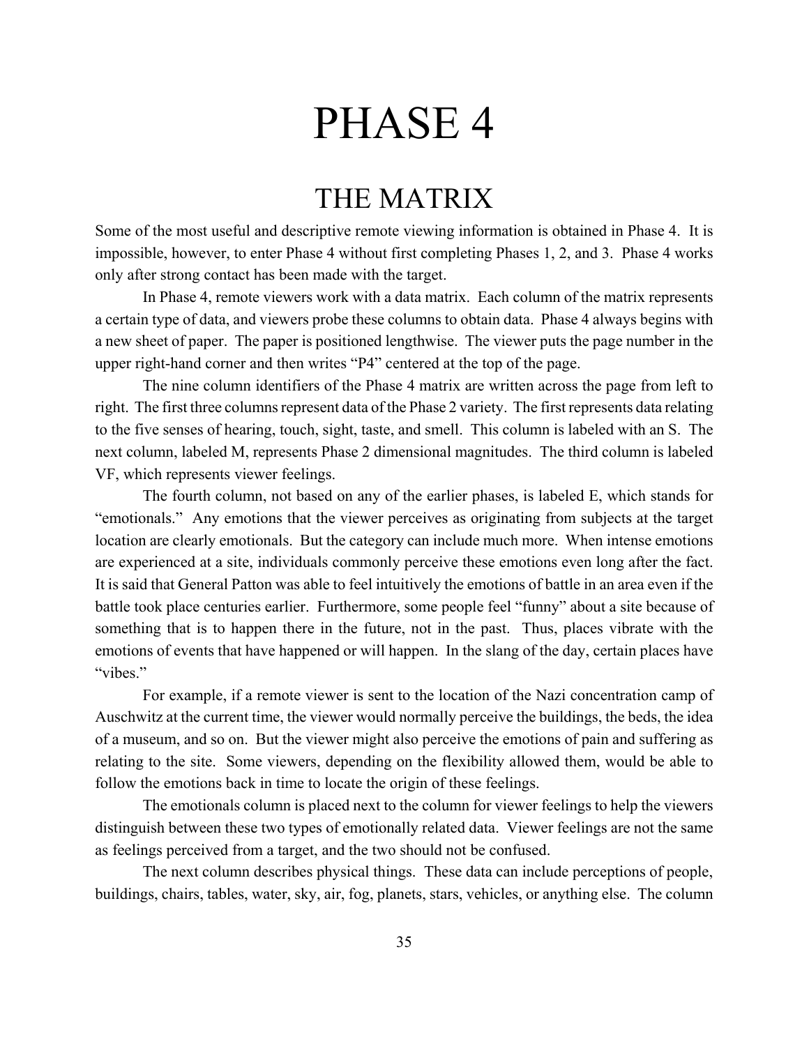# PHASE 4

## THE MATRIX

Some of the most useful and descriptive remote viewing information is obtained in Phase 4. It is impossible, however, to enter Phase 4 without first completing Phases 1, 2, and 3. Phase 4 works only after strong contact has been made with the target.

In Phase 4, remote viewers work with a data matrix. Each column of the matrix represents a certain type of data, and viewers probe these columns to obtain data. Phase 4 always begins with a new sheet of paper. The paper is positioned lengthwise. The viewer puts the page number in the upper right-hand corner and then writes "P4" centered at the top of the page.

The nine column identifiers of the Phase 4 matrix are written across the page from left to right. The first three columns represent data of the Phase 2 variety. The first represents data relating to the five senses of hearing, touch, sight, taste, and smell. This column is labeled with an S. The next column, labeled M, represents Phase 2 dimensional magnitudes. The third column is labeled VF, which represents viewer feelings.

The fourth column, not based on any of the earlier phases, is labeled E, which stands for "emotionals." Any emotions that the viewer perceives as originating from subjects at the target location are clearly emotionals. But the category can include much more. When intense emotions are experienced at a site, individuals commonly perceive these emotions even long after the fact. It is said that General Patton was able to feel intuitively the emotions of battle in an area even if the battle took place centuries earlier. Furthermore, some people feel "funny" about a site because of something that is to happen there in the future, not in the past. Thus, places vibrate with the emotions of events that have happened or will happen. In the slang of the day, certain places have "vibes."

For example, if a remote viewer is sent to the location of the Nazi concentration camp of Auschwitz at the current time, the viewer would normally perceive the buildings, the beds, the idea of a museum, and so on. But the viewer might also perceive the emotions of pain and suffering as relating to the site. Some viewers, depending on the flexibility allowed them, would be able to follow the emotions back in time to locate the origin of these feelings.

The emotionals column is placed next to the column for viewer feelings to help the viewers distinguish between these two types of emotionally related data. Viewer feelings are not the same as feelings perceived from a target, and the two should not be confused.

The next column describes physical things. These data can include perceptions of people, buildings, chairs, tables, water, sky, air, fog, planets, stars, vehicles, or anything else. The column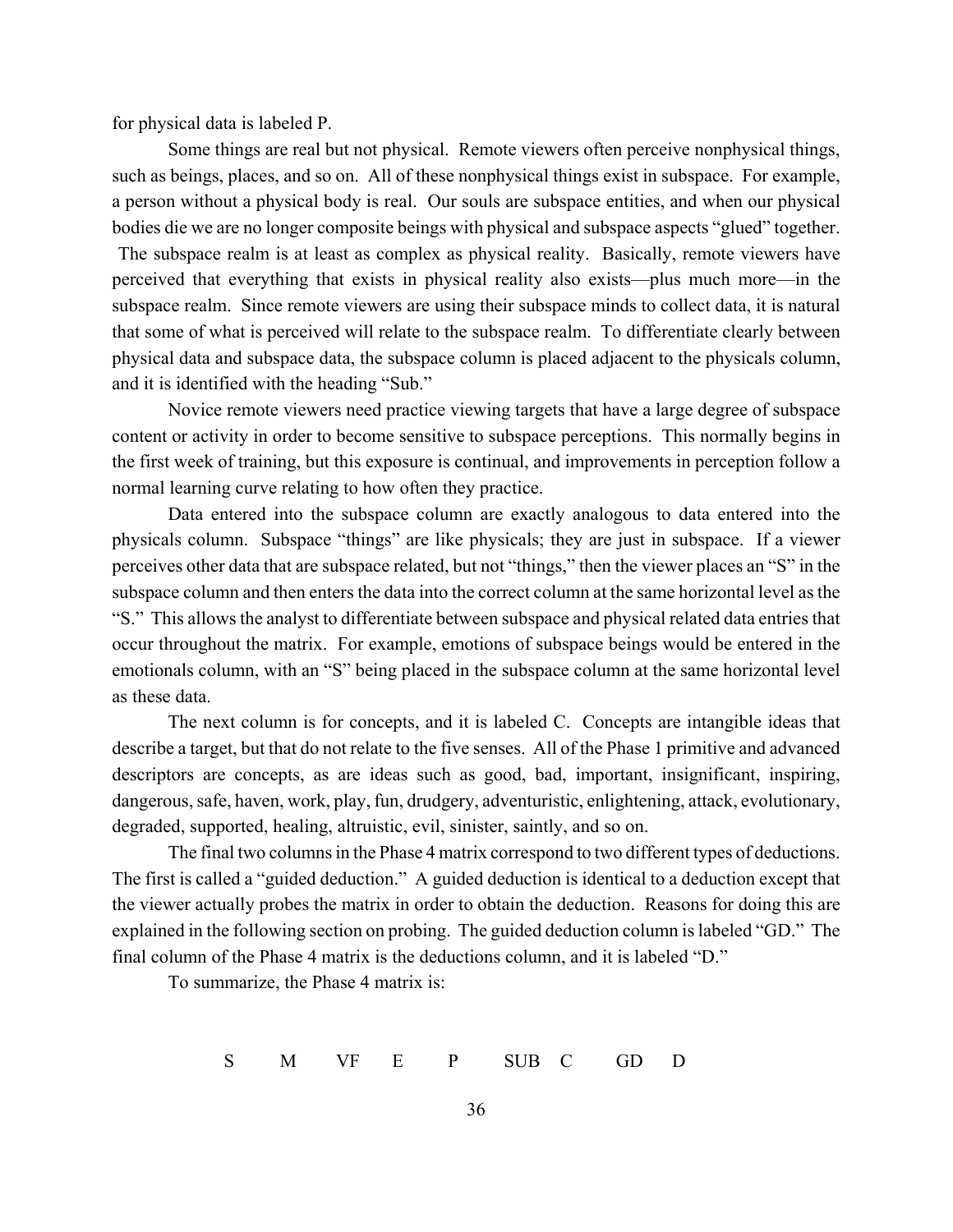for physical data is labeled P.

Some things are real but not physical. Remote viewers often perceive nonphysical things, such as beings, places, and so on. All of these nonphysical things exist in subspace. For example, a person without a physical body is real. Our souls are subspace entities, and when our physical bodies die we are no longer composite beings with physical and subspace aspects "glued" together. The subspace realm is at least as complex as physical reality. Basically, remote viewers have perceived that everything that exists in physical reality also exists—plus much more—in the subspace realm. Since remote viewers are using their subspace minds to collect data, it is natural that some of what is perceived will relate to the subspace realm. To differentiate clearly between physical data and subspace data, the subspace column is placed adjacent to the physicals column, and it is identified with the heading "Sub."

Novice remote viewers need practice viewing targets that have a large degree of subspace content or activity in order to become sensitive to subspace perceptions. This normally begins in the first week of training, but this exposure is continual, and improvements in perception follow a normal learning curve relating to how often they practice.

Data entered into the subspace column are exactly analogous to data entered into the physicals column. Subspace "things" are like physicals; they are just in subspace. If a viewer perceives other data that are subspace related, but not "things," then the viewer places an "S" in the subspace column and then enters the data into the correct column at the same horizontal level as the "S." This allows the analyst to differentiate between subspace and physical related data entries that occur throughout the matrix. For example, emotions of subspace beings would be entered in the emotionals column, with an "S" being placed in the subspace column at the same horizontal level as these data.

The next column is for concepts, and it is labeled C. Concepts are intangible ideas that describe a target, but that do not relate to the five senses. All of the Phase 1 primitive and advanced descriptors are concepts, as are ideas such as good, bad, important, insignificant, inspiring, dangerous, safe, haven, work, play, fun, drudgery, adventuristic, enlightening, attack, evolutionary, degraded, supported, healing, altruistic, evil, sinister, saintly, and so on.

The final two columns in the Phase 4 matrix correspond to two different types of deductions. The first is called a "guided deduction." A guided deduction is identical to a deduction except that the viewer actually probes the matrix in order to obtain the deduction. Reasons for doing this are explained in the following section on probing. The guided deduction column is labeled "GD." The final column of the Phase 4 matrix is the deductions column, and it is labeled "D."

To summarize, the Phase 4 matrix is:

| S | M | VF | E | P | SUB | C | GD | D |
|---|---|---|---|---|---|---|---|---|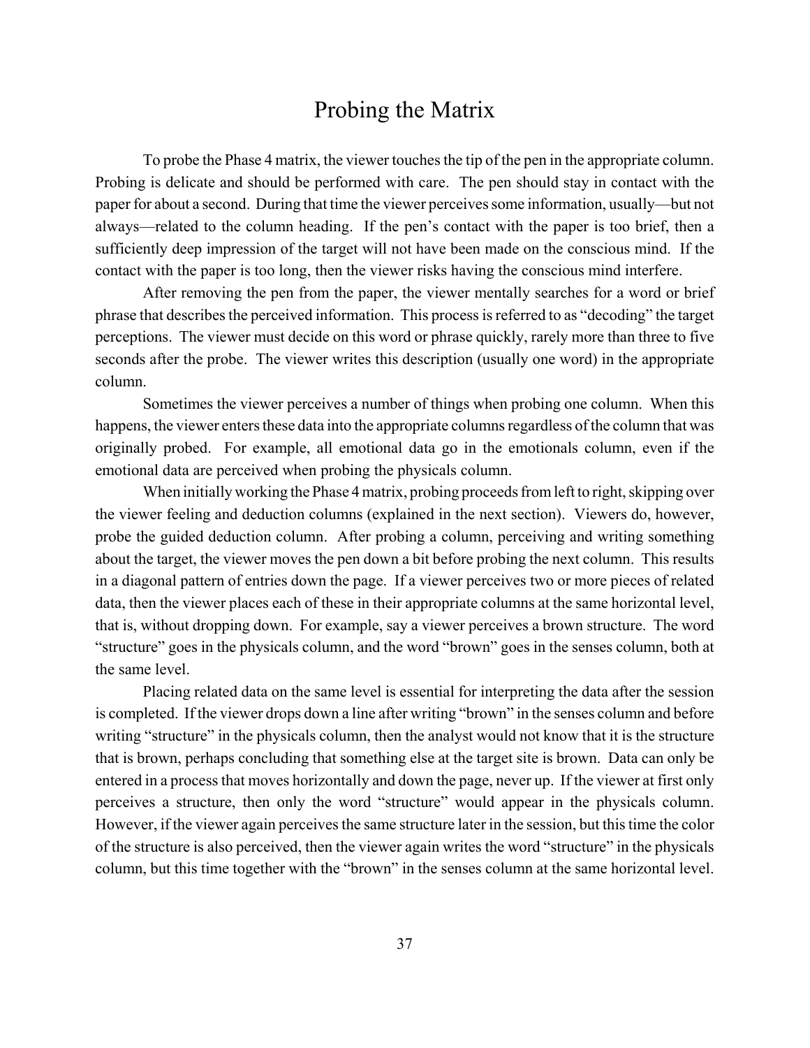# Probing the Matrix

To probe the Phase 4 matrix, the viewer touches the tip of the pen in the appropriate column. Probing is delicate and should be performed with care. The pen should stay in contact with the paper for about a second. During that time the viewer perceives some information, usually—but not always—related to the column heading. If the pen's contact with the paper is too brief, then a sufficiently deep impression of the target will not have been made on the conscious mind. If the contact with the paper is too long, then the viewer risks having the conscious mind interfere.

After removing the pen from the paper, the viewer mentally searches for a word or brief phrase that describes the perceived information. This process is referred to as "decoding" the target perceptions. The viewer must decide on this word or phrase quickly, rarely more than three to five seconds after the probe. The viewer writes this description (usually one word) in the appropriate column.

Sometimes the viewer perceives a number of things when probing one column. When this happens, the viewer enters these data into the appropriate columns regardless of the column that was originally probed. For example, all emotional data go in the emotionals column, even if the emotional data are perceived when probing the physicals column.

When initially working the Phase 4 matrix, probing proceeds from left to right, skipping over the viewer feeling and deduction columns (explained in the next section). Viewers do, however, probe the guided deduction column. After probing a column, perceiving and writing something about the target, the viewer moves the pen down a bit before probing the next column. This results in a diagonal pattern of entries down the page. If a viewer perceives two or more pieces of related data, then the viewer places each of these in their appropriate columns at the same horizontal level, that is, without dropping down. For example, say a viewer perceives a brown structure. The word "structure" goes in the physicals column, and the word "brown" goes in the senses column, both at the same level.

Placing related data on the same level is essential for interpreting the data after the session is completed. If the viewer drops down a line after writing "brown" in the senses column and before writing "structure" in the physicals column, then the analyst would not know that it is the structure that is brown, perhaps concluding that something else at the target site is brown. Data can only be entered in a process that moves horizontally and down the page, never up. If the viewer at first only perceives a structure, then only the word "structure" would appear in the physicals column. However, if the viewer again perceives the same structure later in the session, but this time the color of the structure is also perceived, then the viewer again writes the word "structure" in the physicals column, but this time together with the "brown" in the senses column at the same horizontal level.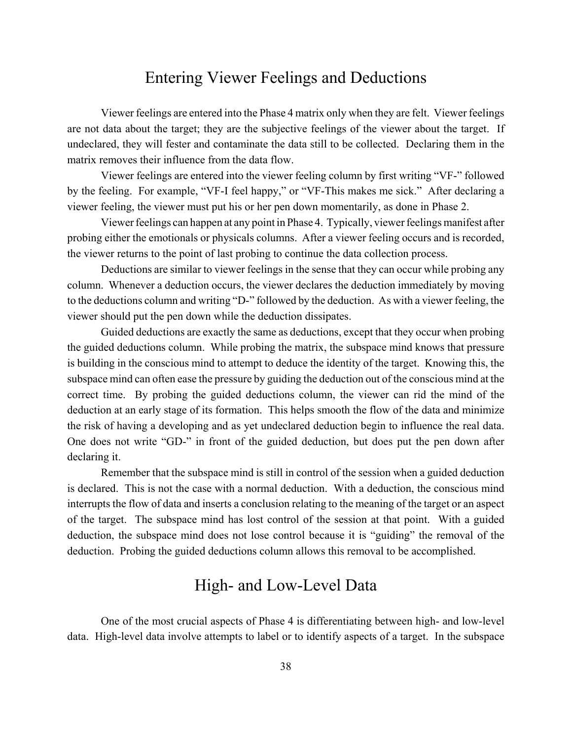## Entering Viewer Feelings and Deductions

Viewer feelings are entered into the Phase 4 matrix only when they are felt. Viewer feelings are not data about the target; they are the subjective feelings of the viewer about the target. If undeclared, they will fester and contaminate the data still to be collected. Declaring them in the matrix removes their influence from the data flow.

Viewer feelings are entered into the viewer feeling column by first writing "VF-" followed by the feeling. For example, "VF-I feel happy," or "VF-This makes me sick." After declaring a viewer feeling, the viewer must put his or her pen down momentarily, as done in Phase 2.

Viewer feelings can happen at any point in Phase 4. Typically, viewer feelings manifest after probing either the emotionals or physicals columns. After a viewer feeling occurs and is recorded, the viewer returns to the point of last probing to continue the data collection process.

Deductions are similar to viewer feelings in the sense that they can occur while probing any column. Whenever a deduction occurs, the viewer declares the deduction immediately by moving to the deductions column and writing "D-" followed by the deduction. As with a viewer feeling, the viewer should put the pen down while the deduction dissipates.

Guided deductions are exactly the same as deductions, except that they occur when probing the guided deductions column. While probing the matrix, the subspace mind knows that pressure is building in the conscious mind to attempt to deduce the identity of the target. Knowing this, the subspace mind can often ease the pressure by guiding the deduction out of the conscious mind at the correct time. By probing the guided deductions column, the viewer can rid the mind of the deduction at an early stage of its formation. This helps smooth the flow of the data and minimize the risk of having a developing and as yet undeclared deduction begin to influence the real data. One does not write "GD-" in front of the guided deduction, but does put the pen down after declaring it.

Remember that the subspace mind is still in control of the session when a guided deduction is declared. This is not the case with a normal deduction. With a deduction, the conscious mind interrupts the flow of data and inserts a conclusion relating to the meaning of the target or an aspect of the target. The subspace mind has lost control of the session at that point. With a guided deduction, the subspace mind does not lose control because it is "guiding" the removal of the deduction. Probing the guided deductions column allows this removal to be accomplished.

## High- and Low-Level Data

One of the most crucial aspects of Phase 4 is differentiating between high- and low-level data. High-level data involve attempts to label or to identify aspects of a target. In the subspace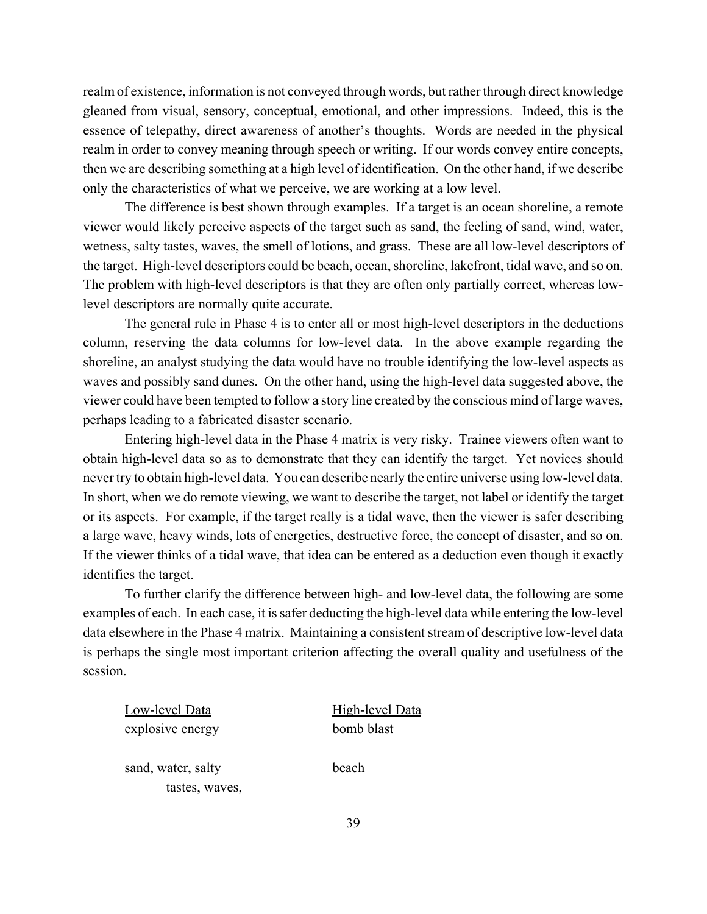realm of existence, information is not conveyed through words, but rather through direct knowledge gleaned from visual, sensory, conceptual, emotional, and other impressions. Indeed, this is the essence of telepathy, direct awareness of another's thoughts. Words are needed in the physical realm in order to convey meaning through speech or writing. If our words convey entire concepts, then we are describing something at a high level of identification. On the other hand, if we describe only the characteristics of what we perceive, we are working at a low level.

The difference is best shown through examples. If a target is an ocean shoreline, a remote viewer would likely perceive aspects of the target such as sand, the feeling of sand, wind, water, wetness, salty tastes, waves, the smell of lotions, and grass. These are all low-level descriptors of the target. High-level descriptors could be beach, ocean, shoreline, lakefront, tidal wave, and so on. The problem with high-level descriptors is that they are often only partially correct, whereas low-level descriptors are normally quite accurate.

The general rule in Phase 4 is to enter all or most high-level descriptors in the deductions column, reserving the data columns for low-level data. In the above example regarding the shoreline, an analyst studying the data would have no trouble identifying the low-level aspects as waves and possibly sand dunes. On the other hand, using the high-level data suggested above, the viewer could have been tempted to follow a story line created by the conscious mind of large waves, perhaps leading to a fabricated disaster scenario.

Entering high-level data in the Phase 4 matrix is very risky. Trainee viewers often want to obtain high-level data so as to demonstrate that they can identify the target. Yet novices should never try to obtain high-level data. You can describe nearly the entire universe using low-level data. In short, when we do remote viewing, we want to describe the target, not label or identify the target or its aspects. For example, if the target really is a tidal wave, then the viewer is safer describing a large wave, heavy winds, lots of energetics, destructive force, the concept of disaster, and so on. If the viewer thinks of a tidal wave, that idea can be entered as a deduction even though it exactly identifies the target.

To further clarify the difference between high- and low-level data, the following are some examples of each. In each case, it is safer deducting the high-level data while entering the low-level data elsewhere in the Phase 4 matrix. Maintaining a consistent stream of descriptive low-level data is perhaps the single most important criterion affecting the overall quality and usefulness of the session.

| Low-level Data | High-level Data |
|---|---|
| explosive energy | bomb blast |
| sand, water, salty tastes, waves, | beach |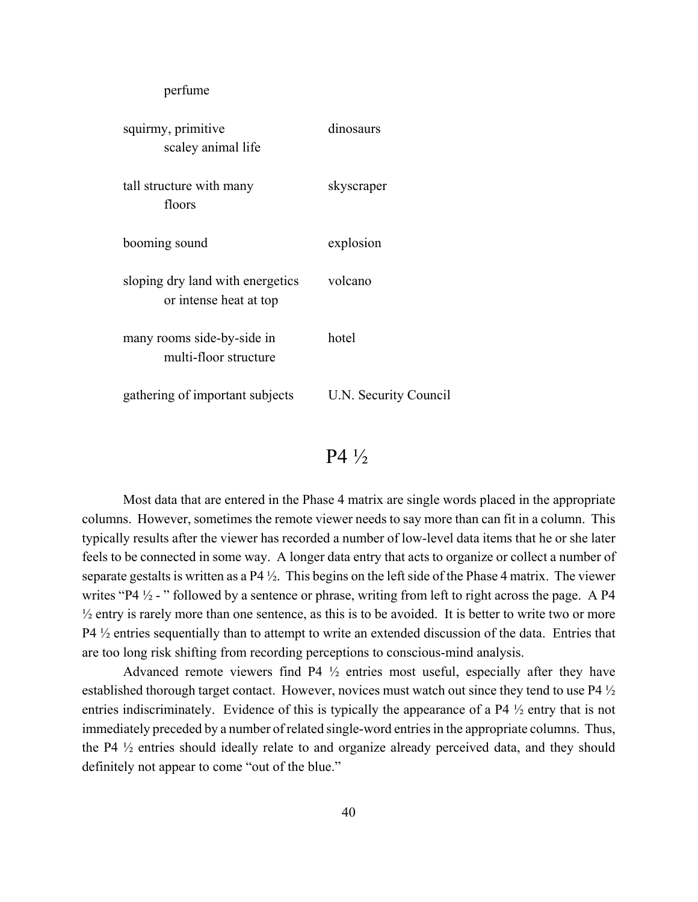perfume

| | |
|---|---|
| squirmy, primitive scaley animal life | dinosaurs |
| tall structure with many floors | skyscraper |
| booming sound | explosion |
| sloping dry land with energetics or intense heat at top | volcano |
| many rooms side-by-side in multi-floor structure | hotel |
| gathering of important subjects | U.N. Security Council |

## P4 ½

Most data that are entered in the Phase 4 matrix are single words placed in the appropriate columns. However, sometimes the remote viewer needs to say more than can fit in a column. This typically results after the viewer has recorded a number of low-level data items that he or she later feels to be connected in some way. A longer data entry that acts to organize or collect a number of separate gestalts is written as a P4 ½. This begins on the left side of the Phase 4 matrix. The viewer writes "P4 ½ - " followed by a sentence or phrase, writing from left to right across the page. A P4 ½ entry is rarely more than one sentence, as this is to be avoided. It is better to write two or more P4 ½ entries sequentially than to attempt to write an extended discussion of the data. Entries that are too long risk shifting from recording perceptions to conscious-mind analysis.

Advanced remote viewers find P4 ½ entries most useful, especially after they have established thorough target contact. However, novices must watch out since they tend to use P4 ½ entries indiscriminately. Evidence of this is typically the appearance of a P4 ½ entry that is not immediately preceded by a number of related single-word entries in the appropriate columns. Thus, the P4 ½ entries should ideally relate to and organize already perceived data, and they should definitely not appear to come "out of the blue."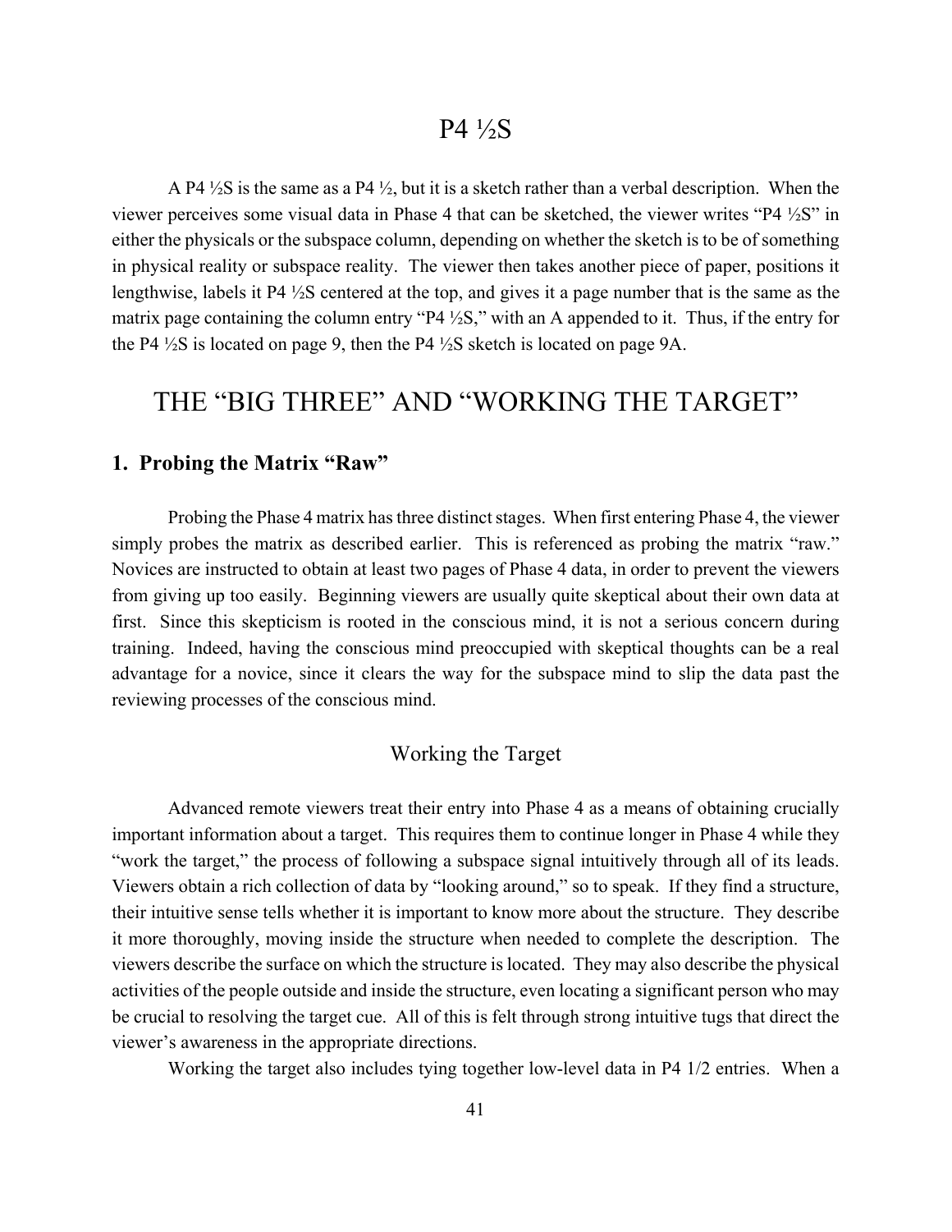# P4 ½S

A P4 ½S is the same as a P4 ½, but it is a sketch rather than a verbal description. When the viewer perceives some visual data in Phase 4 that can be sketched, the viewer writes "P4 ½S" in either the physicals or the subspace column, depending on whether the sketch is to be of something in physical reality or subspace reality. The viewer then takes another piece of paper, positions it lengthwise, labels it P4 ½S centered at the top, and gives it a page number that is the same as the matrix page containing the column entry "P4 ½S," with an A appended to it. Thus, if the entry for the P4 ½S is located on page 9, then the P4 ½S sketch is located on page 9A.

# THE "BIG THREE" AND "WORKING THE TARGET"

## 1. Probing the Matrix "Raw"

Probing the Phase 4 matrix has three distinct stages. When first entering Phase 4, the viewer simply probes the matrix as described earlier. This is referenced as probing the matrix "raw." Novices are instructed to obtain at least two pages of Phase 4 data, in order to prevent the viewers from giving up too easily. Beginning viewers are usually quite skeptical about their own data at first. Since this skepticism is rooted in the conscious mind, it is not a serious concern during training. Indeed, having the conscious mind preoccupied with skeptical thoughts can be a real advantage for a novice, since it clears the way for the subspace mind to slip the data past the reviewing processes of the conscious mind.

### Working the Target

Advanced remote viewers treat their entry into Phase 4 as a means of obtaining crucially important information about a target. This requires them to continue longer in Phase 4 while they "work the target," the process of following a subspace signal intuitively through all of its leads. Viewers obtain a rich collection of data by "looking around," so to speak. If they find a structure, their intuitive sense tells whether it is important to know more about the structure. They describe it more thoroughly, moving inside the structure when needed to complete the description. The viewers describe the surface on which the structure is located. They may also describe the physical activities of the people outside and inside the structure, even locating a significant person who may be crucial to resolving the target cue. All of this is felt through strong intuitive tugs that direct the viewer's awareness in the appropriate directions.

Working the target also includes tying together low-level data in P4 1/2 entries. When a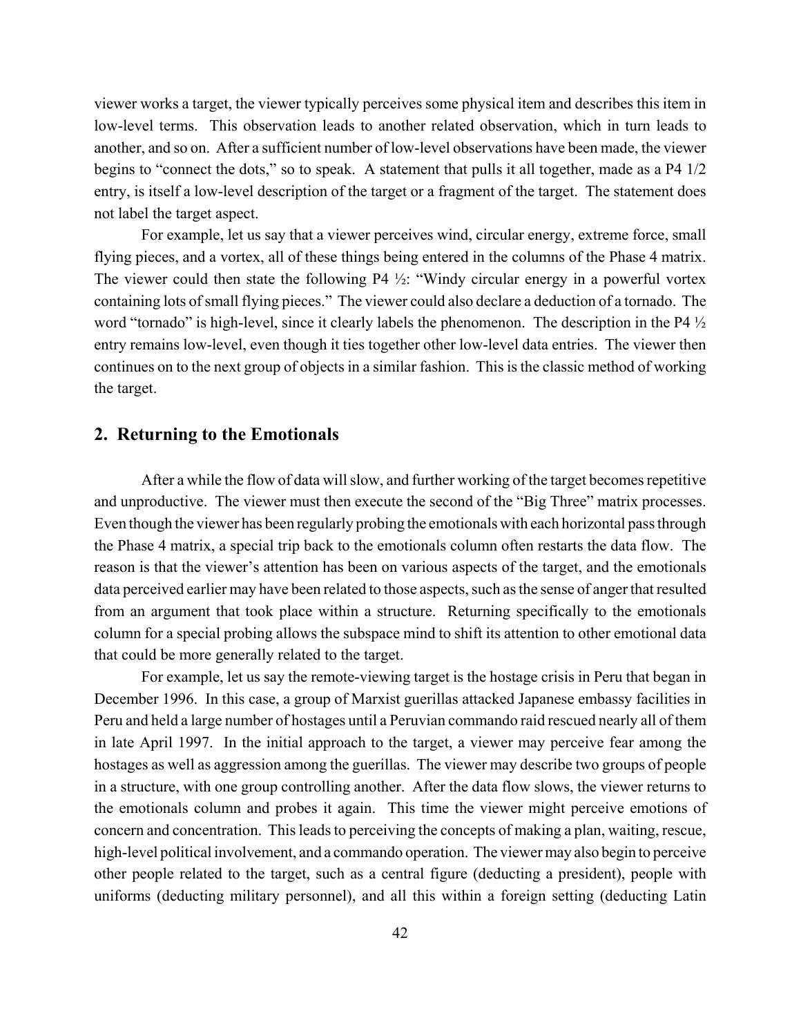viewer works a target, the viewer typically perceives some physical item and describes this item in low-level terms. This observation leads to another related observation, which in turn leads to another, and so on. After a sufficient number of low-level observations have been made, the viewer begins to "connect the dots," so to speak. A statement that pulls it all together, made as a P4 1/2 entry, is itself a low-level description of the target or a fragment of the target. The statement does not label the target aspect.

For example, let us say that a viewer perceives wind, circular energy, extreme force, small flying pieces, and a vortex, all of these things being entered in the columns of the Phase 4 matrix. The viewer could then state the following P4 ½: "Windy circular energy in a powerful vortex containing lots of small flying pieces." The viewer could also declare a deduction of a tornado. The word "tornado" is high-level, since it clearly labels the phenomenon. The description in the P4 ½ entry remains low-level, even though it ties together other low-level data entries. The viewer then continues on to the next group of objects in a similar fashion. This is the classic method of working the target.

## 2. Returning to the Emotionals

After a while the flow of data will slow, and further working of the target becomes repetitive and unproductive. The viewer must then execute the second of the "Big Three" matrix processes. Even though the viewer has been regularly probing the emotionals with each horizontal pass through the Phase 4 matrix, a special trip back to the emotionals column often restarts the data flow. The reason is that the viewer's attention has been on various aspects of the target, and the emotionals data perceived earlier may have been related to those aspects, such as the sense of anger that resulted from an argument that took place within a structure. Returning specifically to the emotionals column for a special probing allows the subspace mind to shift its attention to other emotional data that could be more generally related to the target.

For example, let us say the remote-viewing target is the hostage crisis in Peru that began in December 1996. In this case, a group of Marxist guerillas attacked Japanese embassy facilities in Peru and held a large number of hostages until a Peruvian commando raid rescued nearly all of them in late April 1997. In the initial approach to the target, a viewer may perceive fear among the hostages as well as aggression among the guerillas. The viewer may describe two groups of people in a structure, with one group controlling another. After the data flow slows, the viewer returns to the emotionals column and probes it again. This time the viewer might perceive emotions of concern and concentration. This leads to perceiving the concepts of making a plan, waiting, rescue, high-level political involvement, and a commando operation. The viewer may also begin to perceive other people related to the target, such as a central figure (deducting a president), people with uniforms (deducting military personnel), and all this within a foreign setting (deducting Latin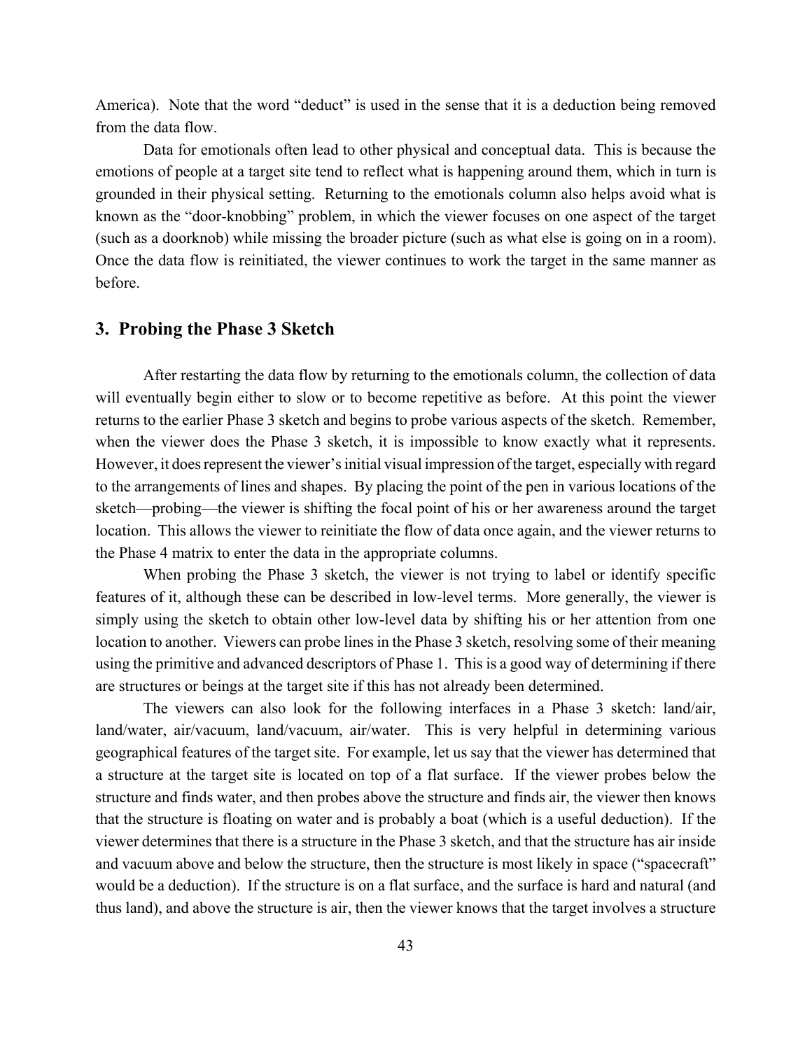America). Note that the word "deduct" is used in the sense that it is a deduction being removed from the data flow.

Data for emotionals often lead to other physical and conceptual data. This is because the emotions of people at a target site tend to reflect what is happening around them, which in turn is grounded in their physical setting. Returning to the emotionals column also helps avoid what is known as the "door-knobbing" problem, in which the viewer focuses on one aspect of the target (such as a doorknob) while missing the broader picture (such as what else is going on in a room). Once the data flow is reinitiated, the viewer continues to work the target in the same manner as before.

## 3. Probing the Phase 3 Sketch

After restarting the data flow by returning to the emotionals column, the collection of data will eventually begin either to slow or to become repetitive as before. At this point the viewer returns to the earlier Phase 3 sketch and begins to probe various aspects of the sketch. Remember, when the viewer does the Phase 3 sketch, it is impossible to know exactly what it represents. However, it does represent the viewer's initial visual impression of the target, especially with regard to the arrangements of lines and shapes. By placing the point of the pen in various locations of the sketch—probing—the viewer is shifting the focal point of his or her awareness around the target location. This allows the viewer to reinitiate the flow of data once again, and the viewer returns to the Phase 4 matrix to enter the data in the appropriate columns.

When probing the Phase 3 sketch, the viewer is not trying to label or identify specific features of it, although these can be described in low-level terms. More generally, the viewer is simply using the sketch to obtain other low-level data by shifting his or her attention from one location to another. Viewers can probe lines in the Phase 3 sketch, resolving some of their meaning using the primitive and advanced descriptors of Phase 1. This is a good way of determining if there are structures or beings at the target site if this has not already been determined.

The viewers can also look for the following interfaces in a Phase 3 sketch: land/air, land/water, air/vacuum, land/vacuum, air/water. This is very helpful in determining various geographical features of the target site. For example, let us say that the viewer has determined that a structure at the target site is located on top of a flat surface. If the viewer probes below the structure and finds water, and then probes above the structure and finds air, the viewer then knows that the structure is floating on water and is probably a boat (which is a useful deduction). If the viewer determines that there is a structure in the Phase 3 sketch, and that the structure has air inside and vacuum above and below the structure, then the structure is most likely in space ("spacecraft" would be a deduction). If the structure is on a flat surface, and the surface is hard and natural (and thus land), and above the structure is air, then the viewer knows that the target involves a structure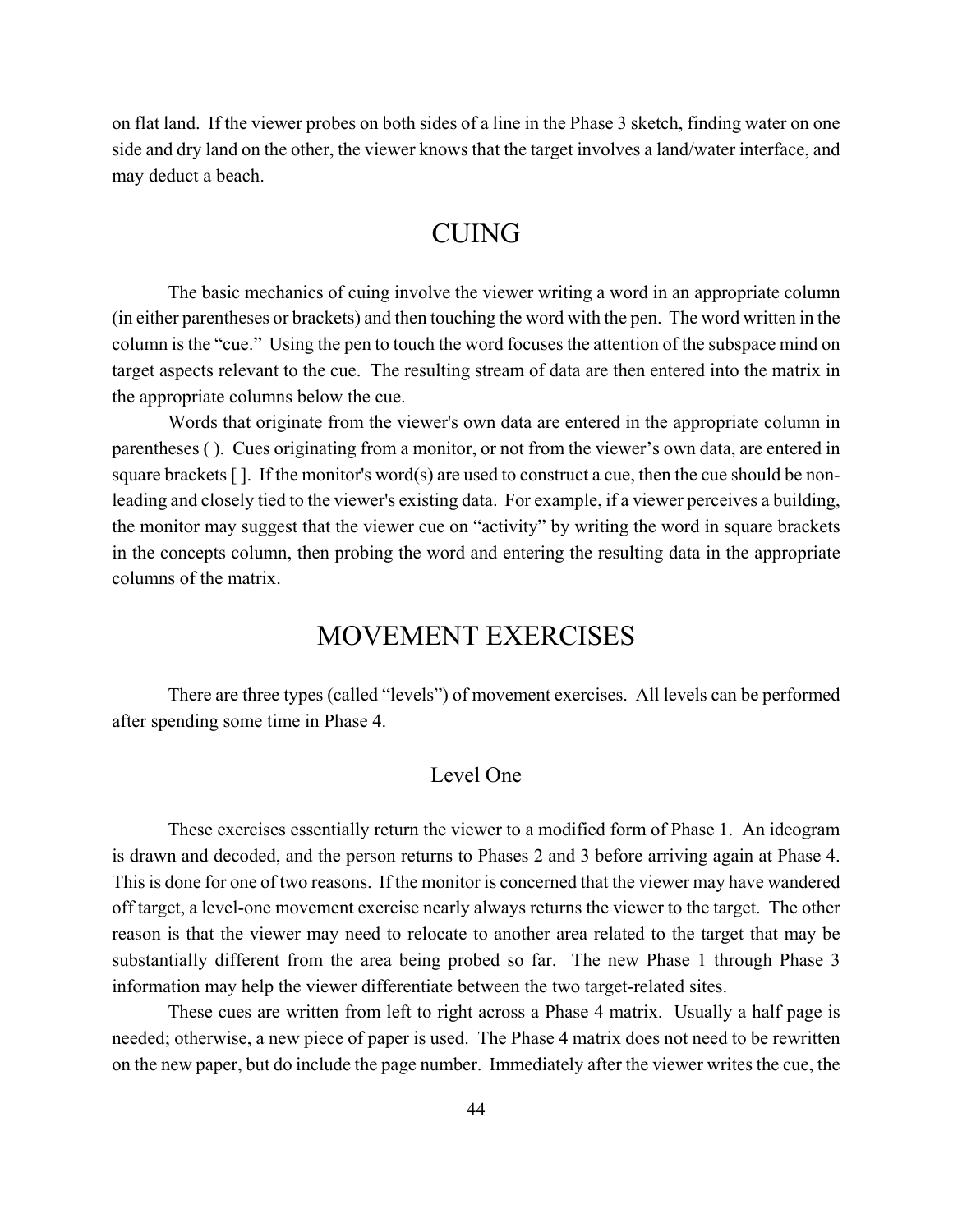on flat land. If the viewer probes on both sides of a line in the Phase 3 sketch, finding water on one side and dry land on the other, the viewer knows that the target involves a land/water interface, and may deduct a beach.

## CUING

The basic mechanics of cuing involve the viewer writing a word in an appropriate column (in either parentheses or brackets) and then touching the word with the pen. The word written in the column is the "cue." Using the pen to touch the word focuses the attention of the subspace mind on target aspects relevant to the cue. The resulting stream of data are then entered into the matrix in the appropriate columns below the cue.

Words that originate from the viewer's own data are entered in the appropriate column in parentheses ( ). Cues originating from a monitor, or not from the viewer's own data, are entered in square brackets [ ]. If the monitor's word(s) are used to construct a cue, then the cue should be non-leading and closely tied to the viewer's existing data. For example, if a viewer perceives a building, the monitor may suggest that the viewer cue on "activity" by writing the word in square brackets in the concepts column, then probing the word and entering the resulting data in the appropriate columns of the matrix.

## MOVEMENT EXERCISES

There are three types (called "levels") of movement exercises. All levels can be performed after spending some time in Phase 4.

### Level One

These exercises essentially return the viewer to a modified form of Phase 1. An ideogram is drawn and decoded, and the person returns to Phases 2 and 3 before arriving again at Phase 4. This is done for one of two reasons. If the monitor is concerned that the viewer may have wandered off target, a level-one movement exercise nearly always returns the viewer to the target. The other reason is that the viewer may need to relocate to another area related to the target that may be substantially different from the area being probed so far. The new Phase 1 through Phase 3 information may help the viewer differentiate between the two target-related sites.

These cues are written from left to right across a Phase 4 matrix. Usually a half page is needed; otherwise, a new piece of paper is used. The Phase 4 matrix does not need to be rewritten on the new paper, but do include the page number. Immediately after the viewer writes the cue, the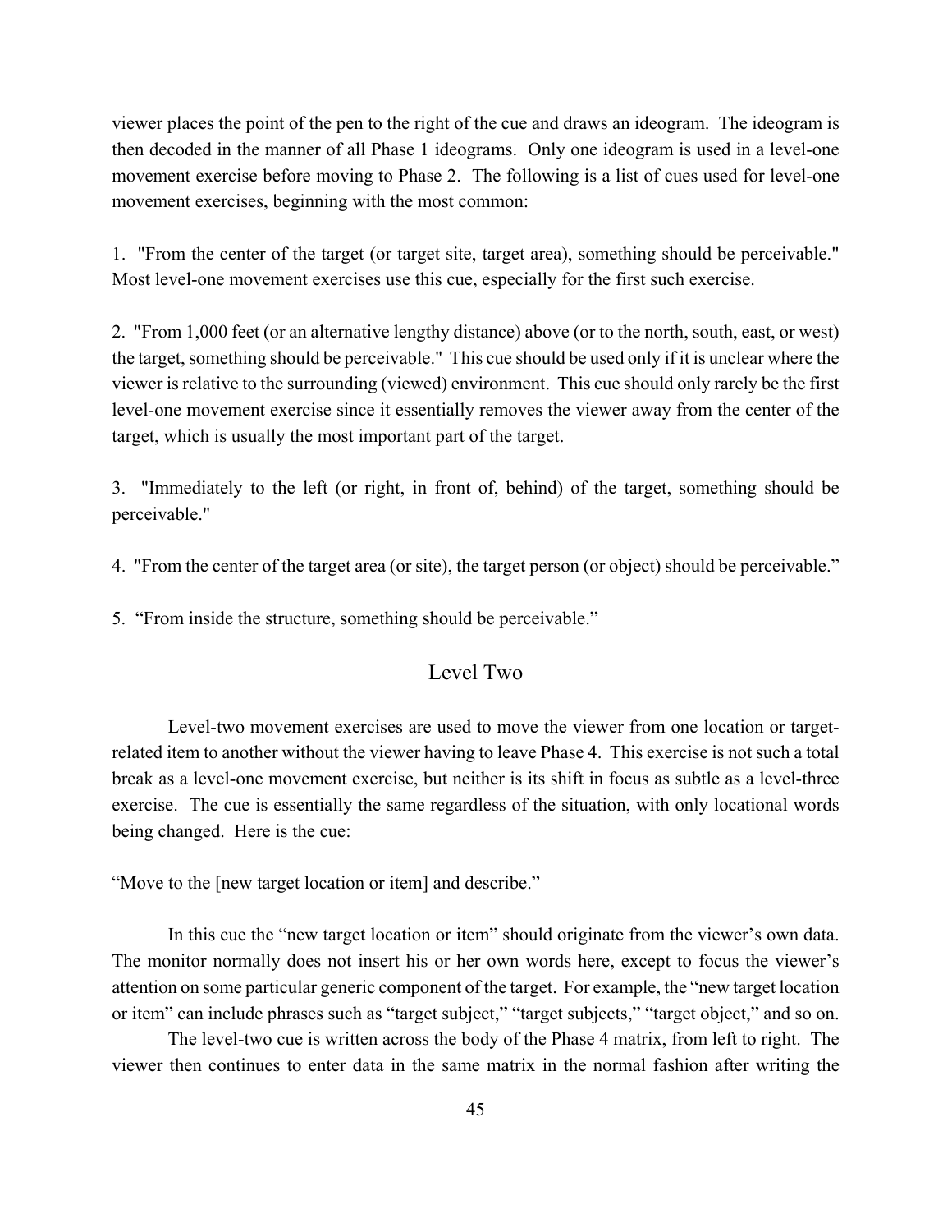viewer places the point of the pen to the right of the cue and draws an ideogram. The ideogram is then decoded in the manner of all Phase 1 ideograms. Only one ideogram is used in a level-one movement exercise before moving to Phase 2. The following is a list of cues used for level-one movement exercises, beginning with the most common:

1. "From the center of the target (or target site, target area), something should be perceivable." Most level-one movement exercises use this cue, especially for the first such exercise.

2. "From 1,000 feet (or an alternative lengthy distance) above (or to the north, south, east, or west) the target, something should be perceivable." This cue should be used only if it is unclear where the viewer is relative to the surrounding (viewed) environment. This cue should only rarely be the first level-one movement exercise since it essentially removes the viewer away from the center of the target, which is usually the most important part of the target.

3. "Immediately to the left (or right, in front of, behind) of the target, something should be perceivable."

4. "From the center of the target area (or site), the target person (or object) should be perceivable."

5. "From inside the structure, something should be perceivable."

## Level Two

Level-two movement exercises are used to move the viewer from one location or target-related item to another without the viewer having to leave Phase 4. This exercise is not such a total break as a level-one movement exercise, but neither is its shift in focus as subtle as a level-three exercise. The cue is essentially the same regardless of the situation, with only locational words being changed. Here is the cue:

"Move to the [new target location or item] and describe."

In this cue the "new target location or item" should originate from the viewer's own data. The monitor normally does not insert his or her own words here, except to focus the viewer's attention on some particular generic component of the target. For example, the "new target location or item" can include phrases such as "target subject," "target subjects," "target object," and so on.

The level-two cue is written across the body of the Phase 4 matrix, from left to right. The viewer then continues to enter data in the same matrix in the normal fashion after writing the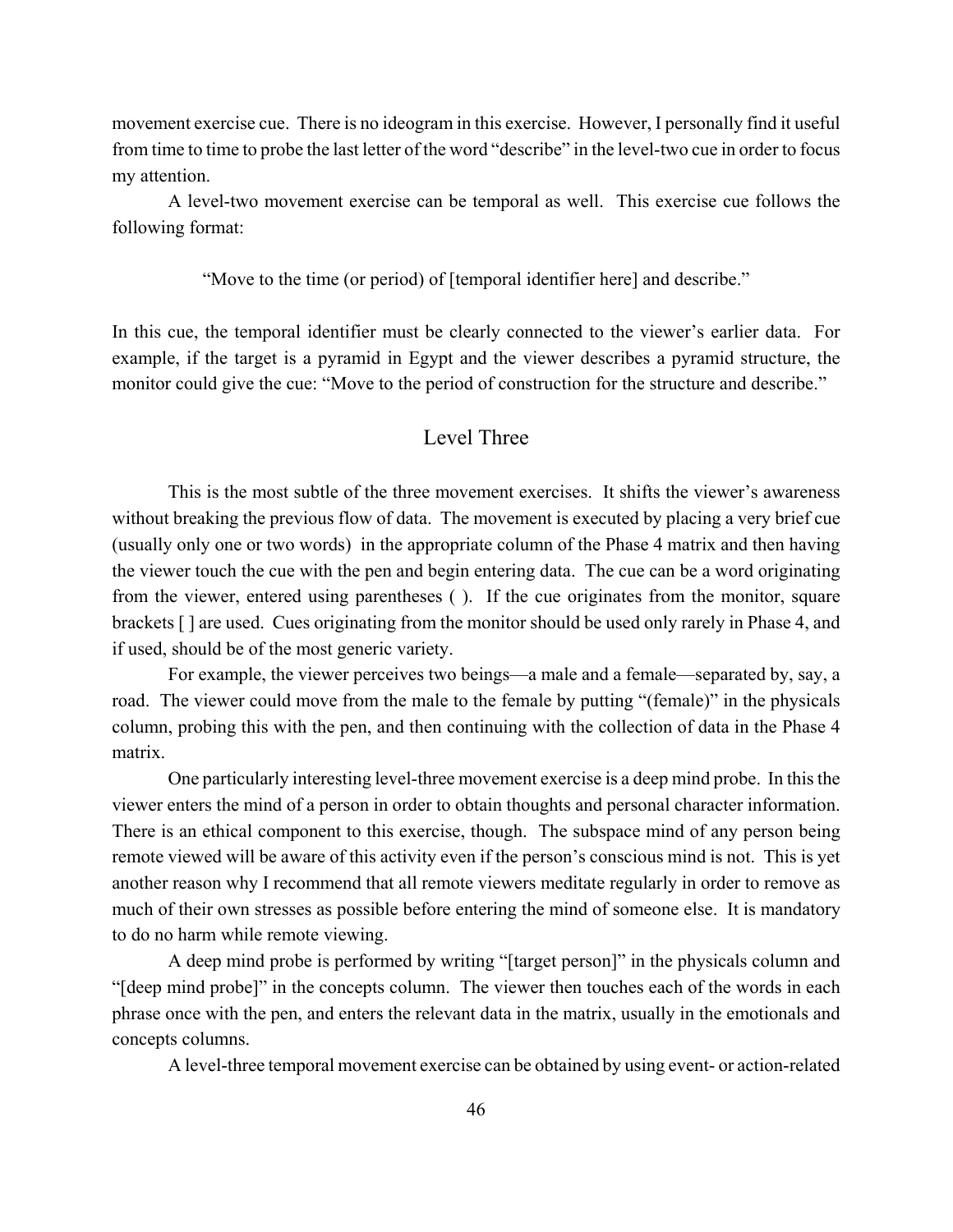movement exercise cue. There is no ideogram in this exercise. However, I personally find it useful from time to time to probe the last letter of the word "describe" in the level-two cue in order to focus my attention.

A level-two movement exercise can be temporal as well. This exercise cue follows the following format:

"Move to the time (or period) of [temporal identifier here] and describe."

In this cue, the temporal identifier must be clearly connected to the viewer's earlier data. For example, if the target is a pyramid in Egypt and the viewer describes a pyramid structure, the monitor could give the cue: "Move to the period of construction for the structure and describe."

## Level Three

This is the most subtle of the three movement exercises. It shifts the viewer's awareness without breaking the previous flow of data. The movement is executed by placing a very brief cue (usually only one or two words) in the appropriate column of the Phase 4 matrix and then having the viewer touch the cue with the pen and begin entering data. The cue can be a word originating from the viewer, entered using parentheses ( ). If the cue originates from the monitor, square brackets [ ] are used. Cues originating from the monitor should be used only rarely in Phase 4, and if used, should be of the most generic variety.

For example, the viewer perceives two beings—a male and a female—separated by, say, a road. The viewer could move from the male to the female by putting "(female)" in the physicals column, probing this with the pen, and then continuing with the collection of data in the Phase 4 matrix.

One particularly interesting level-three movement exercise is a deep mind probe. In this the viewer enters the mind of a person in order to obtain thoughts and personal character information. There is an ethical component to this exercise, though. The subspace mind of any person being remote viewed will be aware of this activity even if the person's conscious mind is not. This is yet another reason why I recommend that all remote viewers meditate regularly in order to remove as much of their own stresses as possible before entering the mind of someone else. It is mandatory to do no harm while remote viewing.

A deep mind probe is performed by writing "[target person]" in the physicals column and "[deep mind probe]" in the concepts column. The viewer then touches each of the words in each phrase once with the pen, and enters the relevant data in the matrix, usually in the emotionals and concepts columns.

A level-three temporal movement exercise can be obtained by using event- or action-related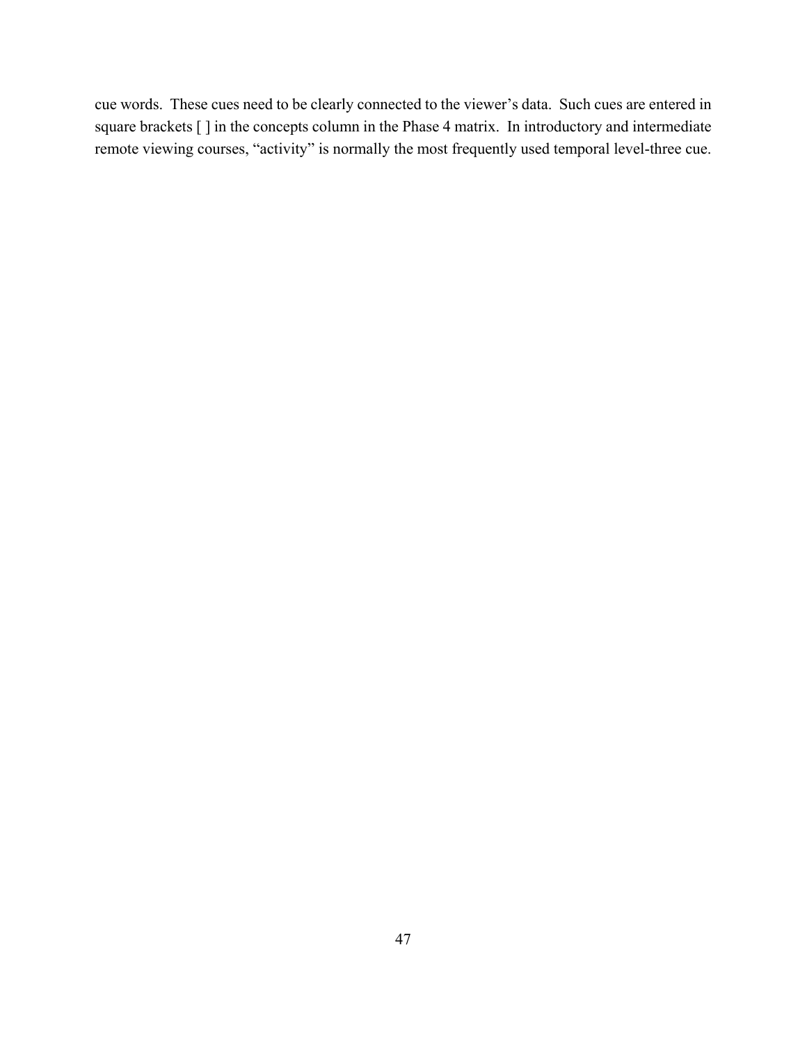cue words. These cues need to be clearly connected to the viewer's data. Such cues are entered in square brackets [ ] in the concepts column in the Phase 4 matrix. In introductory and intermediate remote viewing courses, "activity" is normally the most frequently used temporal level-three cue.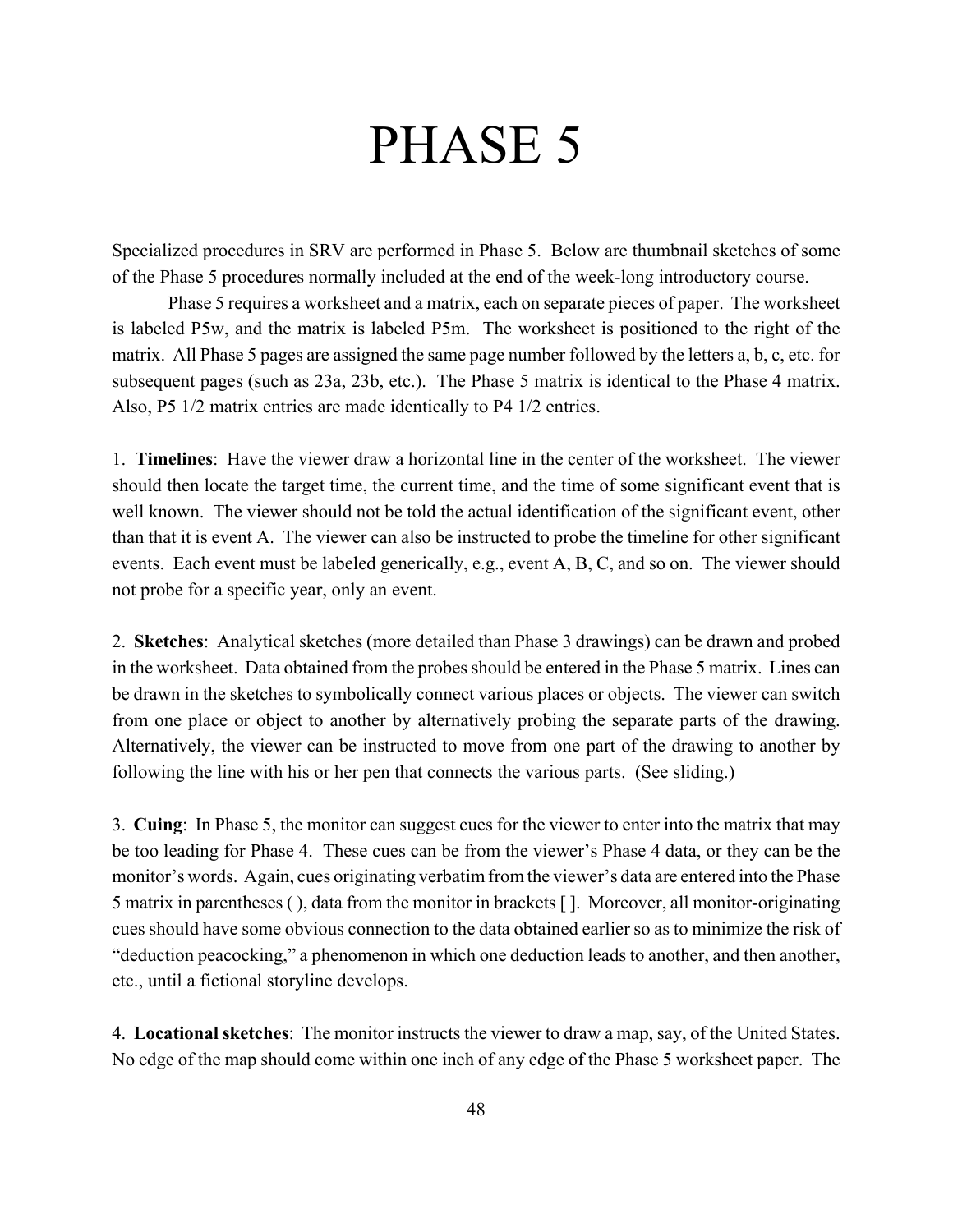# PHASE 5

Specialized procedures in SRV are performed in Phase 5. Below are thumbnail sketches of some of the Phase 5 procedures normally included at the end of the week-long introductory course.

Phase 5 requires a worksheet and a matrix, each on separate pieces of paper. The worksheet is labeled P5w, and the matrix is labeled P5m. The worksheet is positioned to the right of the matrix. All Phase 5 pages are assigned the same page number followed by the letters a, b, c, etc. for subsequent pages (such as 23a, 23b, etc.). The Phase 5 matrix is identical to the Phase 4 matrix. Also, P5 1/2 matrix entries are made identically to P4 1/2 entries.

1. **Timelines**: Have the viewer draw a horizontal line in the center of the worksheet. The viewer should then locate the target time, the current time, and the time of some significant event that is well known. The viewer should not be told the actual identification of the significant event, other than that it is event A. The viewer can also be instructed to probe the timeline for other significant events. Each event must be labeled generically, e.g., event A, B, C, and so on. The viewer should not probe for a specific year, only an event.

2. **Sketches**: Analytical sketches (more detailed than Phase 3 drawings) can be drawn and probed in the worksheet. Data obtained from the probes should be entered in the Phase 5 matrix. Lines can be drawn in the sketches to symbolically connect various places or objects. The viewer can switch from one place or object to another by alternatively probing the separate parts of the drawing. Alternatively, the viewer can be instructed to move from one part of the drawing to another by following the line with his or her pen that connects the various parts. (See sliding.)

3. **Cuing**: In Phase 5, the monitor can suggest cues for the viewer to enter into the matrix that may be too leading for Phase 4. These cues can be from the viewer's Phase 4 data, or they can be the monitor's words. Again, cues originating verbatim from the viewer's data are entered into the Phase 5 matrix in parentheses ( ), data from the monitor in brackets [ ]. Moreover, all monitor-originating cues should have some obvious connection to the data obtained earlier so as to minimize the risk of "deduction peacocking," a phenomenon in which one deduction leads to another, and then another, etc., until a fictional storyline develops.

4. **Locational sketches**: The monitor instructs the viewer to draw a map, say, of the United States. No edge of the map should come within one inch of any edge of the Phase 5 worksheet paper. The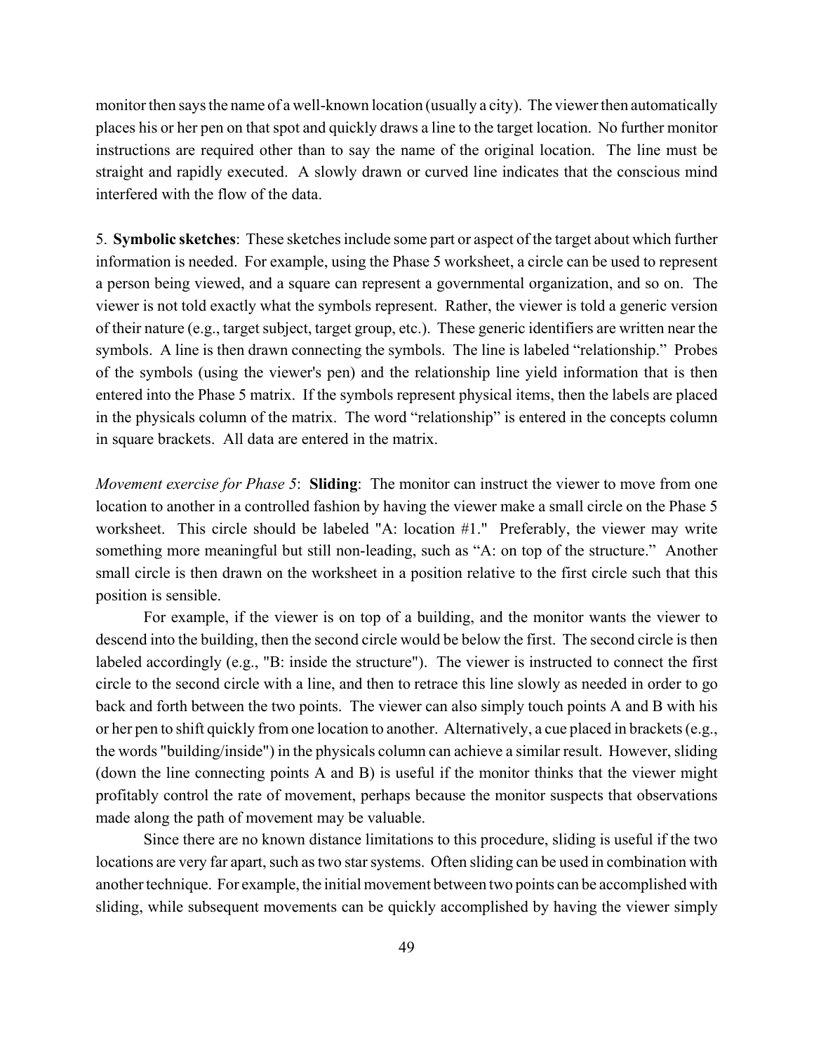monitor then says the name of a well-known location (usually a city). The viewer then automatically places his or her pen on that spot and quickly draws a line to the target location. No further monitor instructions are required other than to say the name of the original location. The line must be straight and rapidly executed. A slowly drawn or curved line indicates that the conscious mind interfered with the flow of the data.

5. **Symbolic sketches**: These sketches include some part or aspect of the target about which further information is needed. For example, using the Phase 5 worksheet, a circle can be used to represent a person being viewed, and a square can represent a governmental organization, and so on. The viewer is not told exactly what the symbols represent. Rather, the viewer is told a generic version of their nature (e.g., target subject, target group, etc.). These generic identifiers are written near the symbols. A line is then drawn connecting the symbols. The line is labeled "relationship." Probes of the symbols (using the viewer's pen) and the relationship line yield information that is then entered into the Phase 5 matrix. If the symbols represent physical items, then the labels are placed in the physicals column of the matrix. The word "relationship" is entered in the concepts column in square brackets. All data are entered in the matrix.

*Movement exercise for Phase 5*: **Sliding**: The monitor can instruct the viewer to move from one location to another in a controlled fashion by having the viewer make a small circle on the Phase 5 worksheet. This circle should be labeled "A: location #1." Preferably, the viewer may write something more meaningful but still non-leading, such as "A: on top of the structure." Another small circle is then drawn on the worksheet in a position relative to the first circle such that this position is sensible.

For example, if the viewer is on top of a building, and the monitor wants the viewer to descend into the building, then the second circle would be below the first. The second circle is then labeled accordingly (e.g., "B: inside the structure"). The viewer is instructed to connect the first circle to the second circle with a line, and then to retrace this line slowly as needed in order to go back and forth between the two points. The viewer can also simply touch points A and B with his or her pen to shift quickly from one location to another. Alternatively, a cue placed in brackets (e.g., the words "building/inside") in the physicals column can achieve a similar result. However, sliding (down the line connecting points A and B) is useful if the monitor thinks that the viewer might profitably control the rate of movement, perhaps because the monitor suspects that observations made along the path of movement may be valuable.

Since there are no known distance limitations to this procedure, sliding is useful if the two locations are very far apart, such as two star systems. Often sliding can be used in combination with another technique. For example, the initial movement between two points can be accomplished with sliding, while subsequent movements can be quickly accomplished by having the viewer simply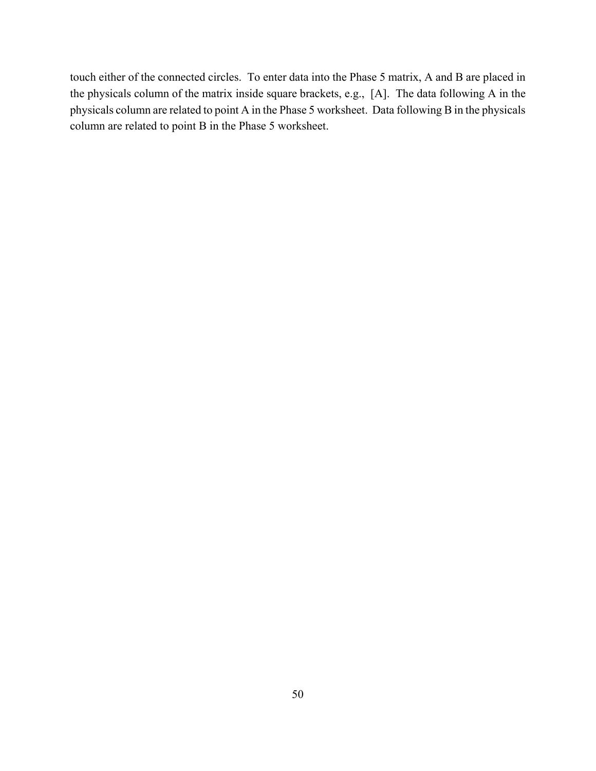touch either of the connected circles. To enter data into the Phase 5 matrix, A and B are placed in the physicals column of the matrix inside square brackets, e.g., [A]. The data following A in the physicals column are related to point A in the Phase 5 worksheet. Data following B in the physicals column are related to point B in the Phase 5 worksheet.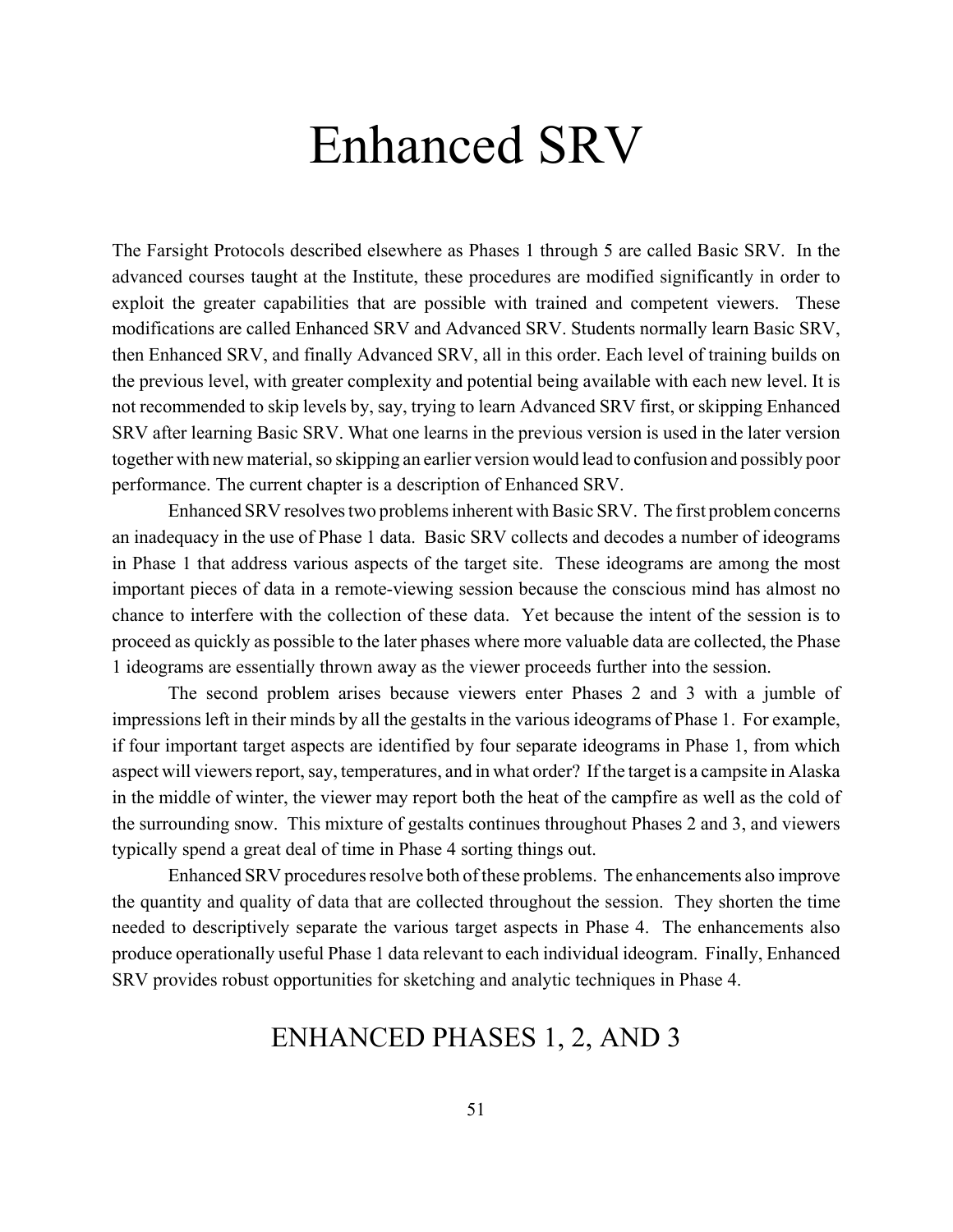# Enhanced SRV

The Farsight Protocols described elsewhere as Phases 1 through 5 are called Basic SRV. In the advanced courses taught at the Institute, these procedures are modified significantly in order to exploit the greater capabilities that are possible with trained and competent viewers. These modifications are called Enhanced SRV and Advanced SRV. Students normally learn Basic SRV, then Enhanced SRV, and finally Advanced SRV, all in this order. Each level of training builds on the previous level, with greater complexity and potential being available with each new level. It is not recommended to skip levels by, say, trying to learn Advanced SRV first, or skipping Enhanced SRV after learning Basic SRV. What one learns in the previous version is used in the later version together with new material, so skipping an earlier version would lead to confusion and possibly poor performance. The current chapter is a description of Enhanced SRV.

Enhanced SRV resolves two problems inherent with Basic SRV. The first problem concerns an inadequacy in the use of Phase 1 data. Basic SRV collects and decodes a number of ideograms in Phase 1 that address various aspects of the target site. These ideograms are among the most important pieces of data in a remote-viewing session because the conscious mind has almost no chance to interfere with the collection of these data. Yet because the intent of the session is to proceed as quickly as possible to the later phases where more valuable data are collected, the Phase 1 ideograms are essentially thrown away as the viewer proceeds further into the session.

The second problem arises because viewers enter Phases 2 and 3 with a jumble of impressions left in their minds by all the gestalts in the various ideograms of Phase 1. For example, if four important target aspects are identified by four separate ideograms in Phase 1, from which aspect will viewers report, say, temperatures, and in what order? If the target is a campsite in Alaska in the middle of winter, the viewer may report both the heat of the campfire as well as the cold of the surrounding snow. This mixture of gestalts continues throughout Phases 2 and 3, and viewers typically spend a great deal of time in Phase 4 sorting things out.

Enhanced SRV procedures resolve both of these problems. The enhancements also improve the quantity and quality of data that are collected throughout the session. They shorten the time needed to descriptively separate the various target aspects in Phase 4. The enhancements also produce operationally useful Phase 1 data relevant to each individual ideogram. Finally, Enhanced SRV provides robust opportunities for sketching and analytic techniques in Phase 4.

## ENHANCED PHASES 1, 2, AND 3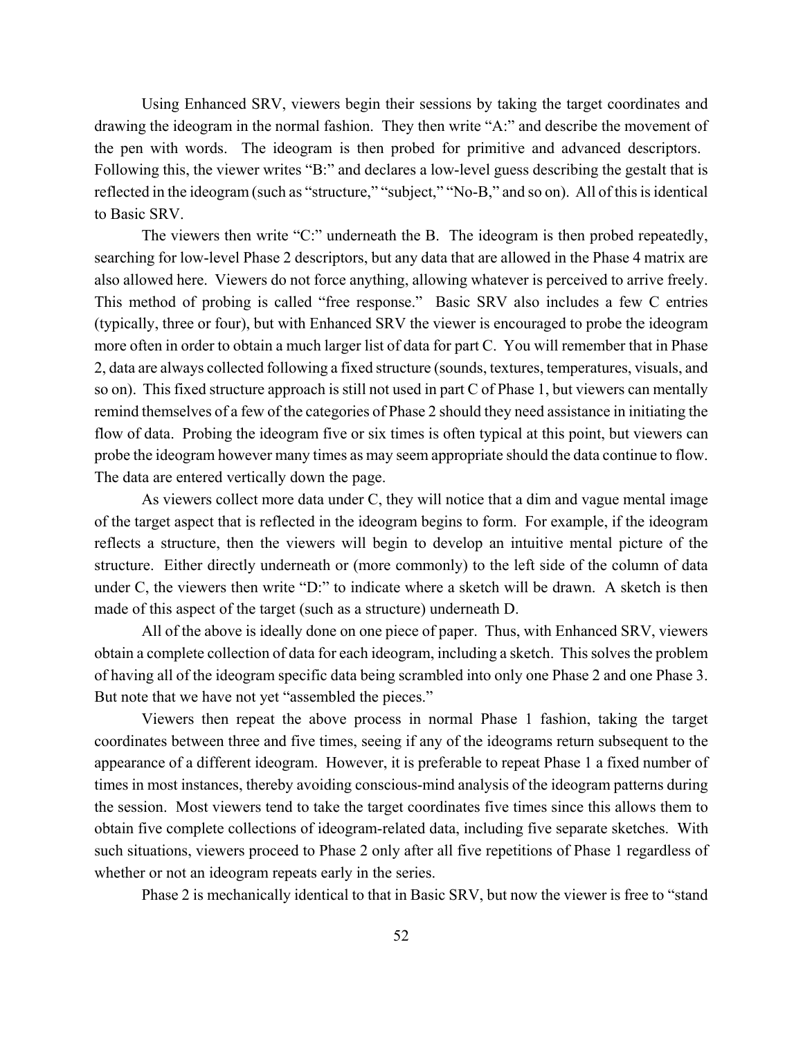Using Enhanced SRV, viewers begin their sessions by taking the target coordinates and drawing the ideogram in the normal fashion. They then write "A:" and describe the movement of the pen with words. The ideogram is then probed for primitive and advanced descriptors. Following this, the viewer writes "B:" and declares a low-level guess describing the gestalt that is reflected in the ideogram (such as "structure," "subject," "No-B," and so on). All of this is identical to Basic SRV.

The viewers then write "C:" underneath the B. The ideogram is then probed repeatedly, searching for low-level Phase 2 descriptors, but any data that are allowed in the Phase 4 matrix are also allowed here. Viewers do not force anything, allowing whatever is perceived to arrive freely. This method of probing is called "free response." Basic SRV also includes a few C entries (typically, three or four), but with Enhanced SRV the viewer is encouraged to probe the ideogram more often in order to obtain a much larger list of data for part C. You will remember that in Phase 2, data are always collected following a fixed structure (sounds, textures, temperatures, visuals, and so on). This fixed structure approach is still not used in part C of Phase 1, but viewers can mentally remind themselves of a few of the categories of Phase 2 should they need assistance in initiating the flow of data. Probing the ideogram five or six times is often typical at this point, but viewers can probe the ideogram however many times as may seem appropriate should the data continue to flow. The data are entered vertically down the page.

As viewers collect more data under C, they will notice that a dim and vague mental image of the target aspect that is reflected in the ideogram begins to form. For example, if the ideogram reflects a structure, then the viewers will begin to develop an intuitive mental picture of the structure. Either directly underneath or (more commonly) to the left side of the column of data under C, the viewers then write "D:" to indicate where a sketch will be drawn. A sketch is then made of this aspect of the target (such as a structure) underneath D.

All of the above is ideally done on one piece of paper. Thus, with Enhanced SRV, viewers obtain a complete collection of data for each ideogram, including a sketch. This solves the problem of having all of the ideogram specific data being scrambled into only one Phase 2 and one Phase 3. But note that we have not yet "assembled the pieces."

Viewers then repeat the above process in normal Phase 1 fashion, taking the target coordinates between three and five times, seeing if any of the ideograms return subsequent to the appearance of a different ideogram. However, it is preferable to repeat Phase 1 a fixed number of times in most instances, thereby avoiding conscious-mind analysis of the ideogram patterns during the session. Most viewers tend to take the target coordinates five times since this allows them to obtain five complete collections of ideogram-related data, including five separate sketches. With such situations, viewers proceed to Phase 2 only after all five repetitions of Phase 1 regardless of whether or not an ideogram repeats early in the series.

Phase 2 is mechanically identical to that in Basic SRV, but now the viewer is free to "stand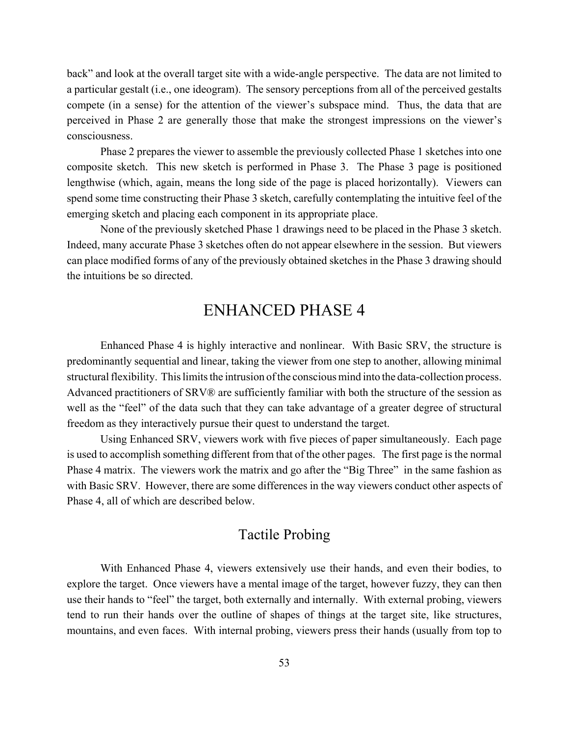back" and look at the overall target site with a wide-angle perspective. The data are not limited to a particular gestalt (i.e., one ideogram). The sensory perceptions from all of the perceived gestalts compete (in a sense) for the attention of the viewer's subspace mind. Thus, the data that are perceived in Phase 2 are generally those that make the strongest impressions on the viewer's consciousness.

Phase 2 prepares the viewer to assemble the previously collected Phase 1 sketches into one composite sketch. This new sketch is performed in Phase 3. The Phase 3 page is positioned lengthwise (which, again, means the long side of the page is placed horizontally). Viewers can spend some time constructing their Phase 3 sketch, carefully contemplating the intuitive feel of the emerging sketch and placing each component in its appropriate place.

None of the previously sketched Phase 1 drawings need to be placed in the Phase 3 sketch. Indeed, many accurate Phase 3 sketches often do not appear elsewhere in the session. But viewers can place modified forms of any of the previously obtained sketches in the Phase 3 drawing should the intuitions be so directed.

# ENHANCED PHASE 4

Enhanced Phase 4 is highly interactive and nonlinear. With Basic SRV, the structure is predominantly sequential and linear, taking the viewer from one step to another, allowing minimal structural flexibility. This limits the intrusion of the conscious mind into the data-collection process. Advanced practitioners of SRV® are sufficiently familiar with both the structure of the session as well as the "feel" of the data such that they can take advantage of a greater degree of structural freedom as they interactively pursue their quest to understand the target.

Using Enhanced SRV, viewers work with five pieces of paper simultaneously. Each page is used to accomplish something different from that of the other pages. The first page is the normal Phase 4 matrix. The viewers work the matrix and go after the "Big Three" in the same fashion as with Basic SRV. However, there are some differences in the way viewers conduct other aspects of Phase 4, all of which are described below.

## Tactile Probing

With Enhanced Phase 4, viewers extensively use their hands, and even their bodies, to explore the target. Once viewers have a mental image of the target, however fuzzy, they can then use their hands to "feel" the target, both externally and internally. With external probing, viewers tend to run their hands over the outline of shapes of things at the target site, like structures, mountains, and even faces. With internal probing, viewers press their hands (usually from top to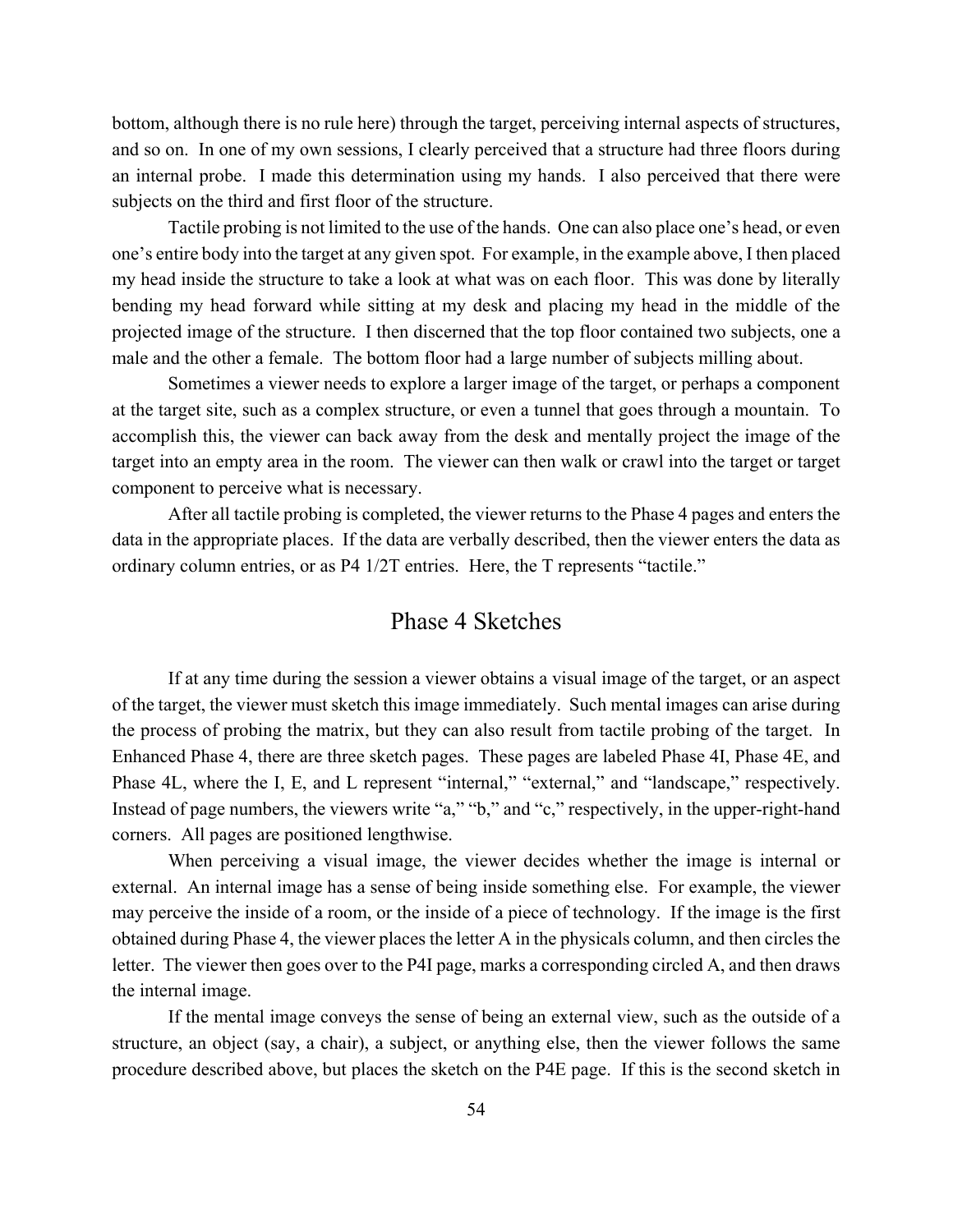bottom, although there is no rule here) through the target, perceiving internal aspects of structures, and so on. In one of my own sessions, I clearly perceived that a structure had three floors during an internal probe. I made this determination using my hands. I also perceived that there were subjects on the third and first floor of the structure.

Tactile probing is not limited to the use of the hands. One can also place one's head, or even one's entire body into the target at any given spot. For example, in the example above, I then placed my head inside the structure to take a look at what was on each floor. This was done by literally bending my head forward while sitting at my desk and placing my head in the middle of the projected image of the structure. I then discerned that the top floor contained two subjects, one a male and the other a female. The bottom floor had a large number of subjects milling about.

Sometimes a viewer needs to explore a larger image of the target, or perhaps a component at the target site, such as a complex structure, or even a tunnel that goes through a mountain. To accomplish this, the viewer can back away from the desk and mentally project the image of the target into an empty area in the room. The viewer can then walk or crawl into the target or target component to perceive what is necessary.

After all tactile probing is completed, the viewer returns to the Phase 4 pages and enters the data in the appropriate places. If the data are verbally described, then the viewer enters the data as ordinary column entries, or as P4 1/2T entries. Here, the T represents "tactile."

## Phase 4 Sketches

If at any time during the session a viewer obtains a visual image of the target, or an aspect of the target, the viewer must sketch this image immediately. Such mental images can arise during the process of probing the matrix, but they can also result from tactile probing of the target. In Enhanced Phase 4, there are three sketch pages. These pages are labeled Phase 4I, Phase 4E, and Phase 4L, where the I, E, and L represent "internal," "external," and "landscape," respectively. Instead of page numbers, the viewers write "a," "b," and "c," respectively, in the upper-right-hand corners. All pages are positioned lengthwise.

When perceiving a visual image, the viewer decides whether the image is internal or external. An internal image has a sense of being inside something else. For example, the viewer may perceive the inside of a room, or the inside of a piece of technology. If the image is the first obtained during Phase 4, the viewer places the letter A in the physicals column, and then circles the letter. The viewer then goes over to the P4I page, marks a corresponding circled A, and then draws the internal image.

If the mental image conveys the sense of being an external view, such as the outside of a structure, an object (say, a chair), a subject, or anything else, then the viewer follows the same procedure described above, but places the sketch on the P4E page. If this is the second sketch in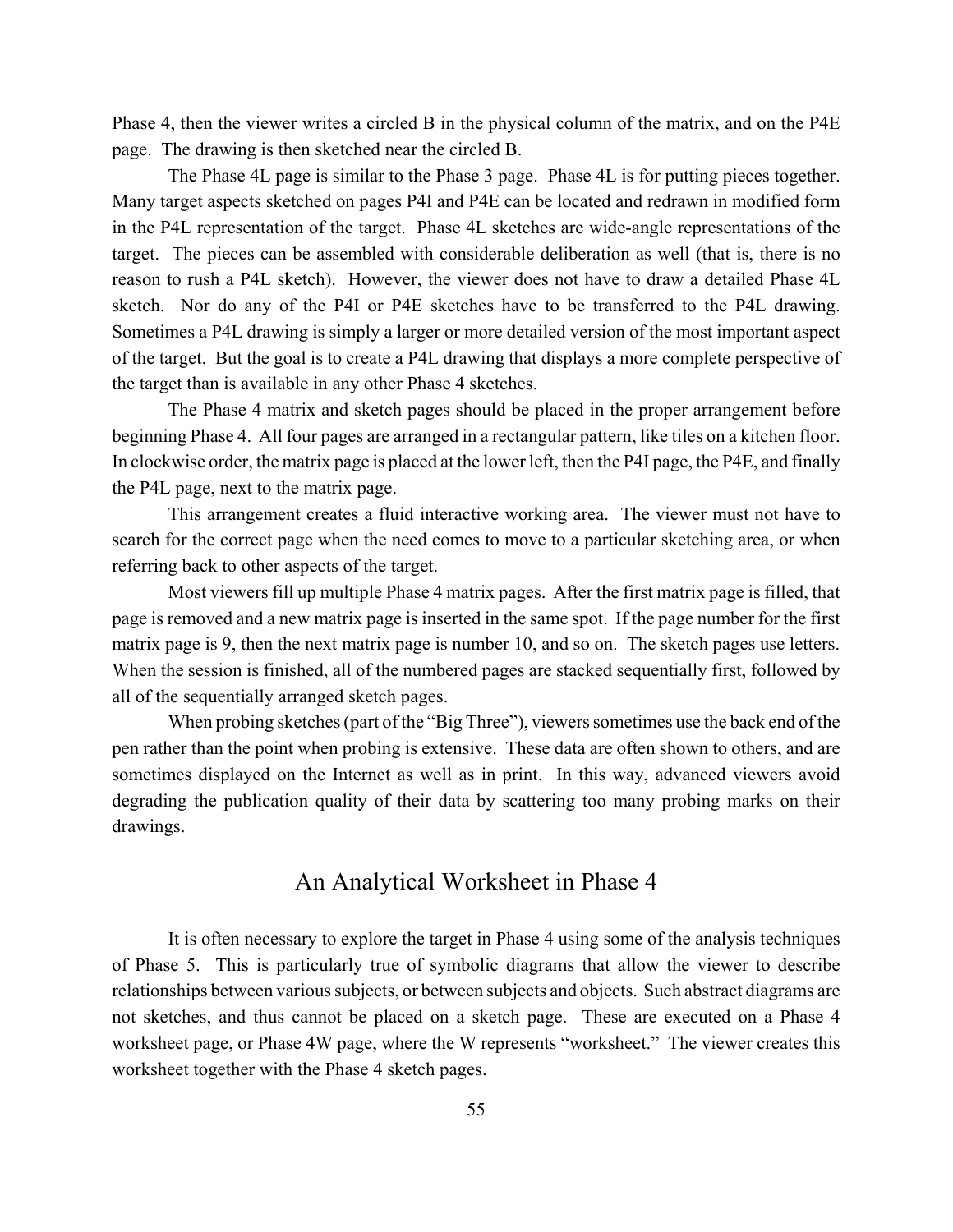Phase 4, then the viewer writes a circled B in the physical column of the matrix, and on the P4E page. The drawing is then sketched near the circled B.

The Phase 4L page is similar to the Phase 3 page. Phase 4L is for putting pieces together. Many target aspects sketched on pages P4I and P4E can be located and redrawn in modified form in the P4L representation of the target. Phase 4L sketches are wide-angle representations of the target. The pieces can be assembled with considerable deliberation as well (that is, there is no reason to rush a P4L sketch). However, the viewer does not have to draw a detailed Phase 4L sketch. Nor do any of the P4I or P4E sketches have to be transferred to the P4L drawing. Sometimes a P4L drawing is simply a larger or more detailed version of the most important aspect of the target. But the goal is to create a P4L drawing that displays a more complete perspective of the target than is available in any other Phase 4 sketches.

The Phase 4 matrix and sketch pages should be placed in the proper arrangement before beginning Phase 4. All four pages are arranged in a rectangular pattern, like tiles on a kitchen floor. In clockwise order, the matrix page is placed at the lower left, then the P4I page, the P4E, and finally the P4L page, next to the matrix page.

This arrangement creates a fluid interactive working area. The viewer must not have to search for the correct page when the need comes to move to a particular sketching area, or when referring back to other aspects of the target.

Most viewers fill up multiple Phase 4 matrix pages. After the first matrix page is filled, that page is removed and a new matrix page is inserted in the same spot. If the page number for the first matrix page is 9, then the next matrix page is number 10, and so on. The sketch pages use letters. When the session is finished, all of the numbered pages are stacked sequentially first, followed by all of the sequentially arranged sketch pages.

When probing sketches (part of the "Big Three"), viewers sometimes use the back end of the pen rather than the point when probing is extensive. These data are often shown to others, and are sometimes displayed on the Internet as well as in print. In this way, advanced viewers avoid degrading the publication quality of their data by scattering too many probing marks on their drawings.

## An Analytical Worksheet in Phase 4

It is often necessary to explore the target in Phase 4 using some of the analysis techniques of Phase 5. This is particularly true of symbolic diagrams that allow the viewer to describe relationships between various subjects, or between subjects and objects. Such abstract diagrams are not sketches, and thus cannot be placed on a sketch page. These are executed on a Phase 4 worksheet page, or Phase 4W page, where the W represents "worksheet." The viewer creates this worksheet together with the Phase 4 sketch pages.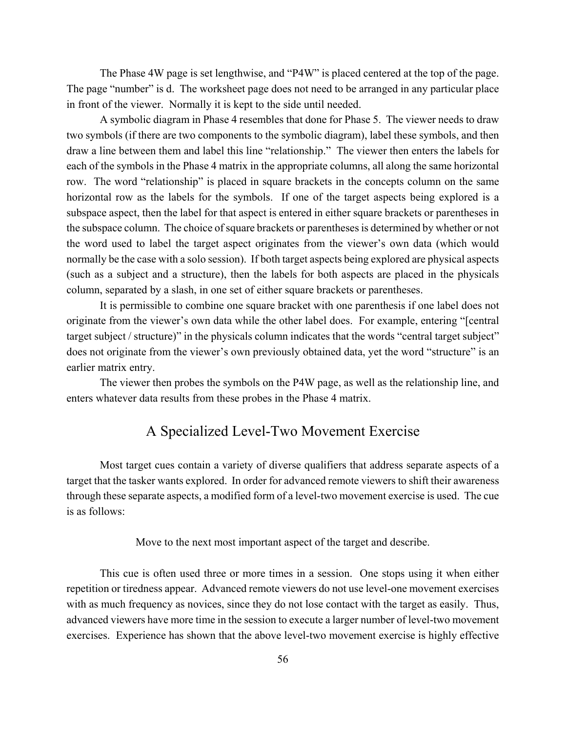The Phase 4W page is set lengthwise, and "P4W" is placed centered at the top of the page. The page "number" is d. The worksheet page does not need to be arranged in any particular place in front of the viewer. Normally it is kept to the side until needed.

A symbolic diagram in Phase 4 resembles that done for Phase 5. The viewer needs to draw two symbols (if there are two components to the symbolic diagram), label these symbols, and then draw a line between them and label this line "relationship." The viewer then enters the labels for each of the symbols in the Phase 4 matrix in the appropriate columns, all along the same horizontal row. The word "relationship" is placed in square brackets in the concepts column on the same horizontal row as the labels for the symbols. If one of the target aspects being explored is a subspace aspect, then the label for that aspect is entered in either square brackets or parentheses in the subspace column. The choice of square brackets or parentheses is determined by whether or not the word used to label the target aspect originates from the viewer's own data (which would normally be the case with a solo session). If both target aspects being explored are physical aspects (such as a subject and a structure), then the labels for both aspects are placed in the physicals column, separated by a slash, in one set of either square brackets or parentheses.

It is permissible to combine one square bracket with one parenthesis if one label does not originate from the viewer's own data while the other label does. For example, entering "[central target subject / structure)" in the physicals column indicates that the words "central target subject" does not originate from the viewer's own previously obtained data, yet the word "structure" is an earlier matrix entry.

The viewer then probes the symbols on the P4W page, as well as the relationship line, and enters whatever data results from these probes in the Phase 4 matrix.

## A Specialized Level-Two Movement Exercise

Most target cues contain a variety of diverse qualifiers that address separate aspects of a target that the tasker wants explored. In order for advanced remote viewers to shift their awareness through these separate aspects, a modified form of a level-two movement exercise is used. The cue is as follows:

Move to the next most important aspect of the target and describe.

This cue is often used three or more times in a session. One stops using it when either repetition or tiredness appear. Advanced remote viewers do not use level-one movement exercises with as much frequency as novices, since they do not lose contact with the target as easily. Thus, advanced viewers have more time in the session to execute a larger number of level-two movement exercises. Experience has shown that the above level-two movement exercise is highly effective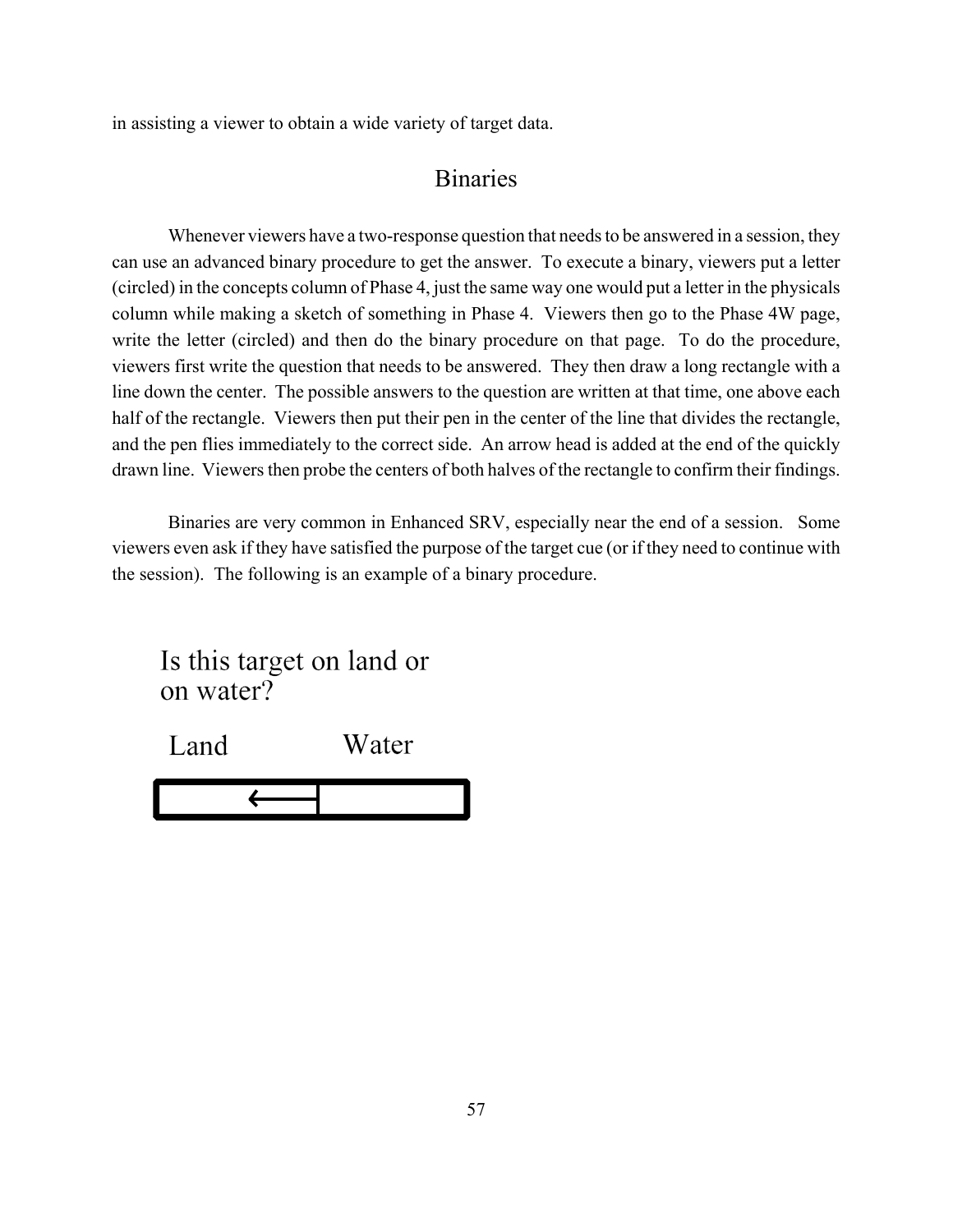in assisting a viewer to obtain a wide variety of target data.

## Binaries

Whenever viewers have a two-response question that needs to be answered in a session, they can use an advanced binary procedure to get the answer. To execute a binary, viewers put a letter (circled) in the concepts column of Phase 4, just the same way one would put a letter in the physicals column while making a sketch of something in Phase 4. Viewers then go to the Phase 4W page, write the letter (circled) and then do the binary procedure on that page. To do the procedure, viewers first write the question that needs to be answered. They then draw a long rectangle with a line down the center. The possible answers to the question are written at that time, one above each half of the rectangle. Viewers then put their pen in the center of the line that divides the rectangle, and the pen flies immediately to the correct side. An arrow head is added at the end of the quickly drawn line. Viewers then probe the centers of both halves of the rectangle to confirm their findings.

Binaries are very common in Enhanced SRV, especially near the end of a session. Some viewers even ask if they have satisfied the purpose of the target cue (or if they need to continue with the session). The following is an example of a binary procedure.

Is this target on land or on water?

Land Water